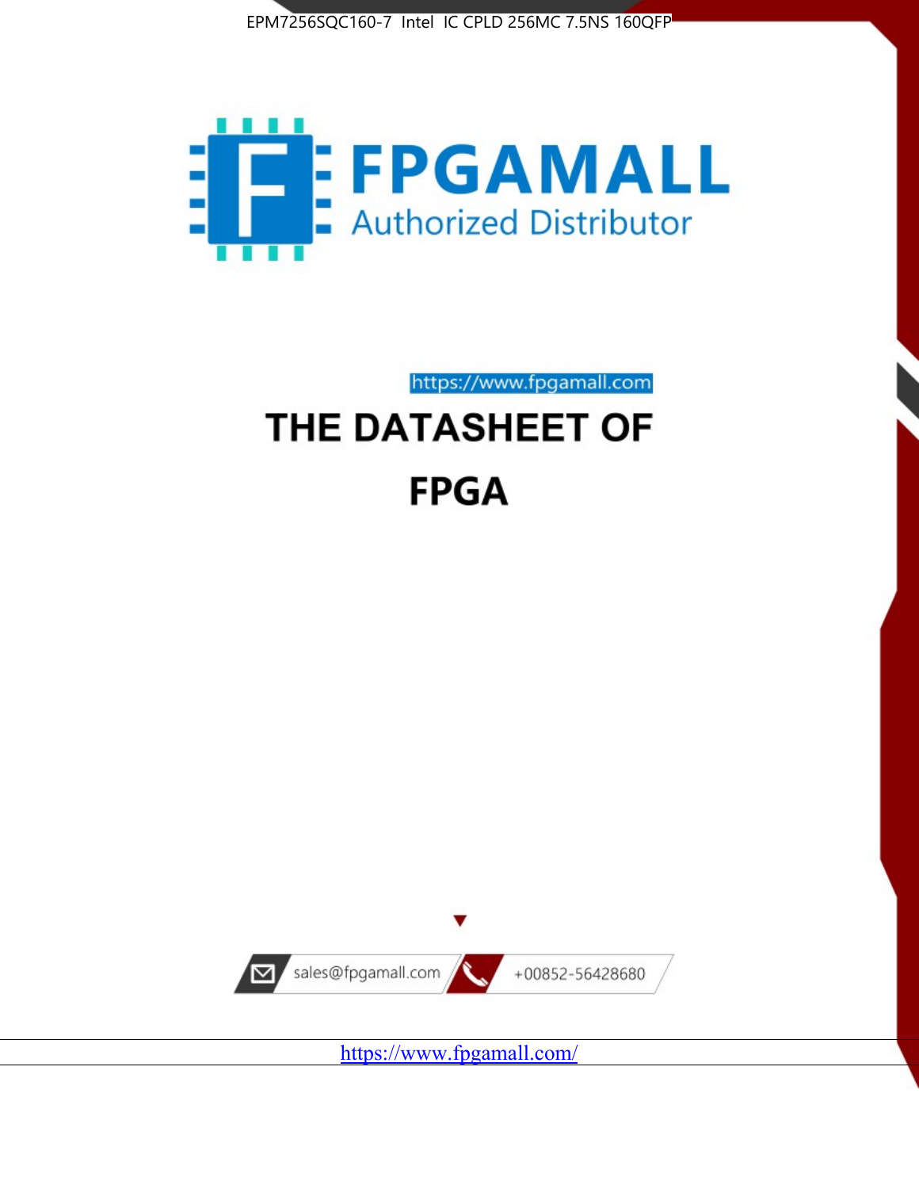EPM7256SQC160-7 Intel IC CPLD 256MC 7.5NS 160QFP

FPGAMALL

Authorized Distributor

https://www.fpgamall.com

# THE DATASHEET OF

# FPGA

sales@fpgamall.com

+00852-56428680

https://www.fpgamall.com/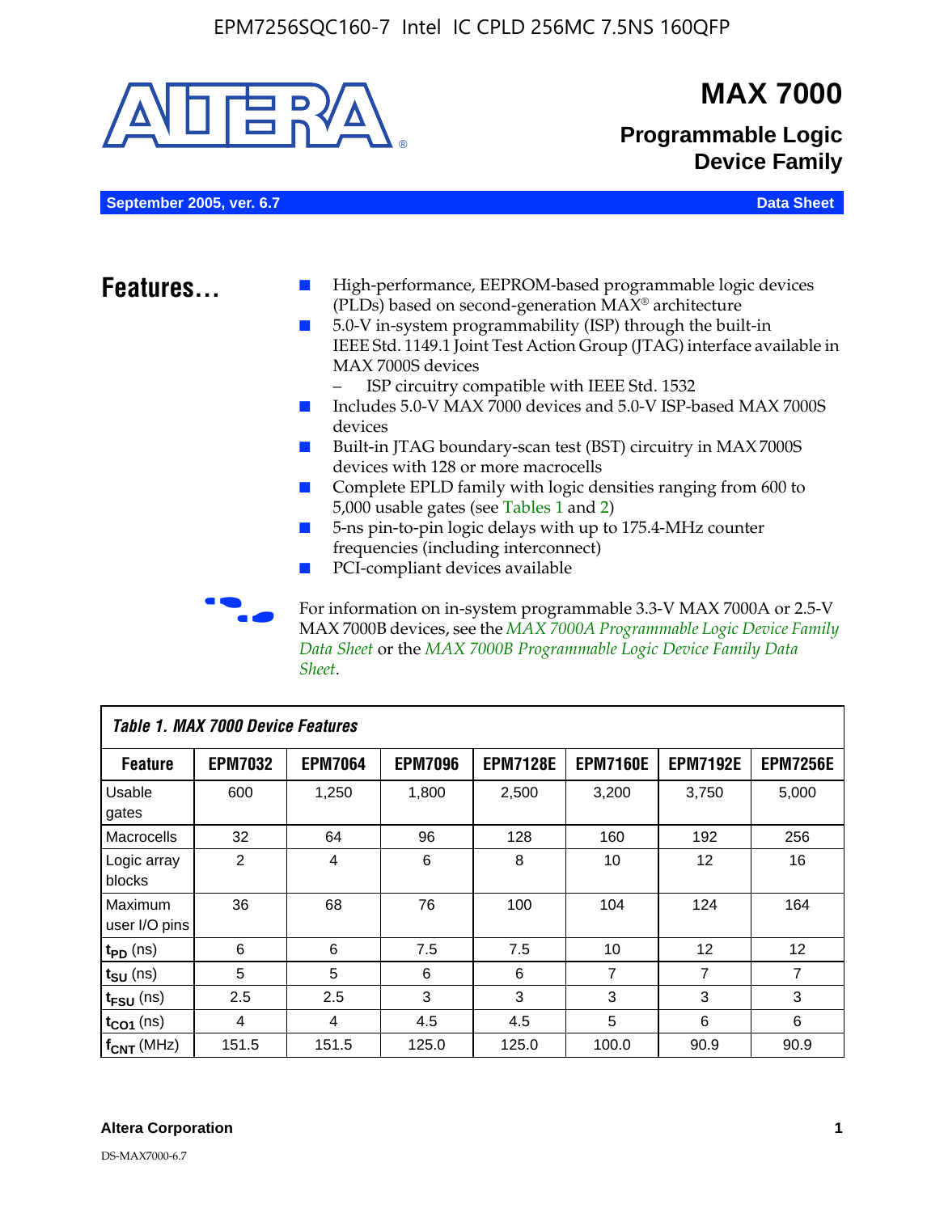# MAX 7000

## Programmable Logic Device Family

**September 2005, ver. 6.7** **Data Sheet**

## Features...

- High-performance, EEPROM-based programmable logic devices (PLDs) based on second-generation MAX® architecture
- 5.0-V in-system programmability (ISP) through the built-in IEEE Std. 1149.1 Joint Test Action Group (JTAG) interface available in MAX 7000S devices
  - ISP circuitry compatible with IEEE Std. 1532
- Includes 5.0-V MAX 7000 devices and 5.0-V ISP-based MAX 7000S devices
- Built-in JTAG boundary-scan test (BST) circuitry in MAX 7000S devices with 128 or more macrocells
- Complete EPLD family with logic densities ranging from 600 to 5,000 usable gates (see Tables 1 and 2)
- 5-ns pin-to-pin logic delays with up to 175.4-MHz counter frequencies (including interconnect)
- PCI-compliant devices available

For information on in-system programmable 3.3-V MAX 7000A or 2.5-V MAX 7000B devices, see the *MAX 7000A Programmable Logic Device Family Data Sheet* or the *MAX 7000B Programmable Logic Device Family Data Sheet*.

*Table 1. MAX 7000 Device Features*

| Feature | EPM7032 | EPM7064 | EPM7096 | EPM7128E | EPM7160E | EPM7192E | EPM7256E |
|---|---|---|---|---|---|---|---|
| Usable gates | 600 | 1,250 | 1,800 | 2,500 | 3,200 | 3,750 | 5,000 |
| Macrocells | 32 | 64 | 96 | 128 | 160 | 192 | 256 |
| Logic array blocks | 2 | 4 | 6 | 8 | 10 | 12 | 16 |
| Maximum user I/O pins | 36 | 68 | 76 | 100 | 104 | 124 | 164 |
| $t_{PD}$ (ns) | 6 | 6 | 7.5 | 7.5 | 10 | 12 | 12 |
| $t_{SU}$ (ns) | 5 | 5 | 6 | 6 | 7 | 7 | 7 |
| $t_{FSU}$ (ns) | 2.5 | 2.5 | 3 | 3 | 3 | 3 | 3 |
| $t_{CO1}$ (ns) | 4 | 4 | 4.5 | 4.5 | 5 | 6 | 6 |
| $f_{CNT}$ (MHz) | 151.5 | 151.5 | 125.0 | 125.0 | 100.0 | 90.9 | 90.9 |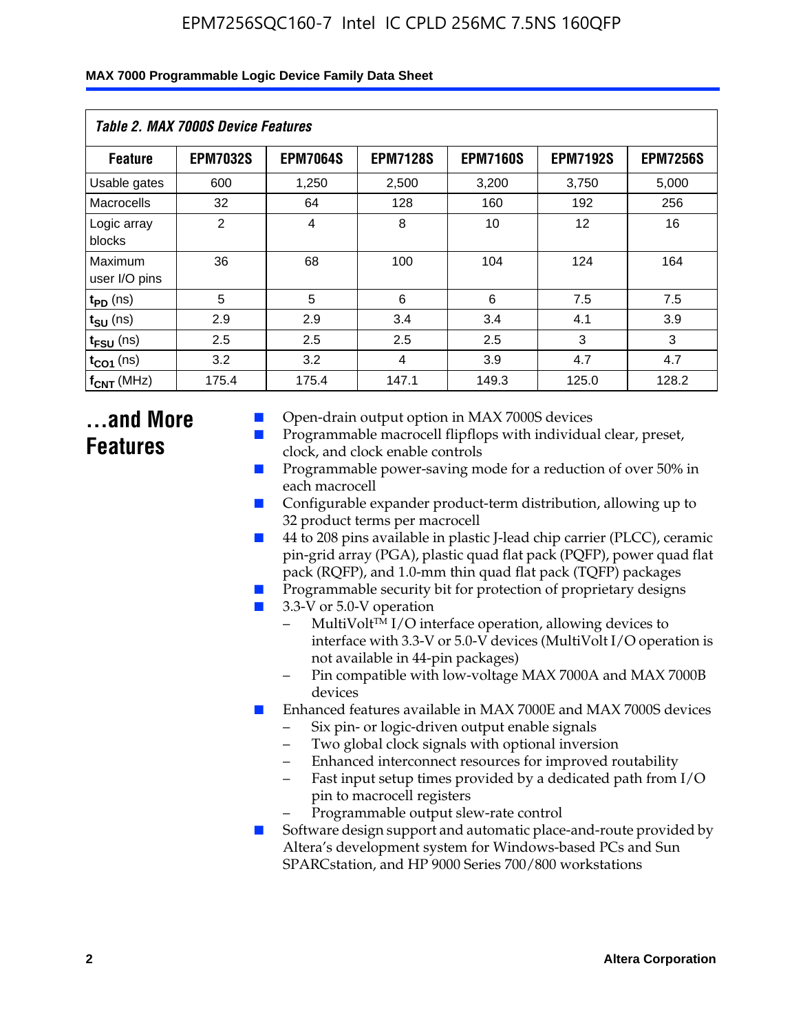*Table 2. MAX 7000S Device Features*

| Feature | EPM7032S | EPM7064S | EPM7128S | EPM7160S | EPM7192S | EPM7256S |
|---|---|---|---|---|---|---|
| Usable gates | 600 | 1,250 | 2,500 | 3,200 | 3,750 | 5,000 |
| Macrocells | 32 | 64 | 128 | 160 | 192 | 256 |
| Logic array blocks | 2 | 4 | 8 | 10 | 12 | 16 |
| Maximum user I/O pins | 36 | 68 | 100 | 104 | 124 | 164 |
| $t_{PD}$ (ns) | 5 | 5 | 6 | 6 | 7.5 | 7.5 |
| $t_{SU}$ (ns) | 2.9 | 2.9 | 3.4 | 3.4 | 4.1 | 3.9 |
| $t_{FSU}$ (ns) | 2.5 | 2.5 | 2.5 | 2.5 | 3 | 3 |
| $t_{CO1}$ (ns) | 3.2 | 3.2 | 4 | 3.9 | 4.7 | 4.7 |
| $f_{CNT}$ (MHz) | 175.4 | 175.4 | 147.1 | 149.3 | 125.0 | 128.2 |

## ...and More Features

- Open-drain output option in MAX 7000S devices
- Programmable macrocell flipflops with individual clear, preset, clock, and clock enable controls
- Programmable power-saving mode for a reduction of over 50% in each macrocell
- Configurable expander product-term distribution, allowing up to 32 product terms per macrocell
- 44 to 208 pins available in plastic J-lead chip carrier (PLCC), ceramic pin-grid array (PGA), plastic quad flat pack (PQFP), power quad flat pack (RQFP), and 1.0-mm thin quad flat pack (TQFP) packages
- Programmable security bit for protection of proprietary designs
- 3.3-V or 5.0-V operation
  - MultiVolt™ I/O interface operation, allowing devices to interface with 3.3-V or 5.0-V devices (MultiVolt I/O operation is not available in 44-pin packages)
  - Pin compatible with low-voltage MAX 7000A and MAX 7000B devices
- Enhanced features available in MAX 7000E and MAX 7000S devices
  - Six pin- or logic-driven output enable signals
  - Two global clock signals with optional inversion
  - Enhanced interconnect resources for improved routability
  - Fast input setup times provided by a dedicated path from I/O pin to macrocell registers
  - Programmable output slew-rate control
- Software design support and automatic place-and-route provided by Altera's development system for Windows-based PCs and Sun SPARCstation, and HP 9000 Series 700/800 workstations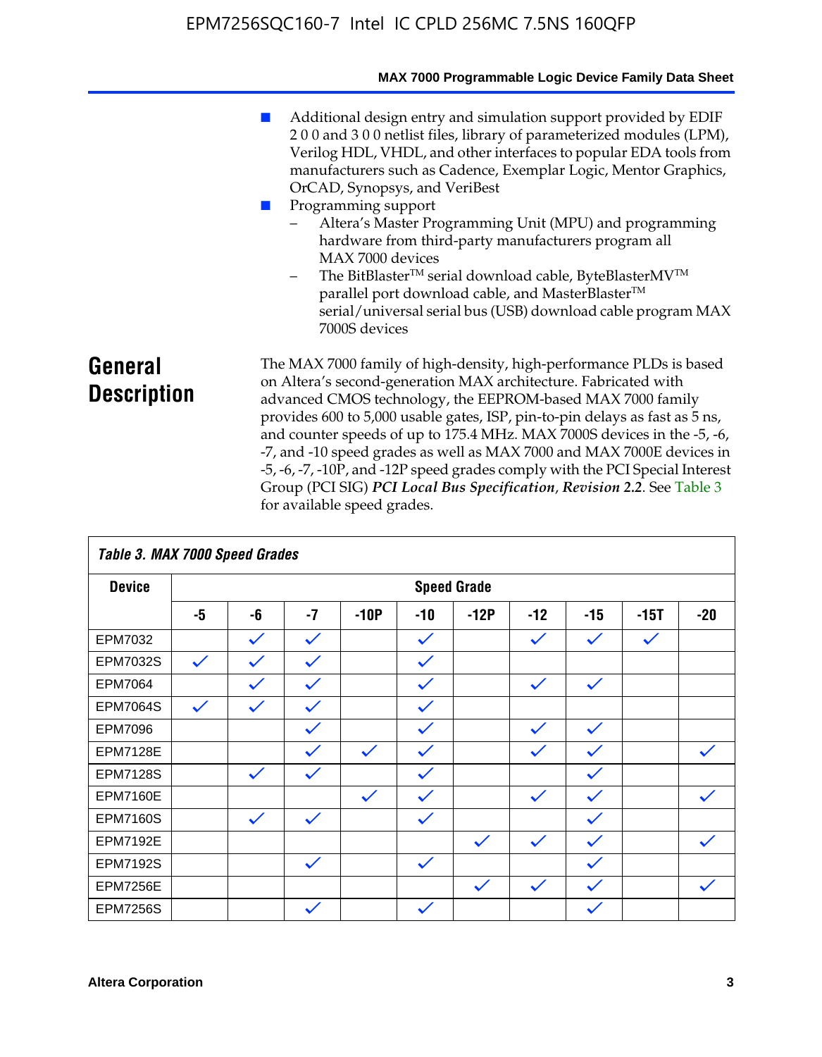- Additional design entry and simulation support provided by EDIF 2 0 0 and 3 0 0 netlist files, library of parameterized modules (LPM), Verilog HDL, VHDL, and other interfaces to popular EDA tools from manufacturers such as Cadence, Exemplar Logic, Mentor Graphics, OrCAD, Synopsys, and VeriBest
- Programming support
  - Altera's Master Programming Unit (MPU) and programming hardware from third-party manufacturers program all MAX 7000 devices
  - The BitBlaster™ serial download cable, ByteBlasterMV™ parallel port download cable, and MasterBlaster™ serial/universal serial bus (USB) download cable program MAX 7000S devices

## General Description

The MAX 7000 family of high-density, high-performance PLDs is based on Altera's second-generation MAX architecture. Fabricated with advanced CMOS technology, the EEPROM-based MAX 7000 family provides 600 to 5,000 usable gates, ISP, pin-to-pin delays as fast as 5 ns, and counter speeds of up to 175.4 MHz. MAX 7000S devices in the -5, -6, -7, and -10 speed grades as well as MAX 7000 and MAX 7000E devices in -5, -6, -7, -10P, and -12P speed grades comply with the PCI Special Interest Group (PCI SIG) ***PCI Local Bus Specification*, *Revision 2.2***. See Table 3 for available speed grades.

*Table 3. MAX 7000 Speed Grades*

| Device | Speed Grade | | | | | | | | | |
|---|---|---|---|---|---|---|---|---|---|---|
| | -5 | -6 | -7 | -10P | -10 | -12P | -12 | -15 | -15T | -20 |
| EPM7032 | | ✓ | ✓ | | ✓ | | ✓ | ✓ | ✓ | |
| EPM7032S | ✓ | ✓ | ✓ | | ✓ | | | | | |
| EPM7064 | | ✓ | ✓ | | ✓ | | ✓ | ✓ | | |
| EPM7064S | ✓ | ✓ | ✓ | | ✓ | | | | | |
| EPM7096 | | | ✓ | | ✓ | | ✓ | ✓ | | |
| EPM7128E | | | ✓ | ✓ | ✓ | | ✓ | ✓ | | ✓ |
| EPM7128S | | ✓ | ✓ | | ✓ | | | ✓ | | |
| EPM7160E | | | | ✓ | ✓ | | ✓ | ✓ | | ✓ |
| EPM7160S | | ✓ | ✓ | | ✓ | | | ✓ | | |
| EPM7192E | | | | | | ✓ | ✓ | ✓ | | ✓ |
| EPM7192S | | | ✓ | | ✓ | | | ✓ | | |
| EPM7256E | | | | | | ✓ | ✓ | ✓ | | ✓ |
| EPM7256S | | | ✓ | | ✓ | | | ✓ | | |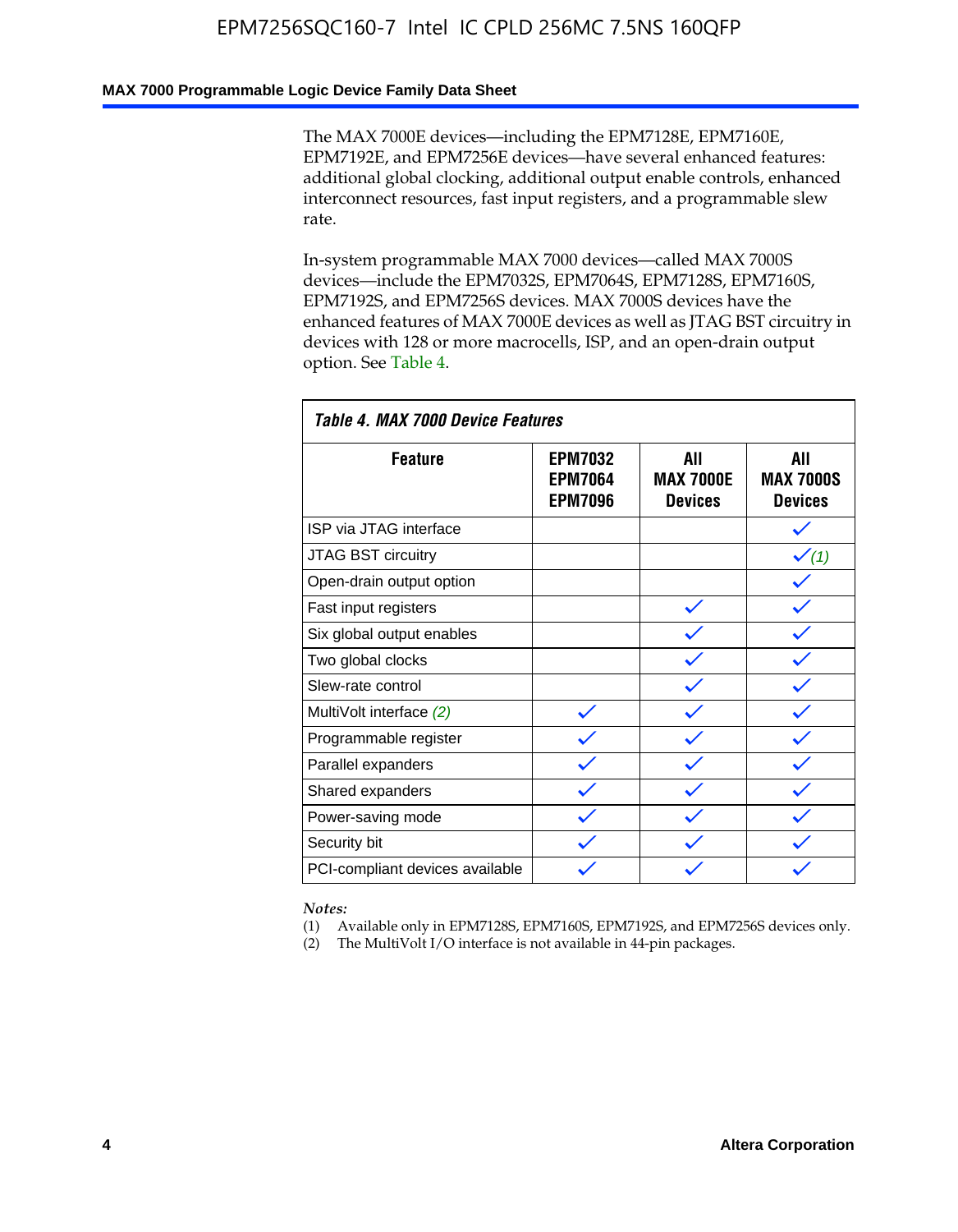The MAX 7000E devices—including the EPM7128E, EPM7160E, EPM7192E, and EPM7256E devices—have several enhanced features: additional global clocking, additional output enable controls, enhanced interconnect resources, fast input registers, and a programmable slew rate.

In-system programmable MAX 7000 devices—called MAX 7000S devices—include the EPM7032S, EPM7064S, EPM7128S, EPM7160S, EPM7192S, and EPM7256S devices. MAX 7000S devices have the enhanced features of MAX 7000E devices as well as JTAG BST circuitry in devices with 128 or more macrocells, ISP, and an open-drain output option. See Table 4.

*Table 4. MAX 7000 Device Features*

| Feature | EPM7032 EPM7064 EPM7096 | All MAX 7000E Devices | All MAX 7000S Devices |
|---|---|---|---|
| ISP via JTAG interface | | | ✓ |
| JTAG BST circuitry | | | ✓ *(1)* |
| Open-drain output option | | | ✓ |
| Fast input registers | | ✓ | ✓ |
| Six global output enables | | ✓ | ✓ |
| Two global clocks | | ✓ | ✓ |
| Slew-rate control | | ✓ | ✓ |
| MultiVolt interface *(2)* | ✓ | ✓ | ✓ |
| Programmable register | ✓ | ✓ | ✓ |
| Parallel expanders | ✓ | ✓ | ✓ |
| Shared expanders | ✓ | ✓ | ✓ |
| Power-saving mode | ✓ | ✓ | ✓ |
| Security bit | ✓ | ✓ | ✓ |
| PCI-compliant devices available | ✓ | ✓ | ✓ |

*Notes:*

(1) Available only in EPM7128S, EPM7160S, EPM7192S, and EPM7256S devices only.

(2) The MultiVolt I/O interface is not available in 44-pin packages.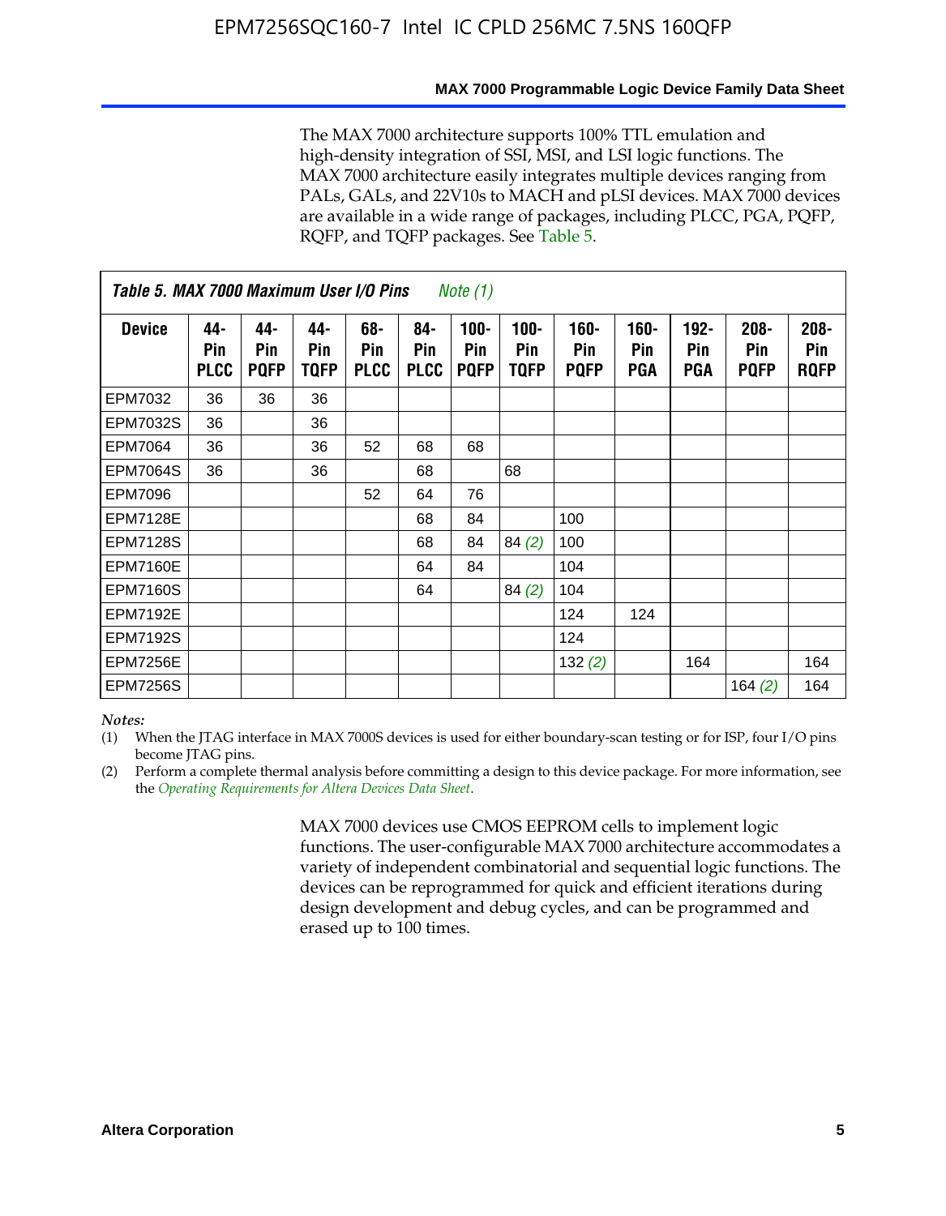The MAX 7000 architecture supports 100% TTL emulation and high-density integration of SSI, MSI, and LSI logic functions. The MAX 7000 architecture easily integrates multiple devices ranging from PALs, GALs, and 22V10s to MACH and pLSI devices. MAX 7000 devices are available in a wide range of packages, including PLCC, PGA, PQFP, RQFP, and TQFP packages. See Table 5.

**Table 5. MAX 7000 Maximum User I/O Pins** *Note (1)*

| Device | 44-Pin PLCC | 44-Pin PQFP | 44-Pin TQFP | 68-Pin PLCC | 84-Pin PLCC | 100-Pin PQFP | 100-Pin TQFP | 160-Pin PQFP | 160-Pin PGA | 192-Pin PGA | 208-Pin PQFP | 208-Pin RQFP |
|---|---|---|---|---|---|---|---|---|---|---|---|---|
| EPM7032 | 36 | 36 | 36 | | | | | | | | | |
| EPM7032S | 36 | | 36 | | | | | | | | | |
| EPM7064 | 36 | | 36 | 52 | 68 | 68 | | | | | | |
| EPM7064S | 36 | | 36 | | 68 | | 68 | | | | | |
| EPM7096 | | | | 52 | 64 | 76 | | | | | | |
| EPM7128E | | | | | 68 | 84 | | 100 | | | | |
| EPM7128S | | | | | 68 | 84 | 84 *(2)* | 100 | | | | |
| EPM7160E | | | | | 64 | 84 | | 104 | | | | |
| EPM7160S | | | | | 64 | | 84 *(2)* | 104 | | | | |
| EPM7192E | | | | | | | | 124 | 124 | | | |
| EPM7192S | | | | | | | | 124 | | | | |
| EPM7256E | | | | | | | | 132 *(2)* | | 164 | | 164 |
| EPM7256S | | | | | | | | | | | 164 *(2)* | 164 |

*Notes:*

(1) When the JTAG interface in MAX 7000S devices is used for either boundary-scan testing or for ISP, four I/O pins become JTAG pins.

(2) Perform a complete thermal analysis before committing a design to this device package. For more information, see the *Operating Requirements for Altera Devices Data Sheet*.

MAX 7000 devices use CMOS EEPROM cells to implement logic functions. The user-configurable MAX 7000 architecture accommodates a variety of independent combinatorial and sequential logic functions. The devices can be reprogrammed for quick and efficient iterations during design development and debug cycles, and can be programmed and erased up to 100 times.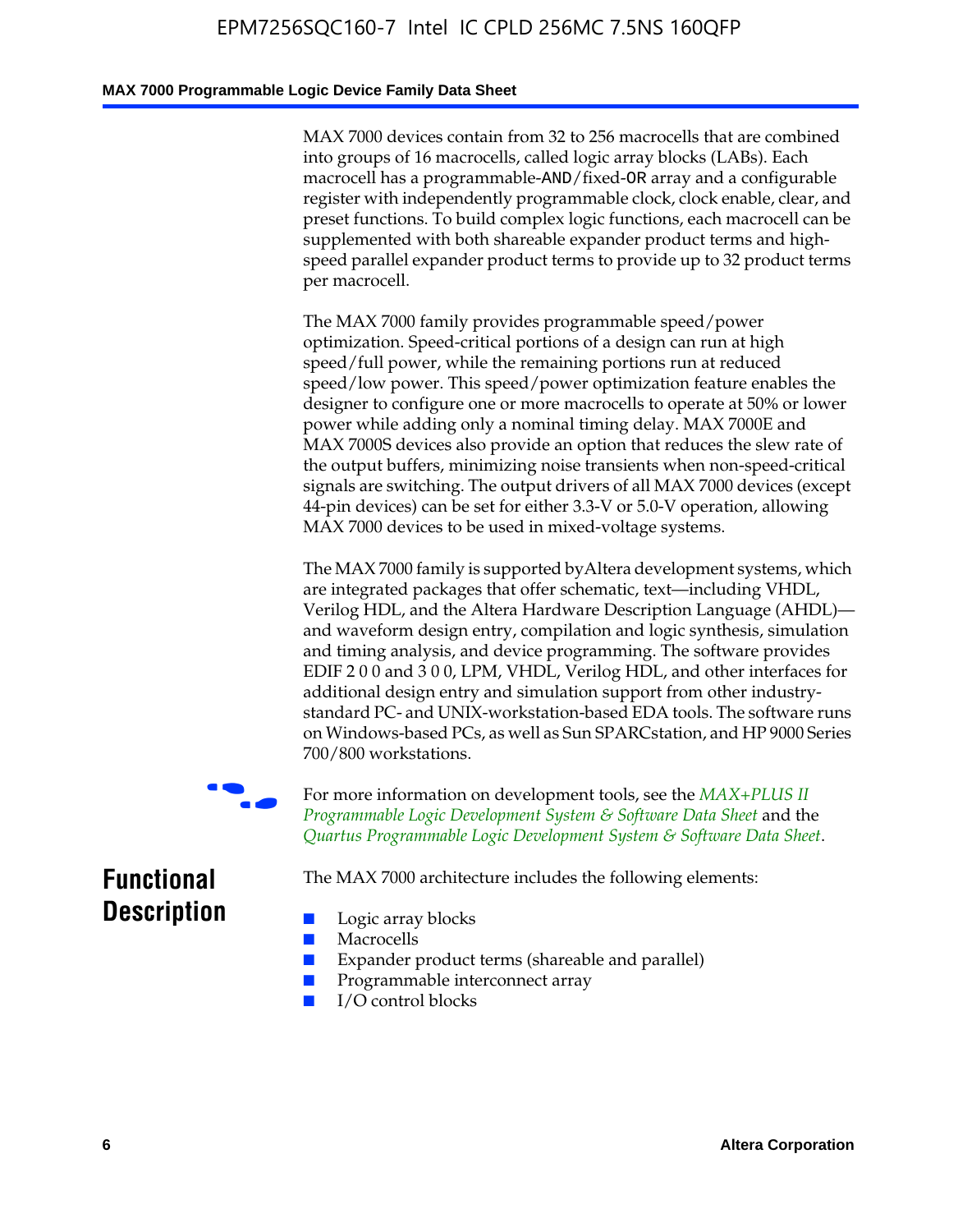MAX 7000 devices contain from 32 to 256 macrocells that are combined into groups of 16 macrocells, called logic array blocks (LABs). Each macrocell has a programmable-AND/fixed-OR array and a configurable register with independently programmable clock, clock enable, clear, and preset functions. To build complex logic functions, each macrocell can be supplemented with both shareable expander product terms and high-speed parallel expander product terms to provide up to 32 product terms per macrocell.

The MAX 7000 family provides programmable speed/power optimization. Speed-critical portions of a design can run at high speed/full power, while the remaining portions run at reduced speed/low power. This speed/power optimization feature enables the designer to configure one or more macrocells to operate at 50% or lower power while adding only a nominal timing delay. MAX 7000E and MAX 7000S devices also provide an option that reduces the slew rate of the output buffers, minimizing noise transients when non-speed-critical signals are switching. The output drivers of all MAX 7000 devices (except 44-pin devices) can be set for either 3.3-V or 5.0-V operation, allowing MAX 7000 devices to be used in mixed-voltage systems.

The MAX 7000 family is supported by Altera development systems, which are integrated packages that offer schematic, text—including VHDL, Verilog HDL, and the Altera Hardware Description Language (AHDL)—and waveform design entry, compilation and logic synthesis, simulation and timing analysis, and device programming. The software provides EDIF 2 0 0 and 3 0 0, LPM, VHDL, Verilog HDL, and other interfaces for additional design entry and simulation support from other industry-standard PC- and UNIX-workstation-based EDA tools. The software runs on Windows-based PCs, as well as Sun SPARCstation, and HP 9000 Series 700/800 workstations.

For more information on development tools, see the *MAX+PLUS II Programmable Logic Development System & Software Data Sheet* and the *Quartus Programmable Logic Development System & Software Data Sheet*.

## Functional Description

The MAX 7000 architecture includes the following elements:

- Logic array blocks
- Macrocells
- Expander product terms (shareable and parallel)
- Programmable interconnect array
- I/O control blocks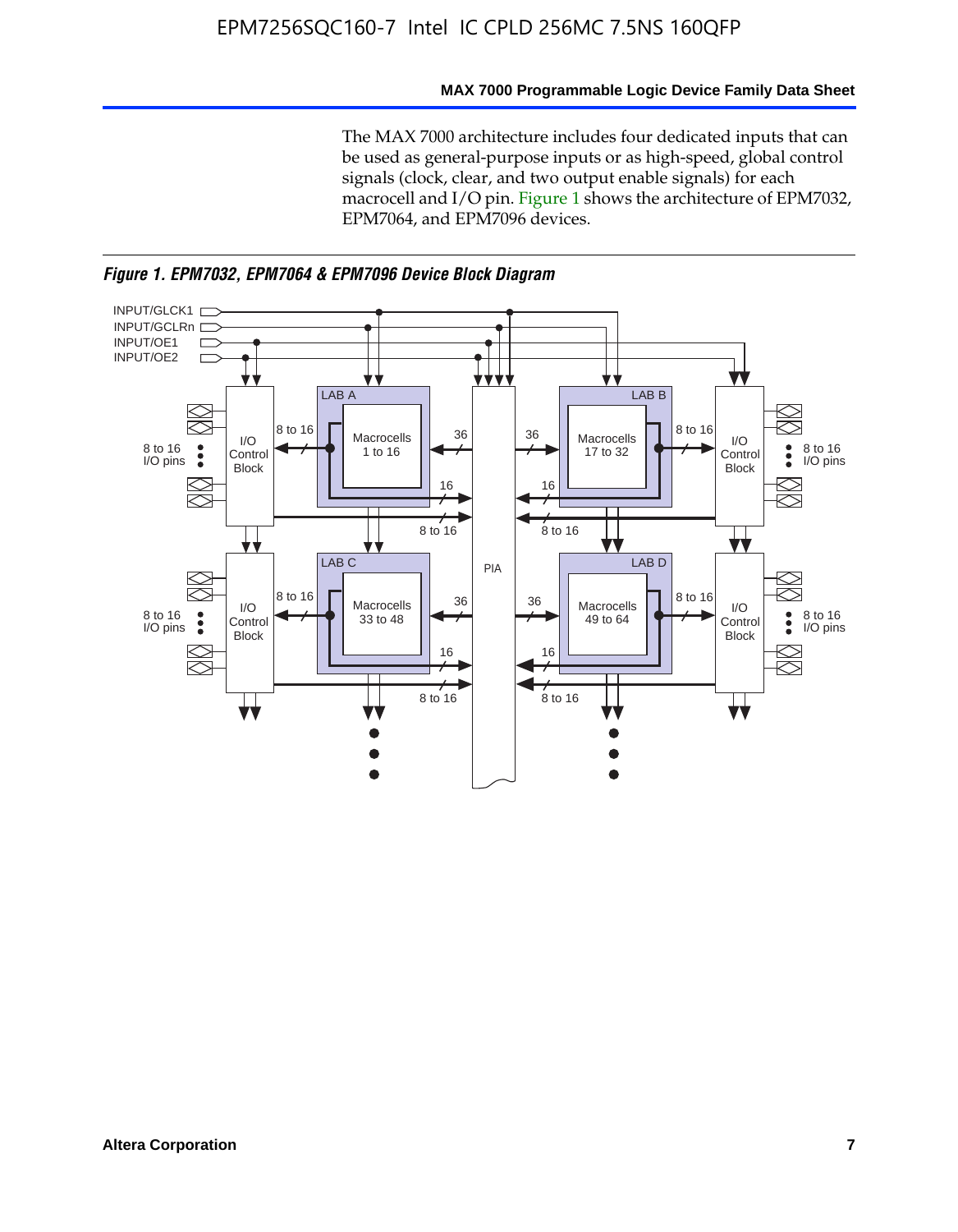The MAX 7000 architecture includes four dedicated inputs that can be used as general-purpose inputs or as high-speed, global control signals (clock, clear, and two output enable signals) for each macrocell and I/O pin. Figure 1 shows the architecture of EPM7032, EPM7064, and EPM7096 devices.

*Figure 1. EPM7032, EPM7064 & EPM7096 Device Block Diagram*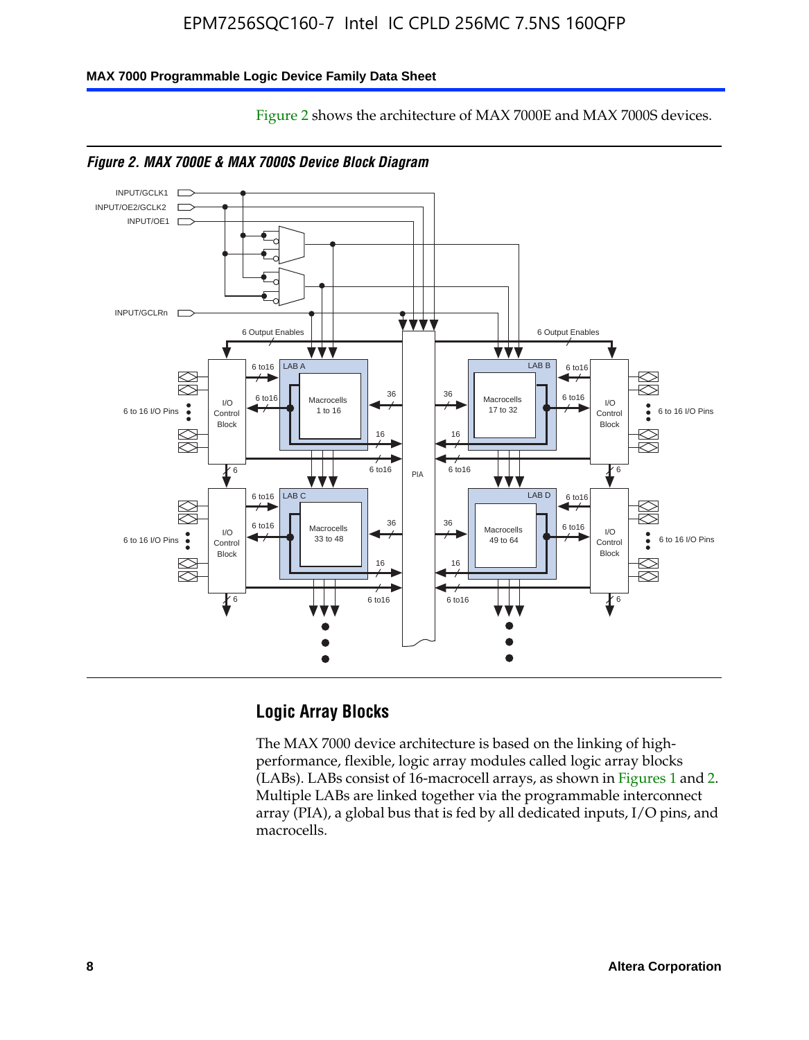Figure 2 shows the architecture of MAX 7000E and MAX 7000S devices.

*Figure 2. MAX 7000E & MAX 7000S Device Block Diagram*

## Logic Array Blocks

The MAX 7000 device architecture is based on the linking of high-performance, flexible, logic array modules called logic array blocks (LABs). LABs consist of 16-macrocell arrays, as shown in Figures 1 and 2. Multiple LABs are linked together via the programmable interconnect array (PIA), a global bus that is fed by all dedicated inputs, I/O pins, and macrocells.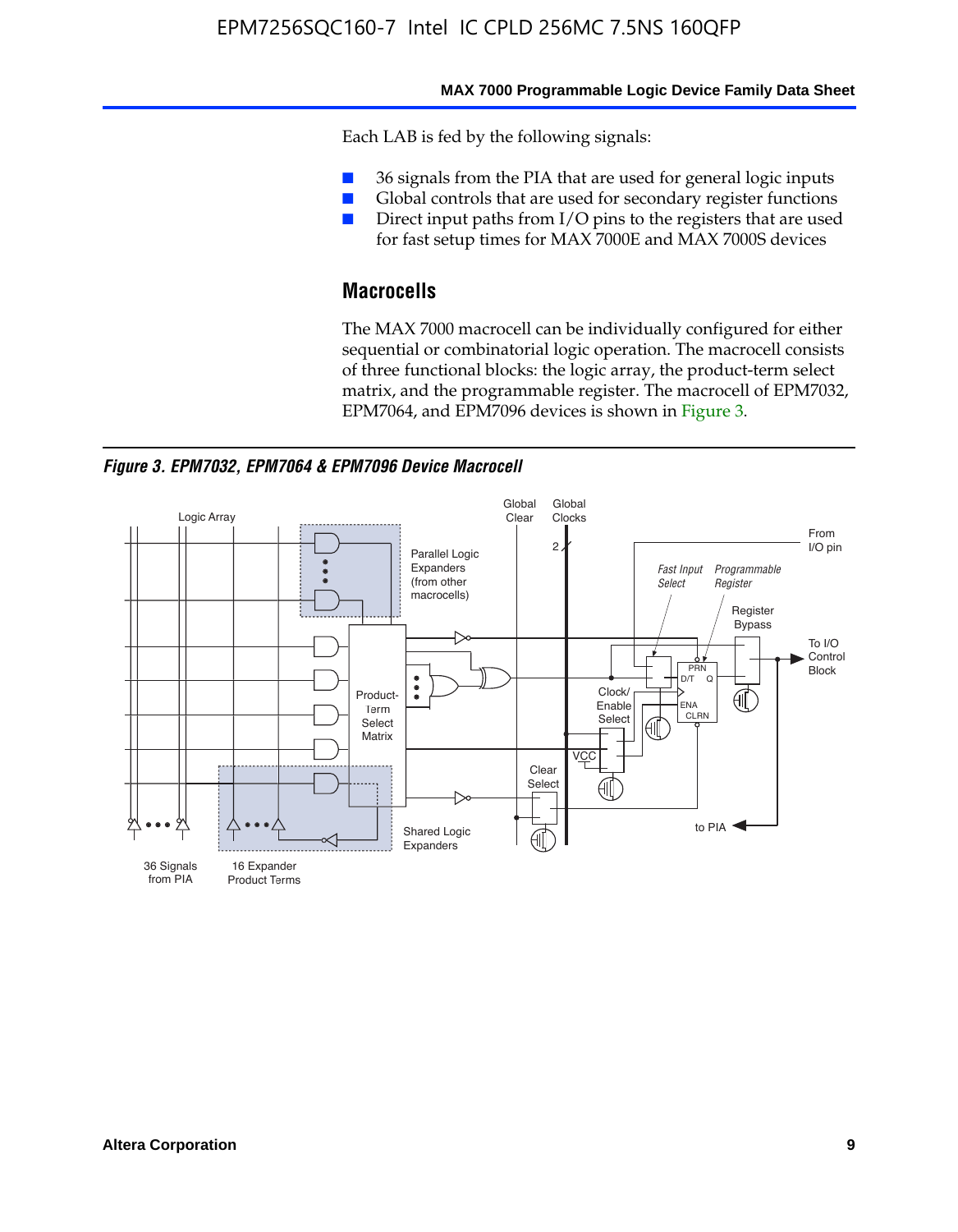Each LAB is fed by the following signals:

- 36 signals from the PIA that are used for general logic inputs
- Global controls that are used for secondary register functions
- Direct input paths from I/O pins to the registers that are used for fast setup times for MAX 7000E and MAX 7000S devices

## Macrocells

The MAX 7000 macrocell can be individually configured for either sequential or combinatorial logic operation. The macrocell consists of three functional blocks: the logic array, the product-term select matrix, and the programmable register. The macrocell of EPM7032, EPM7064, and EPM7096 devices is shown in Figure 3.

*Figure 3. EPM7032, EPM7064 & EPM7096 Device Macrocell*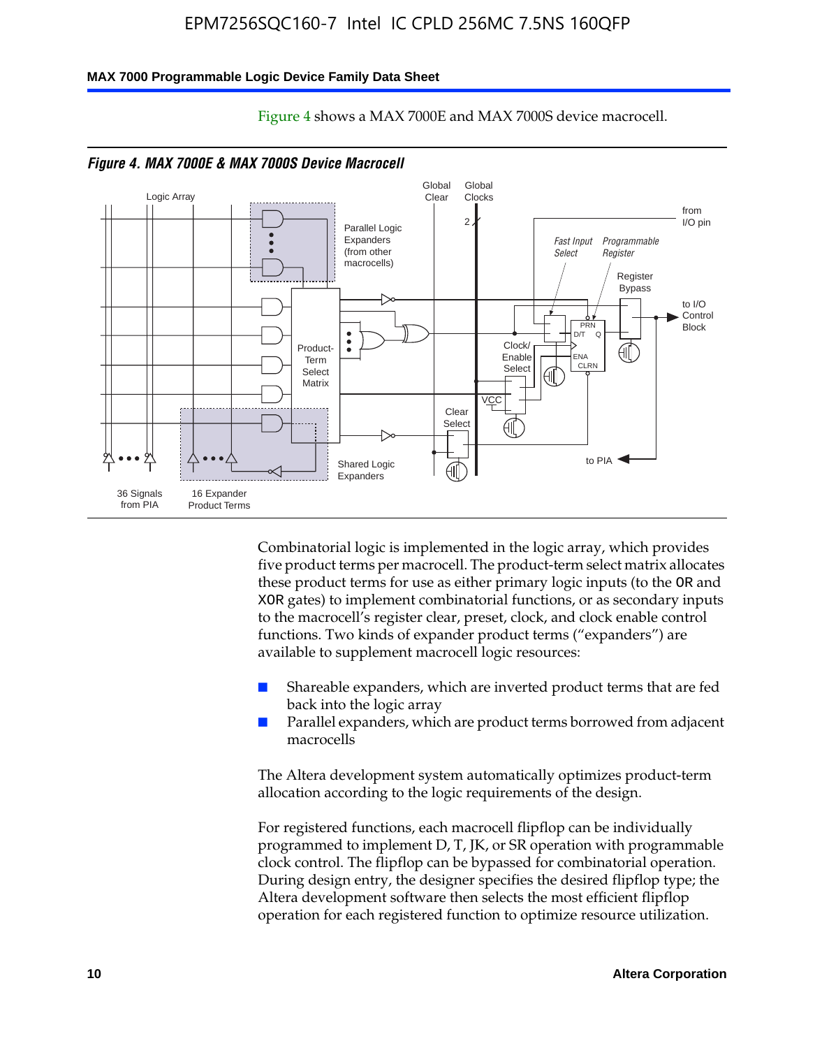Figure 4 shows a MAX 7000E and MAX 7000S device macrocell.

*Figure 4. MAX 7000E & MAX 7000S Device Macrocell*

Combinatorial logic is implemented in the logic array, which provides five product terms per macrocell. The product-term select matrix allocates these product terms for use as either primary logic inputs (to the OR and XOR gates) to implement combinatorial functions, or as secondary inputs to the macrocell's register clear, preset, clock, and clock enable control functions. Two kinds of expander product terms ("expanders") are available to supplement macrocell logic resources:

- Shareable expanders, which are inverted product terms that are fed back into the logic array
- Parallel expanders, which are product terms borrowed from adjacent macrocells

The Altera development system automatically optimizes product-term allocation according to the logic requirements of the design.

For registered functions, each macrocell flipflop can be individually programmed to implement D, T, JK, or SR operation with programmable clock control. The flipflop can be bypassed for combinatorial operation. During design entry, the designer specifies the desired flipflop type; the Altera development software then selects the most efficient flipflop operation for each registered function to optimize resource utilization.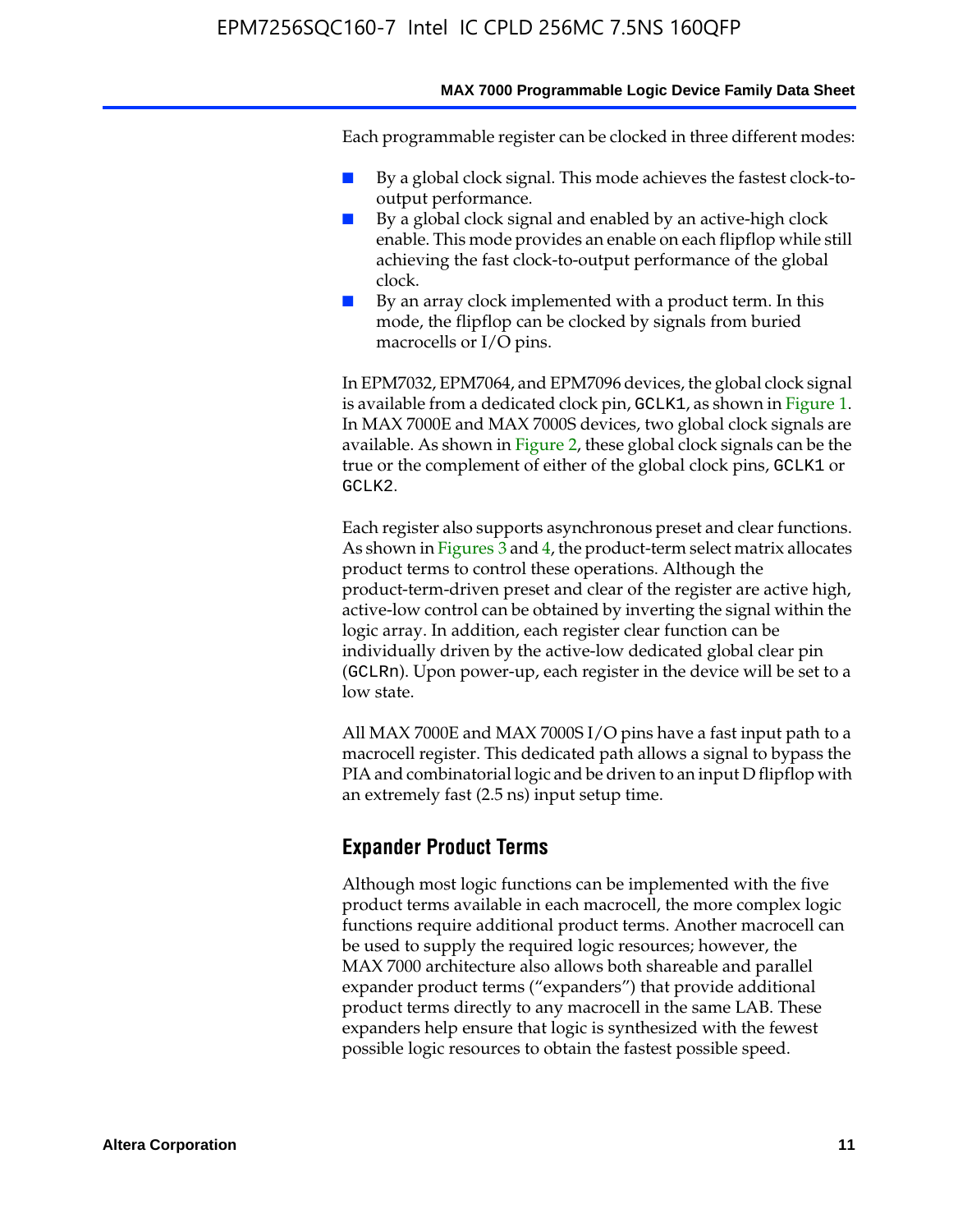Each programmable register can be clocked in three different modes:

- By a global clock signal. This mode achieves the fastest clock-to-output performance.
- By a global clock signal and enabled by an active-high clock enable. This mode provides an enable on each flipflop while still achieving the fast clock-to-output performance of the global clock.
- By an array clock implemented with a product term. In this mode, the flipflop can be clocked by signals from buried macrocells or I/O pins.

In EPM7032, EPM7064, and EPM7096 devices, the global clock signal is available from a dedicated clock pin, `GCLK1`, as shown in Figure 1. In MAX 7000E and MAX 7000S devices, two global clock signals are available. As shown in Figure 2, these global clock signals can be the true or the complement of either of the global clock pins, `GCLK1` or `GCLK2`.

Each register also supports asynchronous preset and clear functions. As shown in Figures 3 and 4, the product-term select matrix allocates product terms to control these operations. Although the product-term-driven preset and clear of the register are active high, active-low control can be obtained by inverting the signal within the logic array. In addition, each register clear function can be individually driven by the active-low dedicated global clear pin (`GCLRn`). Upon power-up, each register in the device will be set to a low state.

All MAX 7000E and MAX 7000S I/O pins have a fast input path to a macrocell register. This dedicated path allows a signal to bypass the PIA and combinatorial logic and be driven to an input D flipflop with an extremely fast (2.5 ns) input setup time.

## Expander Product Terms

Although most logic functions can be implemented with the five product terms available in each macrocell, the more complex logic functions require additional product terms. Another macrocell can be used to supply the required logic resources; however, the MAX 7000 architecture also allows both shareable and parallel expander product terms ("expanders") that provide additional product terms directly to any macrocell in the same LAB. These expanders help ensure that logic is synthesized with the fewest possible logic resources to obtain the fastest possible speed.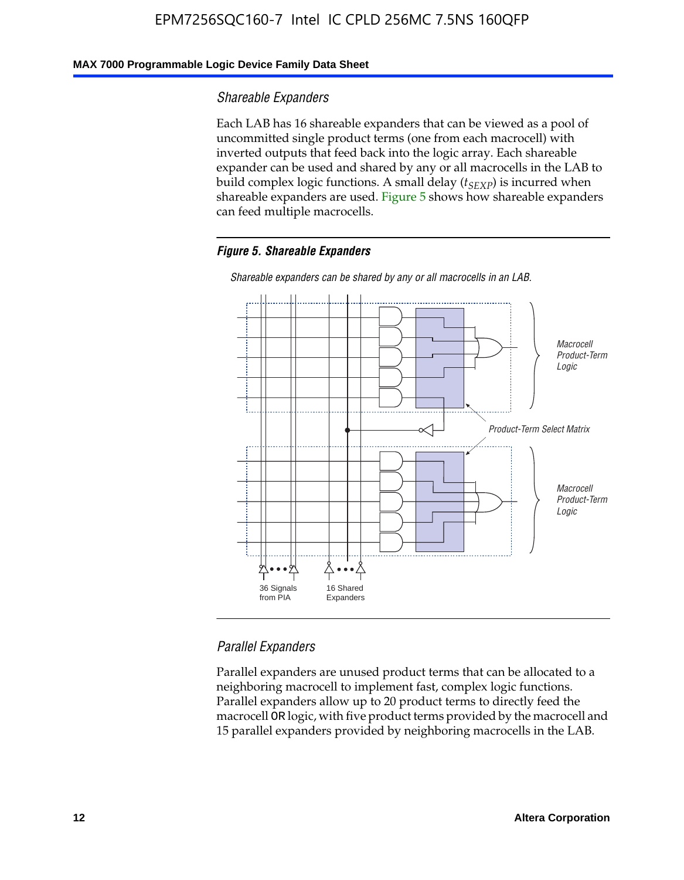### Shareable Expanders

Each LAB has 16 shareable expanders that can be viewed as a pool of uncommitted single product terms (one from each macrocell) with inverted outputs that feed back into the logic array. Each shareable expander can be used and shared by any or all macrocells in the LAB to build complex logic functions. A small delay ($t_{SEXP}$) is incurred when shareable expanders are used. Figure 5 shows how shareable expanders can feed multiple macrocells.

***Figure 5. Shareable Expanders***

*Shareable expanders can be shared by any or all macrocells in an LAB.*

### Parallel Expanders

Parallel expanders are unused product terms that can be allocated to a neighboring macrocell to implement fast, complex logic functions. Parallel expanders allow up to 20 product terms to directly feed the macrocell OR logic, with five product terms provided by the macrocell and 15 parallel expanders provided by neighboring macrocells in the LAB.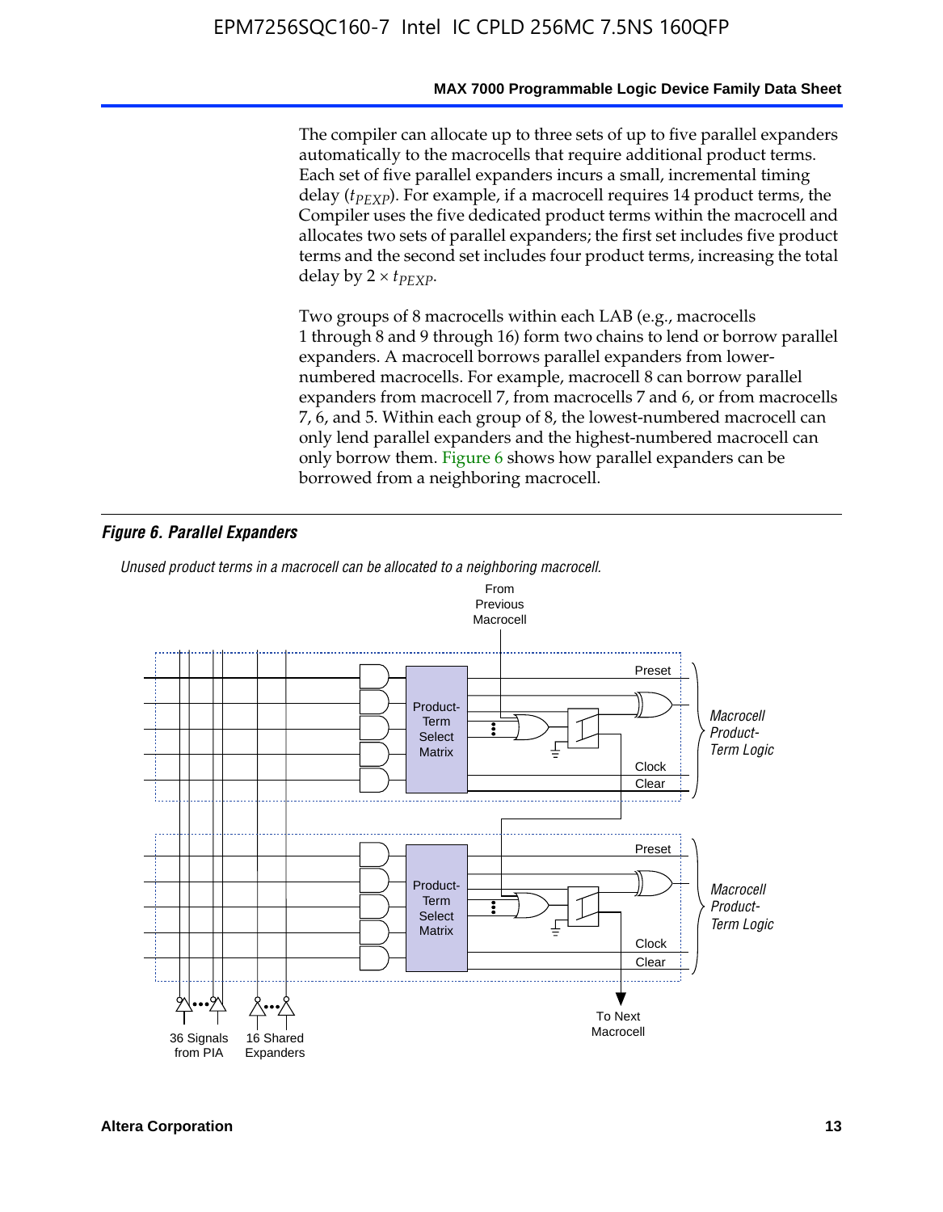The compiler can allocate up to three sets of up to five parallel expanders automatically to the macrocells that require additional product terms. Each set of five parallel expanders incurs a small, incremental timing delay ($t_{PEXP}$). For example, if a macrocell requires 14 product terms, the Compiler uses the five dedicated product terms within the macrocell and allocates two sets of parallel expanders; the first set includes five product terms and the second set includes four product terms, increasing the total delay by $2 \times t_{PEXP}$.

Two groups of 8 macrocells within each LAB (e.g., macrocells 1 through 8 and 9 through 16) form two chains to lend or borrow parallel expanders. A macrocell borrows parallel expanders from lower-numbered macrocells. For example, macrocell 8 can borrow parallel expanders from macrocell 7, from macrocells 7 and 6, or from macrocells 7, 6, and 5. Within each group of 8, the lowest-numbered macrocell can only lend parallel expanders and the highest-numbered macrocell can only borrow them. Figure 6 shows how parallel expanders can be borrowed from a neighboring macrocell.

***Figure 6. Parallel Expanders***

*Unused product terms in a macrocell can be allocated to a neighboring macrocell.*

From Previous Macrocell

Preset

Product-Term Select Matrix

Clock

Clear

*Macrocell Product-Term Logic*

Preset

Product-Term Select Matrix

Clock

Clear

*Macrocell Product-Term Logic*

36 Signals from PIA

16 Shared Expanders

To Next Macrocell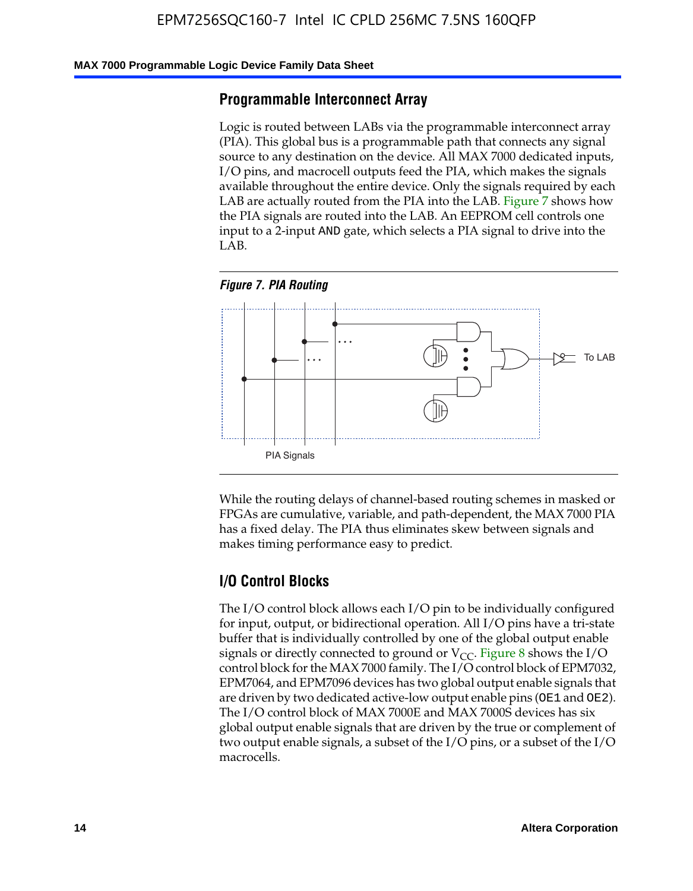## Programmable Interconnect Array

Logic is routed between LABs via the programmable interconnect array (PIA). This global bus is a programmable path that connects any signal source to any destination on the device. All MAX 7000 dedicated inputs, I/O pins, and macrocell outputs feed the PIA, which makes the signals available throughout the entire device. Only the signals required by each LAB are actually routed from the PIA into the LAB. Figure 7 shows how the PIA signals are routed into the LAB. An EEPROM cell controls one input to a 2-input AND gate, which selects a PIA signal to drive into the LAB.

*Figure 7. PIA Routing*

To LAB

PIA Signals

While the routing delays of channel-based routing schemes in masked or FPGAs are cumulative, variable, and path-dependent, the MAX 7000 PIA has a fixed delay. The PIA thus eliminates skew between signals and makes timing performance easy to predict.

## I/O Control Blocks

The I/O control block allows each I/O pin to be individually configured for input, output, or bidirectional operation. All I/O pins have a tri-state buffer that is individually controlled by one of the global output enable signals or directly connected to ground or $V_{CC}$. Figure 8 shows the I/O control block for the MAX 7000 family. The I/O control block of EPM7032, EPM7064, and EPM7096 devices has two global output enable signals that are driven by two dedicated active-low output enable pins (OE1 and OE2). The I/O control block of MAX 7000E and MAX 7000S devices has six global output enable signals that are driven by the true or complement of two output enable signals, a subset of the I/O pins, or a subset of the I/O macrocells.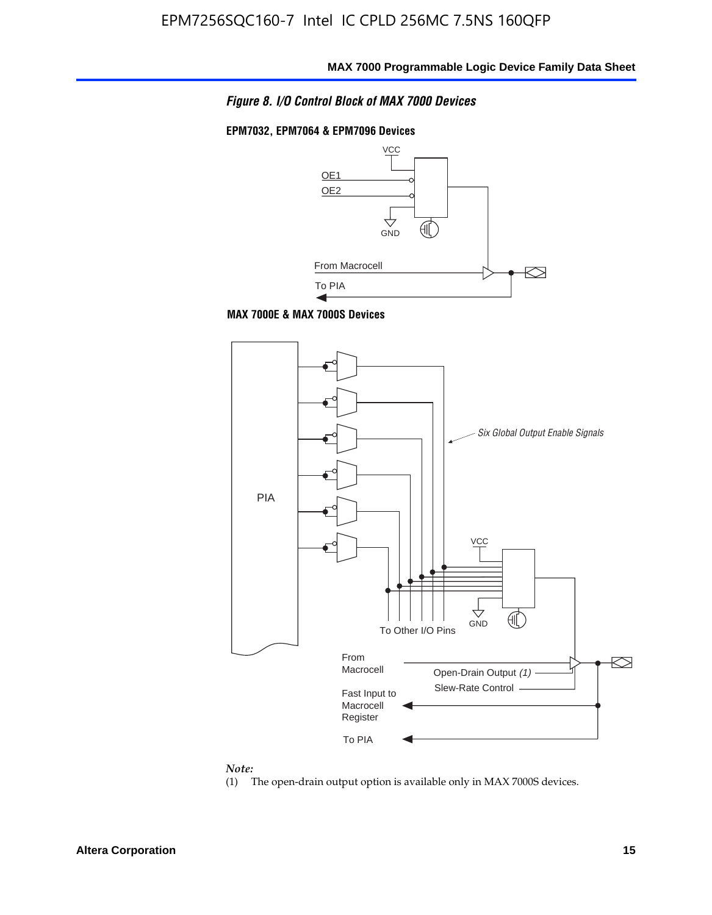*Figure 8. I/O Control Block of MAX 7000 Devices*

**EPM7032, EPM7064 & EPM7096 Devices**

VCC

OE1

OE2

GND

From Macrocell

To PIA

**MAX 7000E & MAX 7000S Devices**

PIA

*Six Global Output Enable Signals*

VCC

GND

To Other I/O Pins

From Macrocell

Open-Drain Output *(1)*

Slew-Rate Control

Fast Input to Macrocell Register

To PIA

*Note:*

(1) The open-drain output option is available only in MAX 7000S devices.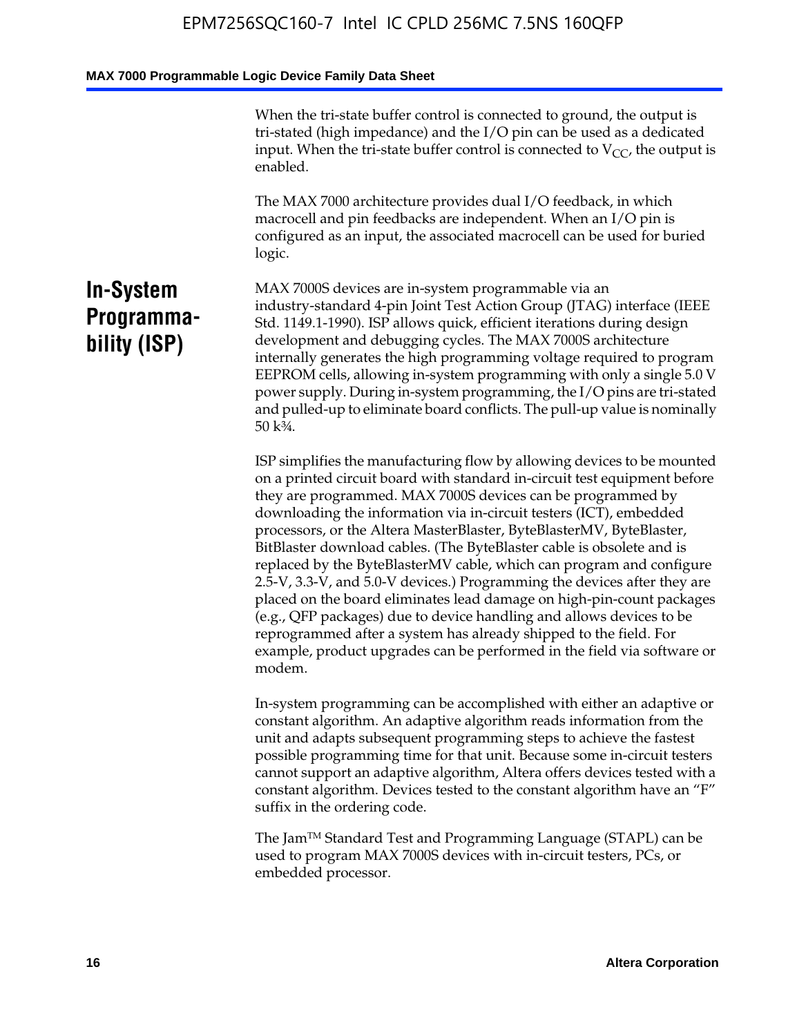When the tri-state buffer control is connected to ground, the output is tri-stated (high impedance) and the I/O pin can be used as a dedicated input. When the tri-state buffer control is connected to $V_{CC}$, the output is enabled.

The MAX 7000 architecture provides dual I/O feedback, in which macrocell and pin feedbacks are independent. When an I/O pin is configured as an input, the associated macrocell can be used for buried logic.

## In-System Programmability (ISP)

MAX 7000S devices are in-system programmable via an industry-standard 4-pin Joint Test Action Group (JTAG) interface (IEEE Std. 1149.1-1990). ISP allows quick, efficient iterations during design development and debugging cycles. The MAX 7000S architecture internally generates the high programming voltage required to program EEPROM cells, allowing in-system programming with only a single 5.0 V power supply. During in-system programming, the I/O pins are tri-stated and pulled-up to eliminate board conflicts. The pull-up value is nominally 50 k¾.

ISP simplifies the manufacturing flow by allowing devices to be mounted on a printed circuit board with standard in-circuit test equipment before they are programmed. MAX 7000S devices can be programmed by downloading the information via in-circuit testers (ICT), embedded processors, or the Altera MasterBlaster, ByteBlasterMV, ByteBlaster, BitBlaster download cables. (The ByteBlaster cable is obsolete and is replaced by the ByteBlasterMV cable, which can program and configure 2.5-V, 3.3-V, and 5.0-V devices.) Programming the devices after they are placed on the board eliminates lead damage on high-pin-count packages (e.g., QFP packages) due to device handling and allows devices to be reprogrammed after a system has already shipped to the field. For example, product upgrades can be performed in the field via software or modem.

In-system programming can be accomplished with either an adaptive or constant algorithm. An adaptive algorithm reads information from the unit and adapts subsequent programming steps to achieve the fastest possible programming time for that unit. Because some in-circuit testers cannot support an adaptive algorithm, Altera offers devices tested with a constant algorithm. Devices tested to the constant algorithm have an "F" suffix in the ordering code.

The Jam™ Standard Test and Programming Language (STAPL) can be used to program MAX 7000S devices with in-circuit testers, PCs, or embedded processor.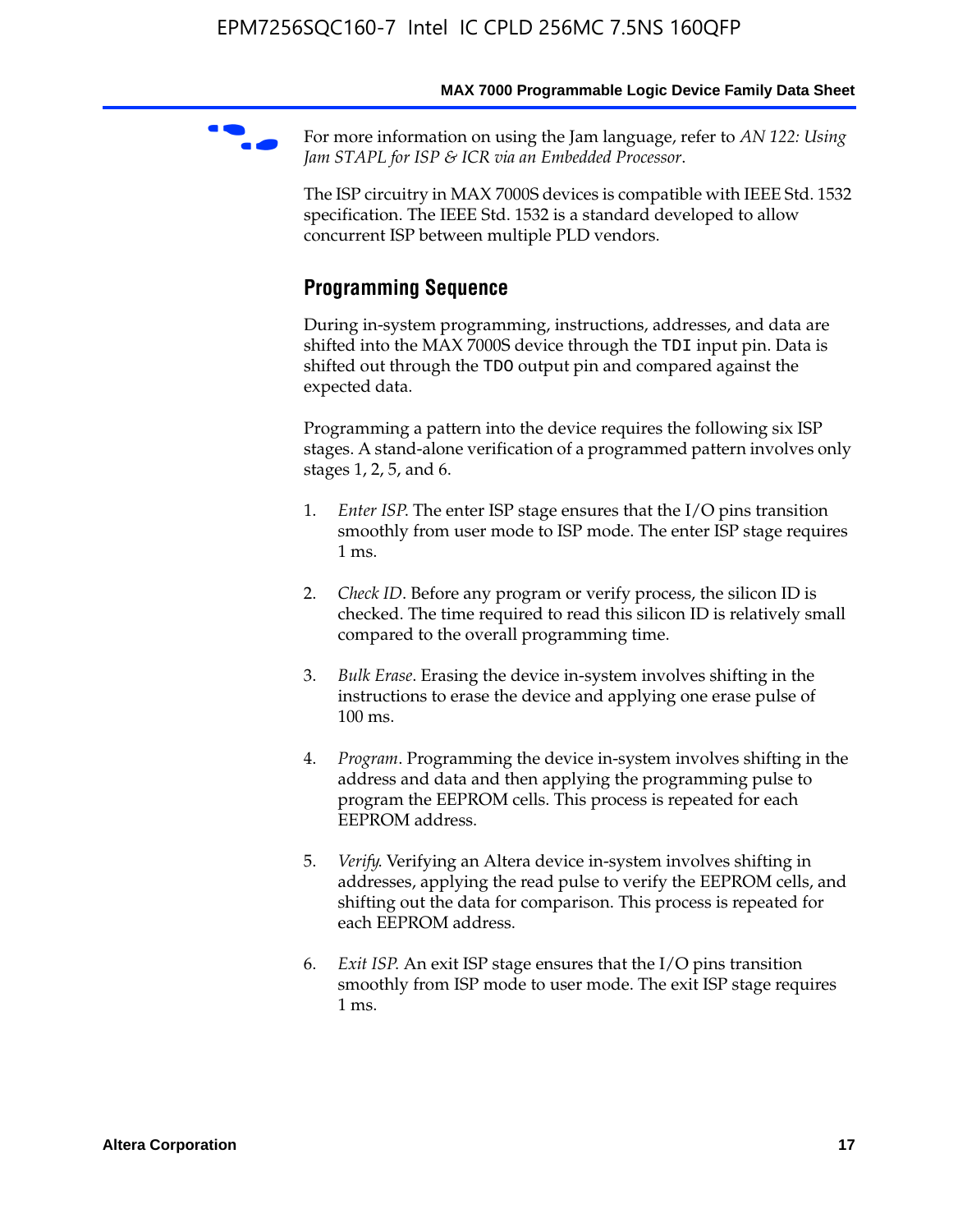For more information on using the Jam language, refer to *AN 122: Using Jam STAPL for ISP & ICR via an Embedded Processor*.

The ISP circuitry in MAX 7000S devices is compatible with IEEE Std. 1532 specification. The IEEE Std. 1532 is a standard developed to allow concurrent ISP between multiple PLD vendors.

## Programming Sequence

During in-system programming, instructions, addresses, and data are shifted into the MAX 7000S device through the `TDI` input pin. Data is shifted out through the `TDO` output pin and compared against the expected data.

Programming a pattern into the device requires the following six ISP stages. A stand-alone verification of a programmed pattern involves only stages 1, 2, 5, and 6.

1. *Enter ISP*. The enter ISP stage ensures that the I/O pins transition smoothly from user mode to ISP mode. The enter ISP stage requires 1 ms.

2. *Check ID*. Before any program or verify process, the silicon ID is checked. The time required to read this silicon ID is relatively small compared to the overall programming time.

3. *Bulk Erase*. Erasing the device in-system involves shifting in the instructions to erase the device and applying one erase pulse of 100 ms.

4. *Program*. Programming the device in-system involves shifting in the address and data and then applying the programming pulse to program the EEPROM cells. This process is repeated for each EEPROM address.

5. *Verify*. Verifying an Altera device in-system involves shifting in addresses, applying the read pulse to verify the EEPROM cells, and shifting out the data for comparison. This process is repeated for each EEPROM address.

6. *Exit ISP*. An exit ISP stage ensures that the I/O pins transition smoothly from ISP mode to user mode. The exit ISP stage requires 1 ms.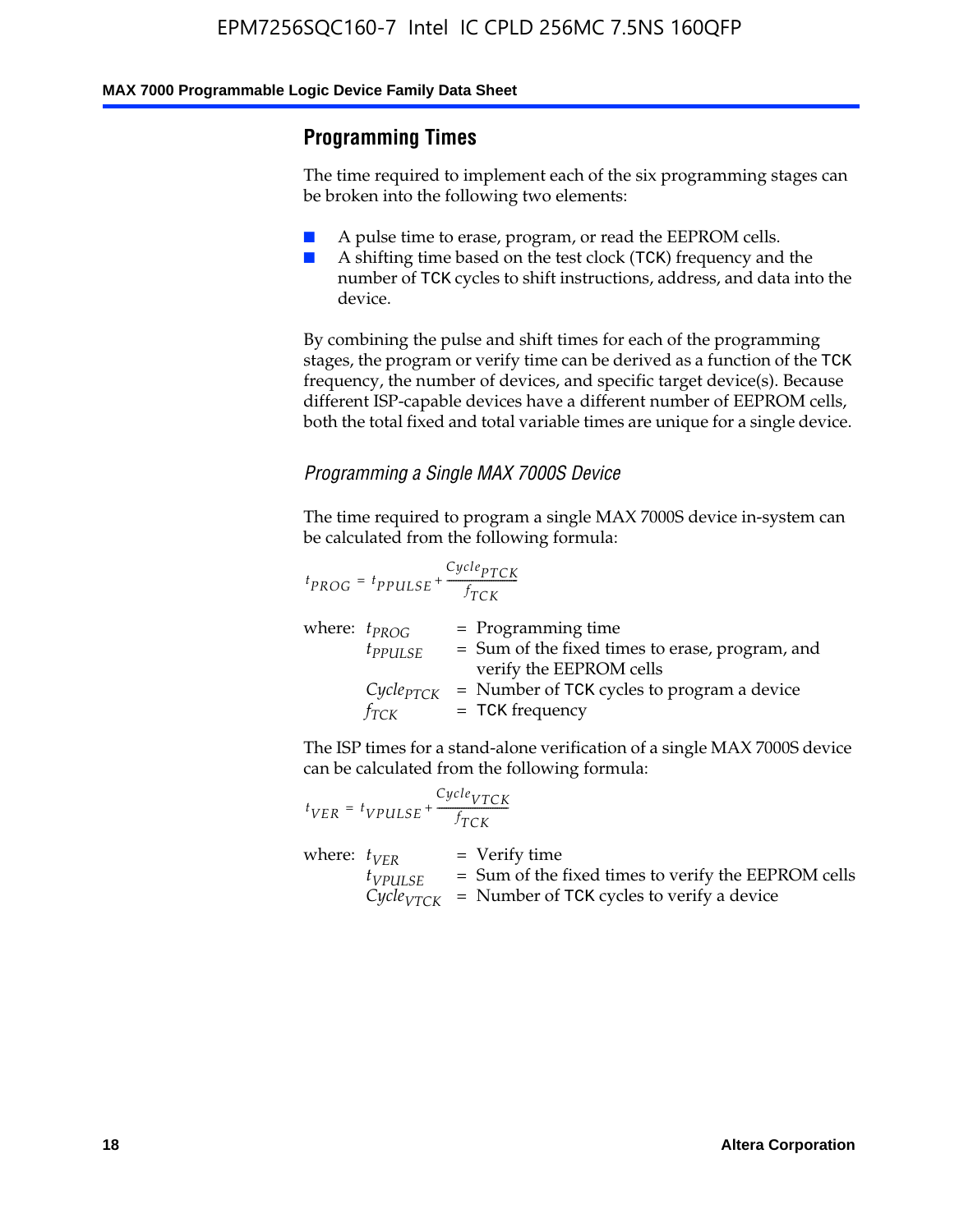## Programming Times

The time required to implement each of the six programming stages can be broken into the following two elements:

- A pulse time to erase, program, or read the EEPROM cells.
- A shifting time based on the test clock (TCK) frequency and the number of TCK cycles to shift instructions, address, and data into the device.

By combining the pulse and shift times for each of the programming stages, the program or verify time can be derived as a function of the TCK frequency, the number of devices, and specific target device(s). Because different ISP-capable devices have a different number of EEPROM cells, both the total fixed and total variable times are unique for a single device.

### *Programming a Single MAX 7000S Device*

The time required to program a single MAX 7000S device in-system can be calculated from the following formula:

$$t_{PROG} = t_{PPULSE} + \frac{Cycle_{PTCK}}{f_{TCK}}$$

where: $t_{PROG}$ = Programming time
$t_{PPULSE}$ = Sum of the fixed times to erase, program, and verify the EEPROM cells
$Cycle_{PTCK}$ = Number of TCK cycles to program a device
$f_{TCK}$ = TCK frequency

The ISP times for a stand-alone verification of a single MAX 7000S device can be calculated from the following formula:

$$t_{VER} = t_{VPULSE} + \frac{Cycle_{VTCK}}{f_{TCK}}$$

where: $t_{VER}$ = Verify time
$t_{VPULSE}$ = Sum of the fixed times to verify the EEPROM cells
$Cycle_{VTCK}$ = Number of TCK cycles to verify a device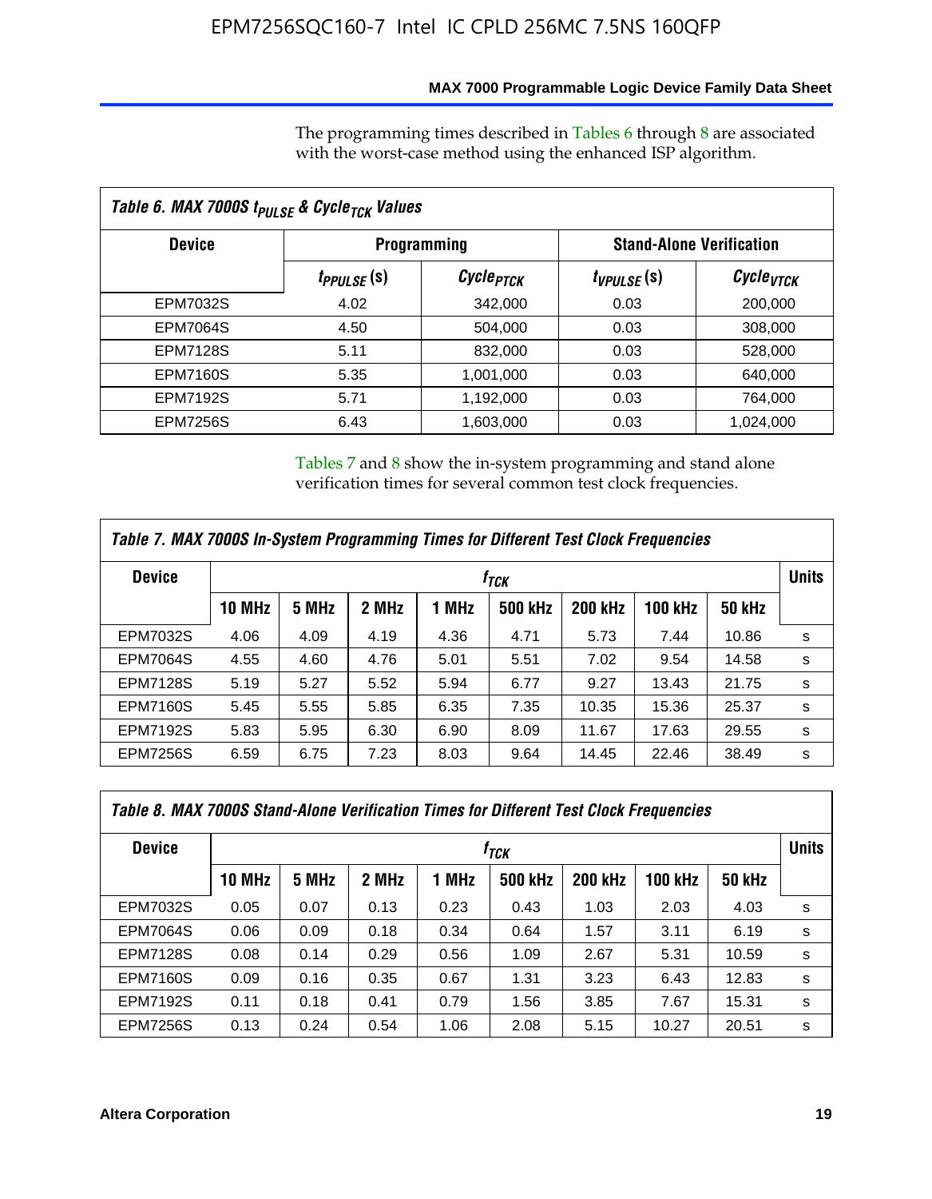The programming times described in Tables 6 through 8 are associated with the worst-case method using the enhanced ISP algorithm.

**Table 6. MAX 7000S $t_{PULSE}$ & $Cycle_{TCK}$ Values**

| Device | Programming | | Stand-Alone Verification | |
|---|---|---|---|---|
| | $t_{PPULSE}$ (s) | $Cycle_{PTCK}$ | $t_{VPULSE}$ (s) | $Cycle_{VTCK}$ |
| EPM7032S | 4.02 | 342,000 | 0.03 | 200,000 |
| EPM7064S | 4.50 | 504,000 | 0.03 | 308,000 |
| EPM7128S | 5.11 | 832,000 | 0.03 | 528,000 |
| EPM7160S | 5.35 | 1,001,000 | 0.03 | 640,000 |
| EPM7192S | 5.71 | 1,192,000 | 0.03 | 764,000 |
| EPM7256S | 6.43 | 1,603,000 | 0.03 | 1,024,000 |

Tables 7 and 8 show the in-system programming and stand alone verification times for several common test clock frequencies.

**Table 7. MAX 7000S In-System Programming Times for Different Test Clock Frequencies**

| Device | $f_{TCK}$ | | | | | | | | Units |
|---|---|---|---|---|---|---|---|---|---|
| | 10 MHz | 5 MHz | 2 MHz | 1 MHz | 500 kHz | 200 kHz | 100 kHz | 50 kHz | |
| EPM7032S | 4.06 | 4.09 | 4.19 | 4.36 | 4.71 | 5.73 | 7.44 | 10.86 | s |
| EPM7064S | 4.55 | 4.60 | 4.76 | 5.01 | 5.51 | 7.02 | 9.54 | 14.58 | s |
| EPM7128S | 5.19 | 5.27 | 5.52 | 5.94 | 6.77 | 9.27 | 13.43 | 21.75 | s |
| EPM7160S | 5.45 | 5.55 | 5.85 | 6.35 | 7.35 | 10.35 | 15.36 | 25.37 | s |
| EPM7192S | 5.83 | 5.95 | 6.30 | 6.90 | 8.09 | 11.67 | 17.63 | 29.55 | s |
| EPM7256S | 6.59 | 6.75 | 7.23 | 8.03 | 9.64 | 14.45 | 22.46 | 38.49 | s |

**Table 8. MAX 7000S Stand-Alone Verification Times for Different Test Clock Frequencies**

| Device | $f_{TCK}$ | | | | | | | | Units |
|---|---|---|---|---|---|---|---|---|---|
| | 10 MHz | 5 MHz | 2 MHz | 1 MHz | 500 kHz | 200 kHz | 100 kHz | 50 kHz | |
| EPM7032S | 0.05 | 0.07 | 0.13 | 0.23 | 0.43 | 1.03 | 2.03 | 4.03 | s |
| EPM7064S | 0.06 | 0.09 | 0.18 | 0.34 | 0.64 | 1.57 | 3.11 | 6.19 | s |
| EPM7128S | 0.08 | 0.14 | 0.29 | 0.56 | 1.09 | 2.67 | 5.31 | 10.59 | s |
| EPM7160S | 0.09 | 0.16 | 0.35 | 0.67 | 1.31 | 3.23 | 6.43 | 12.83 | s |
| EPM7192S | 0.11 | 0.18 | 0.41 | 0.79 | 1.56 | 3.85 | 7.67 | 15.31 | s |
| EPM7256S | 0.13 | 0.24 | 0.54 | 1.06 | 2.08 | 5.15 | 10.27 | 20.51 | s |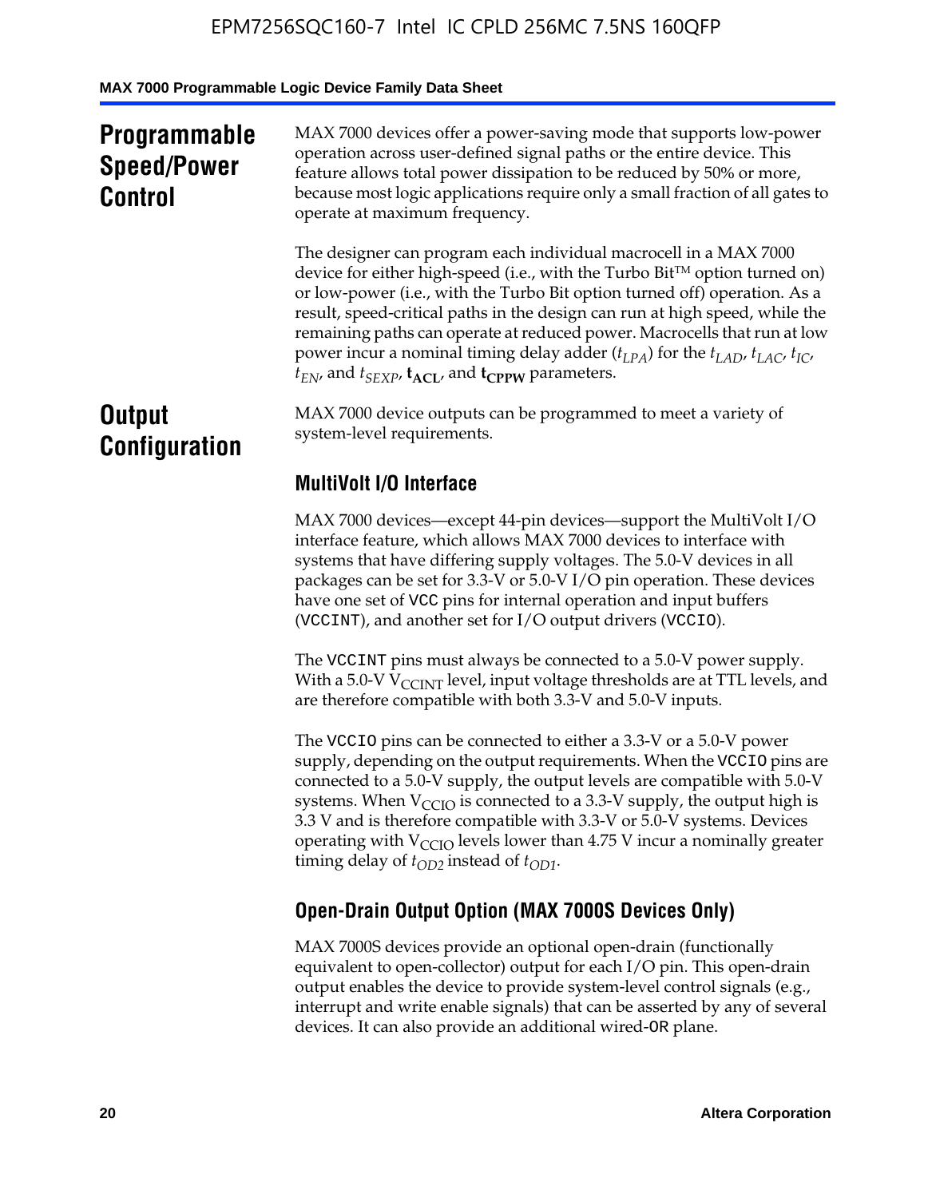## Programmable Speed/Power Control

MAX 7000 devices offer a power-saving mode that supports low-power operation across user-defined signal paths or the entire device. This feature allows total power dissipation to be reduced by 50% or more, because most logic applications require only a small fraction of all gates to operate at maximum frequency.

The designer can program each individual macrocell in a MAX 7000 device for either high-speed (i.e., with the Turbo Bit™ option turned on) or low-power (i.e., with the Turbo Bit option turned off) operation. As a result, speed-critical paths in the design can run at high speed, while the remaining paths can operate at reduced power. Macrocells that run at low power incur a nominal timing delay adder ($t_{LPA}$) for the $t_{LAD}$, $t_{LAC}$, $t_{IC}$, $t_{EN}$, and $t_{SEXP}$, $\mathbf{t_{ACL}}$, and $\mathbf{t_{CPPW}}$ parameters.

## Output Configuration

MAX 7000 device outputs can be programmed to meet a variety of system-level requirements.

### MultiVolt I/O Interface

MAX 7000 devices—except 44-pin devices—support the MultiVolt I/O interface feature, which allows MAX 7000 devices to interface with systems that have differing supply voltages. The 5.0-V devices in all packages can be set for 3.3-V or 5.0-V I/O pin operation. These devices have one set of VCC pins for internal operation and input buffers (VCCINT), and another set for I/O output drivers (VCCIO).

The VCCINT pins must always be connected to a 5.0-V power supply. With a 5.0-V $V_{CCINT}$ level, input voltage thresholds are at TTL levels, and are therefore compatible with both 3.3-V and 5.0-V inputs.

The VCCIO pins can be connected to either a 3.3-V or a 5.0-V power supply, depending on the output requirements. When the VCCIO pins are connected to a 5.0-V supply, the output levels are compatible with 5.0-V systems. When $V_{CCIO}$ is connected to a 3.3-V supply, the output high is 3.3 V and is therefore compatible with 3.3-V or 5.0-V systems. Devices operating with $V_{CCIO}$ levels lower than 4.75 V incur a nominally greater timing delay of $t_{OD2}$ instead of $t_{OD1}$.

### Open-Drain Output Option (MAX 7000S Devices Only)

MAX 7000S devices provide an optional open-drain (functionally equivalent to open-collector) output for each I/O pin. This open-drain output enables the device to provide system-level control signals (e.g., interrupt and write enable signals) that can be asserted by any of several devices. It can also provide an additional wired-OR plane.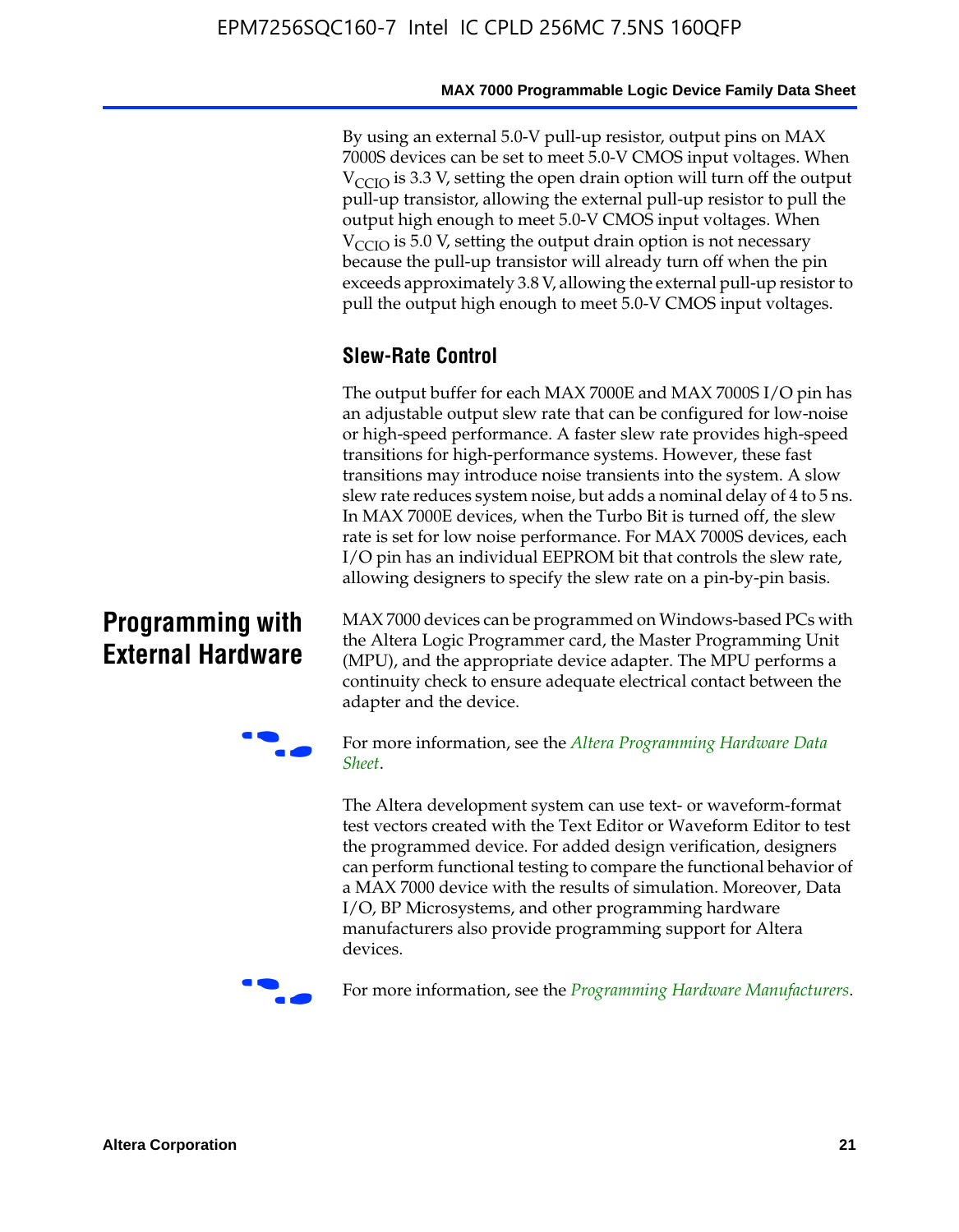By using an external 5.0-V pull-up resistor, output pins on MAX 7000S devices can be set to meet 5.0-V CMOS input voltages. When $V_{CCIO}$ is 3.3 V, setting the open drain option will turn off the output pull-up transistor, allowing the external pull-up resistor to pull the output high enough to meet 5.0-V CMOS input voltages. When $V_{CCIO}$ is 5.0 V, setting the output drain option is not necessary because the pull-up transistor will already turn off when the pin exceeds approximately 3.8 V, allowing the external pull-up resistor to pull the output high enough to meet 5.0-V CMOS input voltages.

### Slew-Rate Control

The output buffer for each MAX 7000E and MAX 7000S I/O pin has an adjustable output slew rate that can be configured for low-noise or high-speed performance. A faster slew rate provides high-speed transitions for high-performance systems. However, these fast transitions may introduce noise transients into the system. A slow slew rate reduces system noise, but adds a nominal delay of 4 to 5 ns. In MAX 7000E devices, when the Turbo Bit is turned off, the slew rate is set for low noise performance. For MAX 7000S devices, each I/O pin has an individual EEPROM bit that controls the slew rate, allowing designers to specify the slew rate on a pin-by-pin basis.

## Programming with External Hardware

MAX 7000 devices can be programmed on Windows-based PCs with the Altera Logic Programmer card, the Master Programming Unit (MPU), and the appropriate device adapter. The MPU performs a continuity check to ensure adequate electrical contact between the adapter and the device.

For more information, see the *Altera Programming Hardware Data Sheet*.

The Altera development system can use text- or waveform-format test vectors created with the Text Editor or Waveform Editor to test the programmed device. For added design verification, designers can perform functional testing to compare the functional behavior of a MAX 7000 device with the results of simulation. Moreover, Data I/O, BP Microsystems, and other programming hardware manufacturers also provide programming support for Altera devices.

For more information, see the *Programming Hardware Manufacturers*.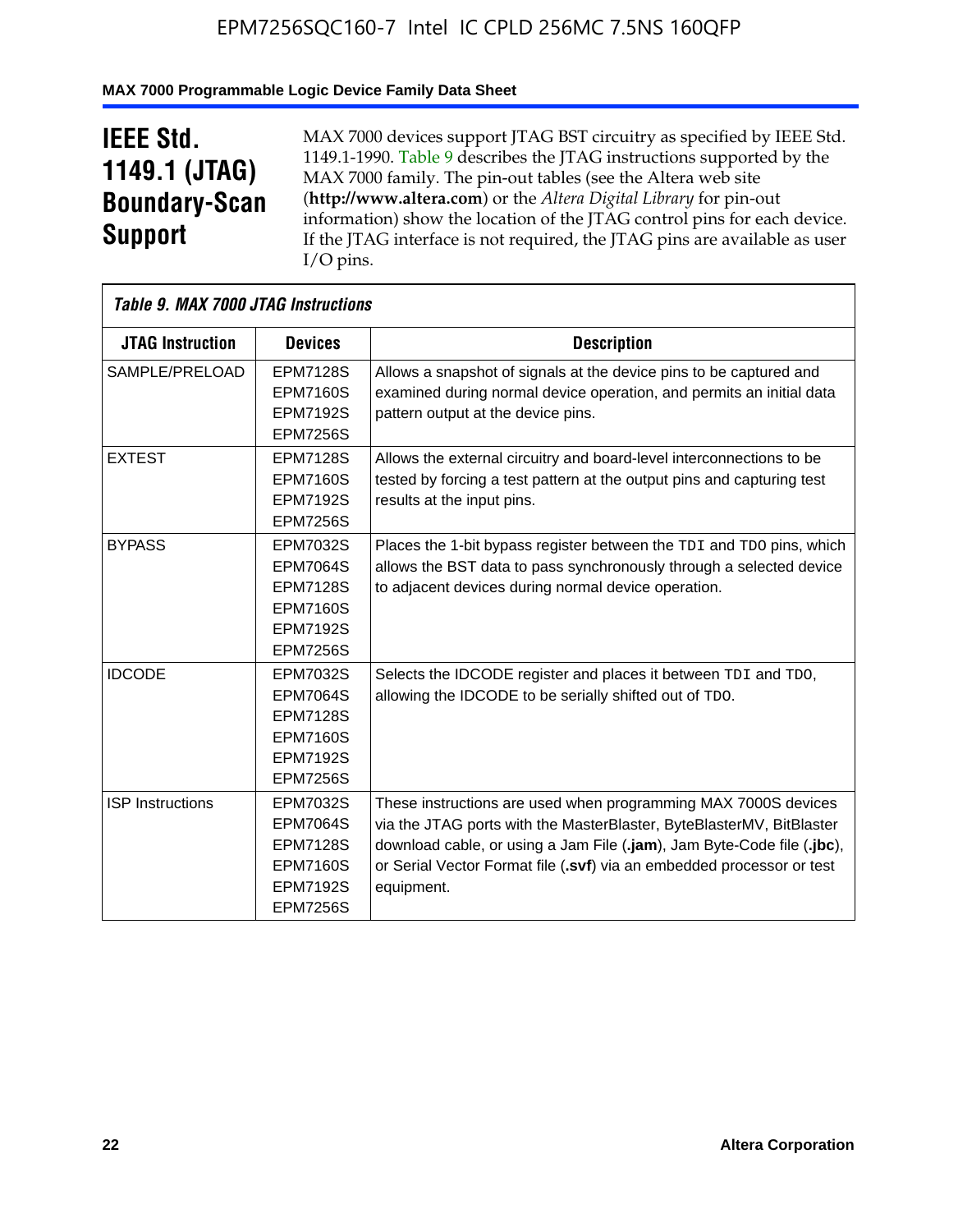# IEEE Std. 1149.1 (JTAG) Boundary-Scan Support

MAX 7000 devices support JTAG BST circuitry as specified by IEEE Std. 1149.1-1990. Table 9 describes the JTAG instructions supported by the MAX 7000 family. The pin-out tables (see the Altera web site (**http://www.altera.com**) or the *Altera Digital Library* for pin-out information) show the location of the JTAG control pins for each device. If the JTAG interface is not required, the JTAG pins are available as user I/O pins.

*Table 9. MAX 7000 JTAG Instructions*

| JTAG Instruction | Devices | Description |
|---|---|---|
| SAMPLE/PRELOAD | EPM7128S<br>EPM7160S<br>EPM7192S<br>EPM7256S | Allows a snapshot of signals at the device pins to be captured and examined during normal device operation, and permits an initial data pattern output at the device pins. |
| EXTEST | EPM7128S<br>EPM7160S<br>EPM7192S<br>EPM7256S | Allows the external circuitry and board-level interconnections to be tested by forcing a test pattern at the output pins and capturing test results at the input pins. |
| BYPASS | EPM7032S<br>EPM7064S<br>EPM7128S<br>EPM7160S<br>EPM7192S<br>EPM7256S | Places the 1-bit bypass register between the TDI and TDO pins, which allows the BST data to pass synchronously through a selected device to adjacent devices during normal device operation. |
| IDCODE | EPM7032S<br>EPM7064S<br>EPM7128S<br>EPM7160S<br>EPM7192S<br>EPM7256S | Selects the IDCODE register and places it between TDI and TDO, allowing the IDCODE to be serially shifted out of TDO. |
| ISP Instructions | EPM7032S<br>EPM7064S<br>EPM7128S<br>EPM7160S<br>EPM7192S<br>EPM7256S | These instructions are used when programming MAX 7000S devices via the JTAG ports with the MasterBlaster, ByteBlasterMV, BitBlaster download cable, or using a Jam File (**.jam**), Jam Byte-Code file (**.jbc**), or Serial Vector Format file (**.svf**) via an embedded processor or test equipment. |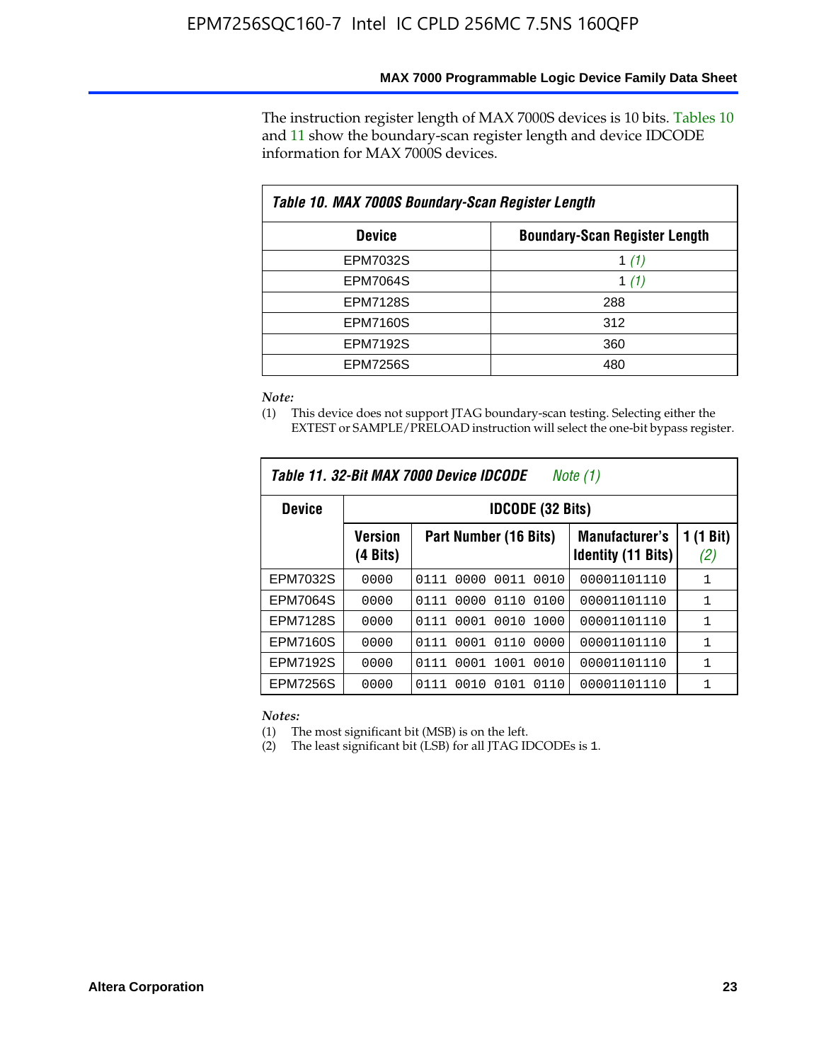The instruction register length of MAX 7000S devices is 10 bits. Tables 10 and 11 show the boundary-scan register length and device IDCODE information for MAX 7000S devices.

**Table 10. MAX 7000S Boundary-Scan Register Length**

| Device | Boundary-Scan Register Length |
|---|---|
| EPM7032S | 1 *(1)* |
| EPM7064S | 1 *(1)* |
| EPM7128S | 288 |
| EPM7160S | 312 |
| EPM7192S | 360 |
| EPM7256S | 480 |

*Note:*

(1) This device does not support JTAG boundary-scan testing. Selecting either the EXTEST or SAMPLE/PRELOAD instruction will select the one-bit bypass register.

**Table 11. 32-Bit MAX 7000 Device IDCODE** *Note (1)*

| Device | IDCODE (32 Bits) | | | |
|---|---|---|---|---|
| | Version (4 Bits) | Part Number (16 Bits) | Manufacturer's Identity (11 Bits) | 1 (1 Bit) *(2)* |
| EPM7032S | 0000 | 0111 0000 0011 0010 | 00001101110 | 1 |
| EPM7064S | 0000 | 0111 0000 0110 0100 | 00001101110 | 1 |
| EPM7128S | 0000 | 0111 0001 0010 1000 | 00001101110 | 1 |
| EPM7160S | 0000 | 0111 0001 0110 0000 | 00001101110 | 1 |
| EPM7192S | 0000 | 0111 0001 1001 0010 | 00001101110 | 1 |
| EPM7256S | 0000 | 0111 0010 0101 0110 | 00001101110 | 1 |

*Notes:*

(1) The most significant bit (MSB) is on the left.

(2) The least significant bit (LSB) for all JTAG IDCODEs is 1.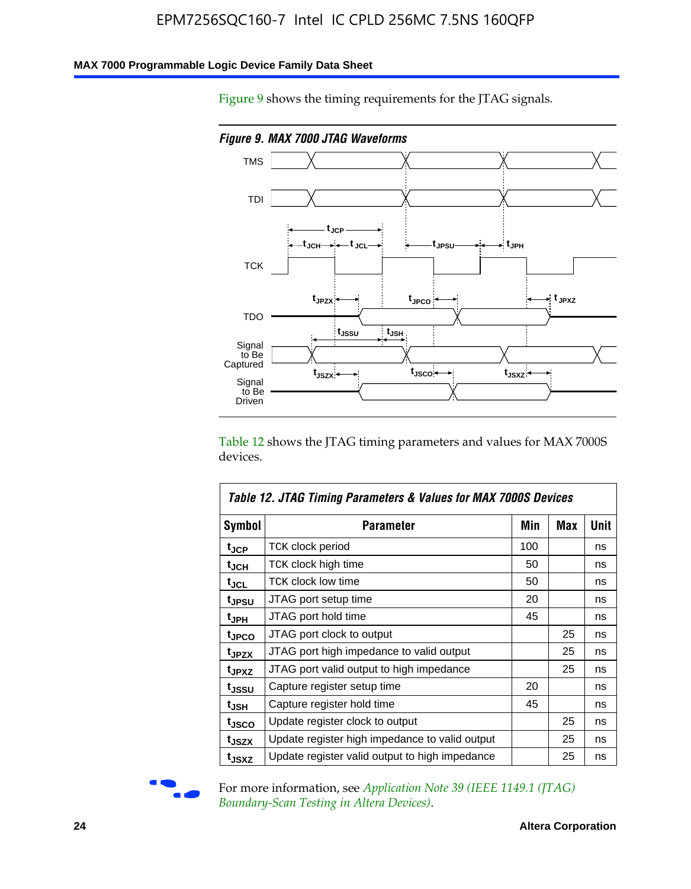Figure 9 shows the timing requirements for the JTAG signals.

*Figure 9. MAX 7000 JTAG Waveforms*

Table 12 shows the JTAG timing parameters and values for MAX 7000S devices.

| *Table 12. JTAG Timing Parameters & Values for MAX 7000S Devices* | | | | |
|---|---|---|---|---|
| **Symbol** | **Parameter** | **Min** | **Max** | **Unit** |
| $t_{JCP}$ | TCK clock period | 100 | | ns |
| $t_{JCH}$ | TCK clock high time | 50 | | ns |
| $t_{JCL}$ | TCK clock low time | 50 | | ns |
| $t_{JPSU}$ | JTAG port setup time | 20 | | ns |
| $t_{JPH}$ | JTAG port hold time | 45 | | ns |
| $t_{JPCO}$ | JTAG port clock to output | | 25 | ns |
| $t_{JPZX}$ | JTAG port high impedance to valid output | | 25 | ns |
| $t_{JPXZ}$ | JTAG port valid output to high impedance | | 25 | ns |
| $t_{JSSU}$ | Capture register setup time | 20 | | ns |
| $t_{JSH}$ | Capture register hold time | 45 | | ns |
| $t_{JSCO}$ | Update register clock to output | | 25 | ns |
| $t_{JSZX}$ | Update register high impedance to valid output | | 25 | ns |
| $t_{JSXZ}$ | Update register valid output to high impedance | | 25 | ns |

For more information, see *Application Note 39 (IEEE 1149.1 (JTAG) Boundary-Scan Testing in Altera Devices)*.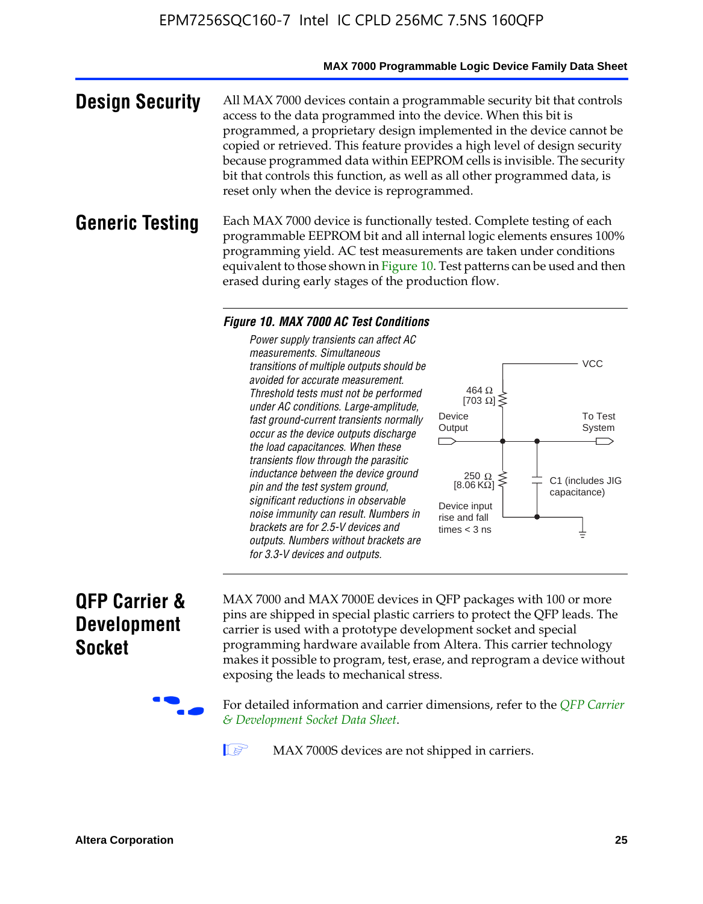## Design Security

All MAX 7000 devices contain a programmable security bit that controls access to the data programmed into the device. When this bit is programmed, a proprietary design implemented in the device cannot be copied or retrieved. This feature provides a high level of design security because programmed data within EEPROM cells is invisible. The security bit that controls this function, as well as all other programmed data, is reset only when the device is reprogrammed.

## Generic Testing

Each MAX 7000 device is functionally tested. Complete testing of each programmable EEPROM bit and all internal logic elements ensures 100% programming yield. AC test measurements are taken under conditions equivalent to those shown in Figure 10. Test patterns can be used and then erased during early stages of the production flow.

***Figure 10. MAX 7000 AC Test Conditions***

*Power supply transients can affect AC measurements. Simultaneous transitions of multiple outputs should be avoided for accurate measurement. Threshold tests must not be performed under AC conditions. Large-amplitude, fast ground-current transients normally occur as the device outputs discharge the load capacitances. When these transients flow through the parasitic inductance between the device ground pin and the test system ground, significant reductions in observable noise immunity can result. Numbers in brackets are for 2.5-V devices and outputs. Numbers without brackets are for 3.3-V devices and outputs.*

VCC

464 Ω [703 Ω]

Device Output

To Test System

250 Ω [8.06 KΩ]

C1 (includes JIG capacitance)

Device input rise and fall times < 3 ns

## QFP Carrier & Development Socket

MAX 7000 and MAX 7000E devices in QFP packages with 100 or more pins are shipped in special plastic carriers to protect the QFP leads. The carrier is used with a prototype development socket and special programming hardware available from Altera. This carrier technology makes it possible to program, test, erase, and reprogram a device without exposing the leads to mechanical stress.

For detailed information and carrier dimensions, refer to the *QFP Carrier & Development Socket Data Sheet*.

MAX 7000S devices are not shipped in carriers.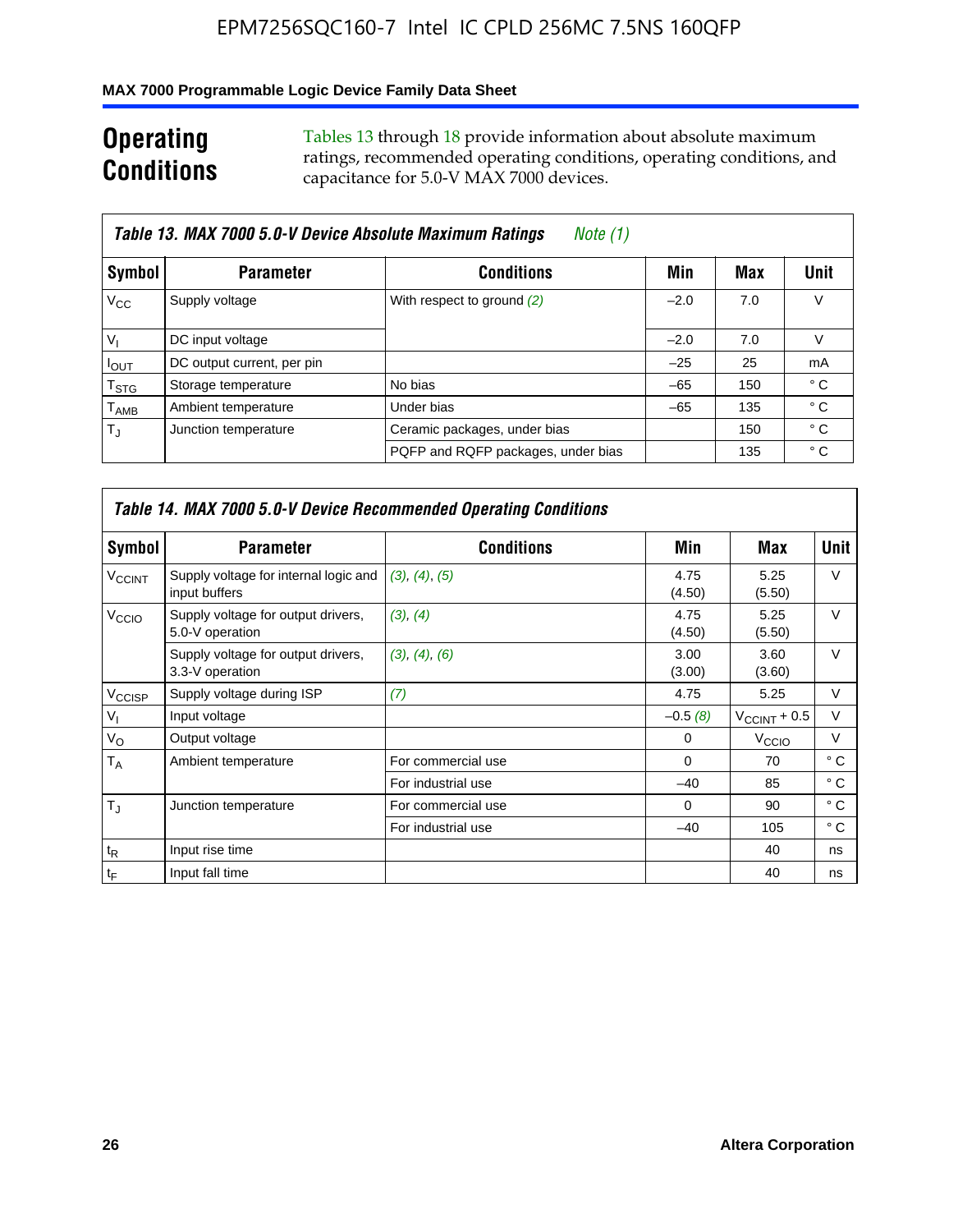## Operating Conditions

Tables 13 through 18 provide information about absolute maximum ratings, recommended operating conditions, operating conditions, and capacitance for 5.0-V MAX 7000 devices.

**Table 13. MAX 7000 5.0-V Device Absolute Maximum Ratings** *Note (1)*

| Symbol | Parameter | Conditions | Min | Max | Unit |
|---|---|---|---|---|---|
| $V_{CC}$ | Supply voltage | With respect to ground *(2)* | –2.0 | 7.0 | V |
| $V_I$ | DC input voltage | | –2.0 | 7.0 | V |
| $I_{OUT}$ | DC output current, per pin | | –25 | 25 | mA |
| $T_{STG}$ | Storage temperature | No bias | –65 | 150 | ° C |
| $T_{AMB}$ | Ambient temperature | Under bias | –65 | 135 | ° C |
| $T_J$ | Junction temperature | Ceramic packages, under bias | | 150 | ° C |
| | | PQFP and RQFP packages, under bias | | 135 | ° C |

**Table 14. MAX 7000 5.0-V Device Recommended Operating Conditions**

| Symbol | Parameter | Conditions | Min | Max | Unit |
|---|---|---|---|---|---|
| $V_{CCINT}$ | Supply voltage for internal logic and input buffers | *(3)*, *(4)*, *(5)* | 4.75 (4.50) | 5.25 (5.50) | V |
| $V_{CCIO}$ | Supply voltage for output drivers, 5.0-V operation | *(3)*, *(4)* | 4.75 (4.50) | 5.25 (5.50) | V |
| | Supply voltage for output drivers, 3.3-V operation | *(3)*, *(4)*, *(6)* | 3.00 (3.00) | 3.60 (3.60) | V |
| $V_{CCISP}$ | Supply voltage during ISP | *(7)* | 4.75 | 5.25 | V |
| $V_I$ | Input voltage | | –0.5 *(8)* | $V_{CCINT}$ + 0.5 | V |
| $V_O$ | Output voltage | | 0 | $V_{CCIO}$ | V |
| $T_A$ | Ambient temperature | For commercial use | 0 | 70 | ° C |
| | | For industrial use | –40 | 85 | ° C |
| $T_J$ | Junction temperature | For commercial use | 0 | 90 | ° C |
| | | For industrial use | –40 | 105 | ° C |
| $t_R$ | Input rise time | | | 40 | ns |
| $t_F$ | Input fall time | | | 40 | ns |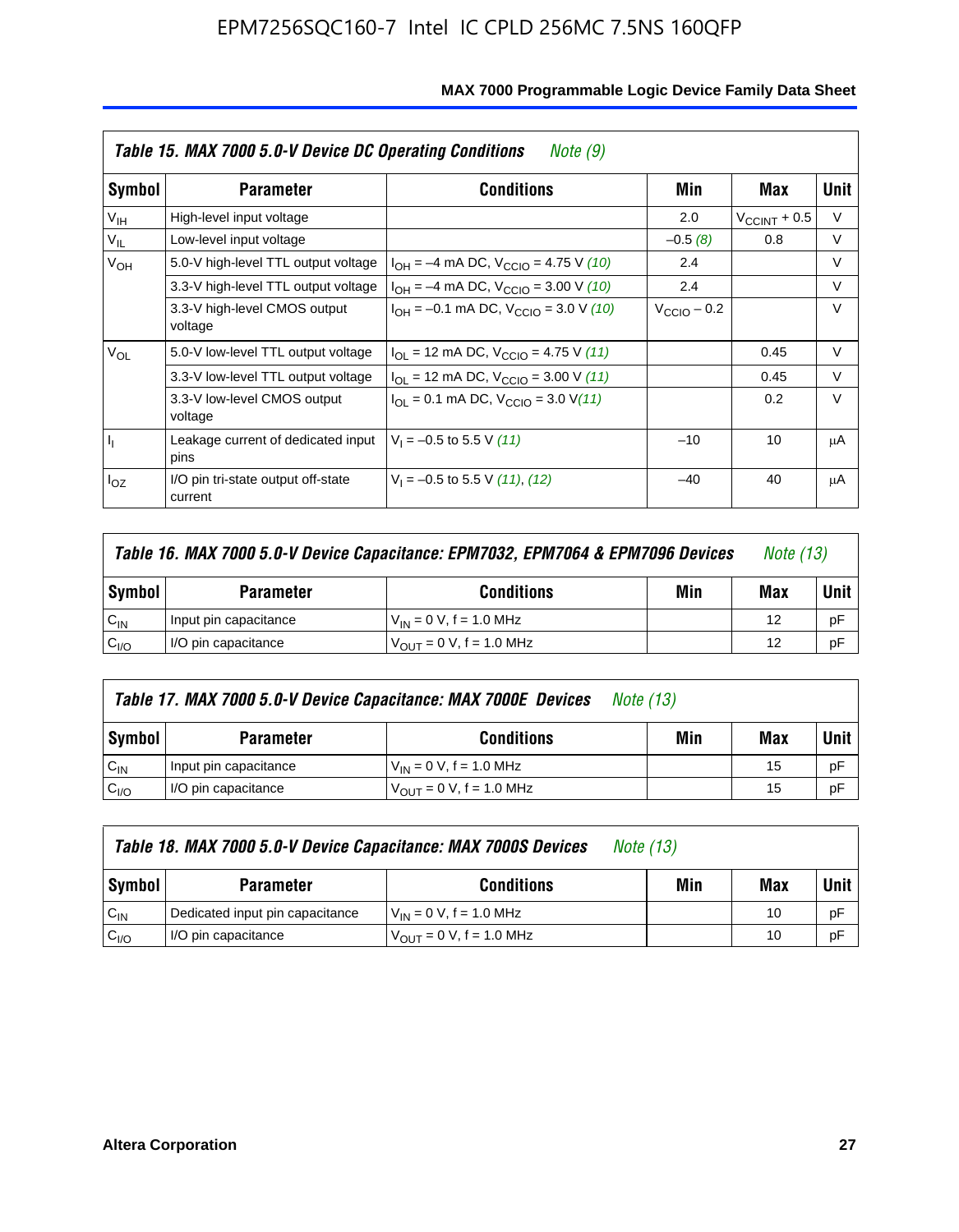**Table 15. MAX 7000 5.0-V Device DC Operating Conditions** *Note (9)*

| Symbol | Parameter | Conditions | Min | Max | Unit |
|---|---|---|---|---|---|
| $V_{IH}$ | High-level input voltage | | 2.0 | $V_{CCINT}$ + 0.5 | V |
| $V_{IL}$ | Low-level input voltage | | –0.5 *(8)* | 0.8 | V |
| $V_{OH}$ | 5.0-V high-level TTL output voltage | $I_{OH}$ = –4 mA DC, $V_{CCIO}$ = 4.75 V *(10)* | 2.4 | | V |
| | 3.3-V high-level TTL output voltage | $I_{OH}$ = –4 mA DC, $V_{CCIO}$ = 3.00 V *(10)* | 2.4 | | V |
| | 3.3-V high-level CMOS output voltage | $I_{OH}$ = –0.1 mA DC, $V_{CCIO}$ = 3.0 V *(10)* | $V_{CCIO}$ – 0.2 | | V |
| $V_{OL}$ | 5.0-V low-level TTL output voltage | $I_{OL}$ = 12 mA DC, $V_{CCIO}$ = 4.75 V *(11)* | | 0.45 | V |
| | 3.3-V low-level TTL output voltage | $I_{OL}$ = 12 mA DC, $V_{CCIO}$ = 3.00 V *(11)* | | 0.45 | V |
| | 3.3-V low-level CMOS output voltage | $I_{OL}$ = 0.1 mA DC, $V_{CCIO}$ = 3.0 V *(11)* | | 0.2 | V |
| $I_I$ | Leakage current of dedicated input pins | $V_I$ = –0.5 to 5.5 V *(11)* | –10 | 10 | μA |
| $I_{OZ}$ | I/O pin tri-state output off-state current | $V_I$ = –0.5 to 5.5 V *(11)*, *(12)* | –40 | 40 | μA |

**Table 16. MAX 7000 5.0-V Device Capacitance: EPM7032, EPM7064 & EPM7096 Devices** *Note (13)*

| Symbol | Parameter | Conditions | Min | Max | Unit |
|---|---|---|---|---|---|
| $C_{IN}$ | Input pin capacitance | $V_{IN}$ = 0 V, f = 1.0 MHz | | 12 | pF |
| $C_{I/O}$ | I/O pin capacitance | $V_{OUT}$ = 0 V, f = 1.0 MHz | | 12 | pF |

**Table 17. MAX 7000 5.0-V Device Capacitance: MAX 7000E Devices** *Note (13)*

| Symbol | Parameter | Conditions | Min | Max | Unit |
|---|---|---|---|---|---|
| $C_{IN}$ | Input pin capacitance | $V_{IN}$ = 0 V, f = 1.0 MHz | | 15 | pF |
| $C_{I/O}$ | I/O pin capacitance | $V_{OUT}$ = 0 V, f = 1.0 MHz | | 15 | pF |

**Table 18. MAX 7000 5.0-V Device Capacitance: MAX 7000S Devices** *Note (13)*

| Symbol | Parameter | Conditions | Min | Max | Unit |
|---|---|---|---|---|---|
| $C_{IN}$ | Dedicated input pin capacitance | $V_{IN}$ = 0 V, f = 1.0 MHz | | 10 | pF |
| $C_{I/O}$ | I/O pin capacitance | $V_{OUT}$ = 0 V, f = 1.0 MHz | | 10 | pF |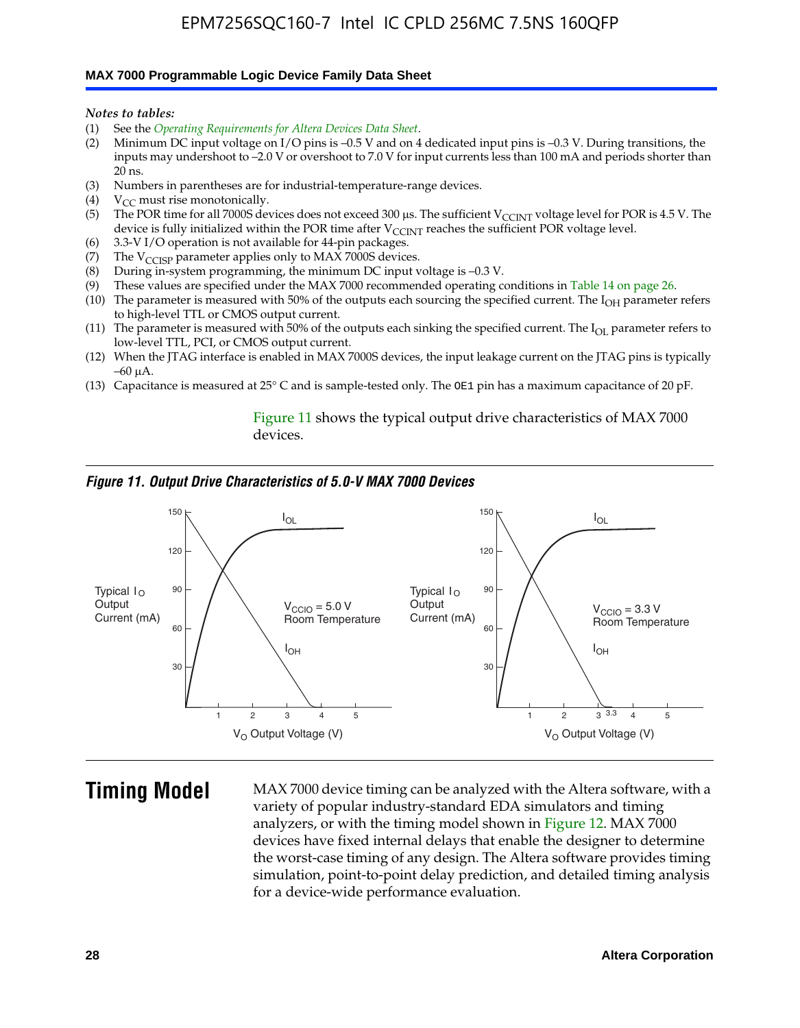*Notes to tables:*

(1) See the *Operating Requirements for Altera Devices Data Sheet*.
(2) Minimum DC input voltage on I/O pins is –0.5 V and on 4 dedicated input pins is –0.3 V. During transitions, the inputs may undershoot to –2.0 V or overshoot to 7.0 V for input currents less than 100 mA and periods shorter than 20 ns.
(3) Numbers in parentheses are for industrial-temperature-range devices.
(4) $V_{CC}$ must rise monotonically.
(5) The POR time for all 7000S devices does not exceed 300 µs. The sufficient $V_{CCINT}$ voltage level for POR is 4.5 V. The device is fully initialized within the POR time after $V_{CCINT}$ reaches the sufficient POR voltage level.
(6) 3.3-V I/O operation is not available for 44-pin packages.
(7) The $V_{CCISP}$ parameter applies only to MAX 7000S devices.
(8) During in-system programming, the minimum DC input voltage is –0.3 V.
(9) These values are specified under the MAX 7000 recommended operating conditions in Table 14 on page 26.
(10) The parameter is measured with 50% of the outputs each sourcing the specified current. The $I_{OH}$ parameter refers to high-level TTL or CMOS output current.
(11) The parameter is measured with 50% of the outputs each sinking the specified current. The $I_{OL}$ parameter refers to low-level TTL, PCI, or CMOS output current.
(12) When the JTAG interface is enabled in MAX 7000S devices, the input leakage current on the JTAG pins is typically –60 µA.
(13) Capacitance is measured at 25° C and is sample-tested only. The OE1 pin has a maximum capacitance of 20 pF.

Figure 11 shows the typical output drive characteristics of MAX 7000 devices.

*Figure 11. Output Drive Characteristics of 5.0-V MAX 7000 Devices*

# Timing Model

MAX 7000 device timing can be analyzed with the Altera software, with a variety of popular industry-standard EDA simulators and timing analyzers, or with the timing model shown in Figure 12. MAX 7000 devices have fixed internal delays that enable the designer to determine the worst-case timing of any design. The Altera software provides timing simulation, point-to-point delay prediction, and detailed timing analysis for a device-wide performance evaluation.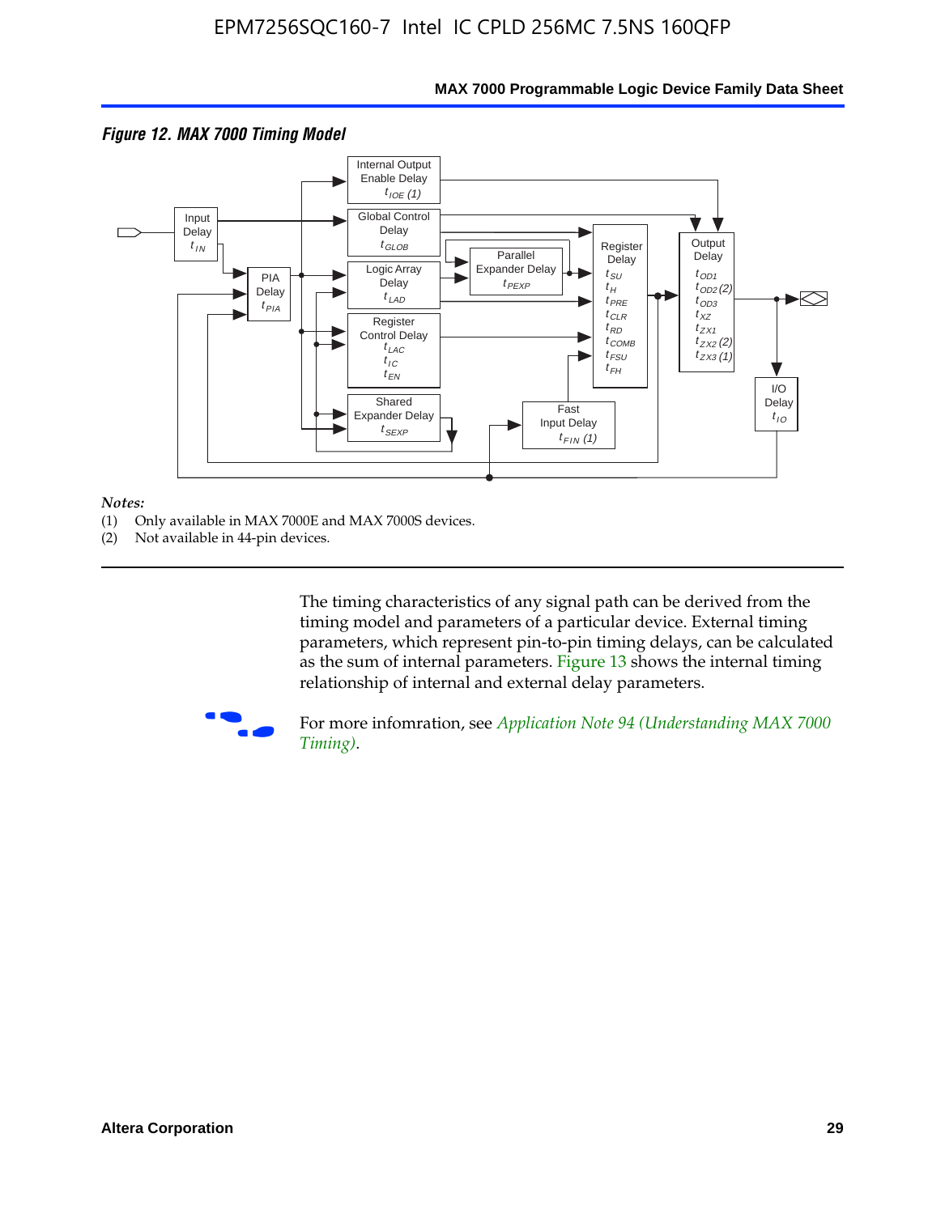**Figure 12. MAX 7000 Timing Model**

*Notes:*

(1) Only available in MAX 7000E and MAX 7000S devices.

(2) Not available in 44-pin devices.

The timing characteristics of any signal path can be derived from the timing model and parameters of a particular device. External timing parameters, which represent pin-to-pin timing delays, can be calculated as the sum of internal parameters. Figure 13 shows the internal timing relationship of internal and external delay parameters.

For more infomration, see *Application Note 94 (Understanding MAX 7000 Timing)*.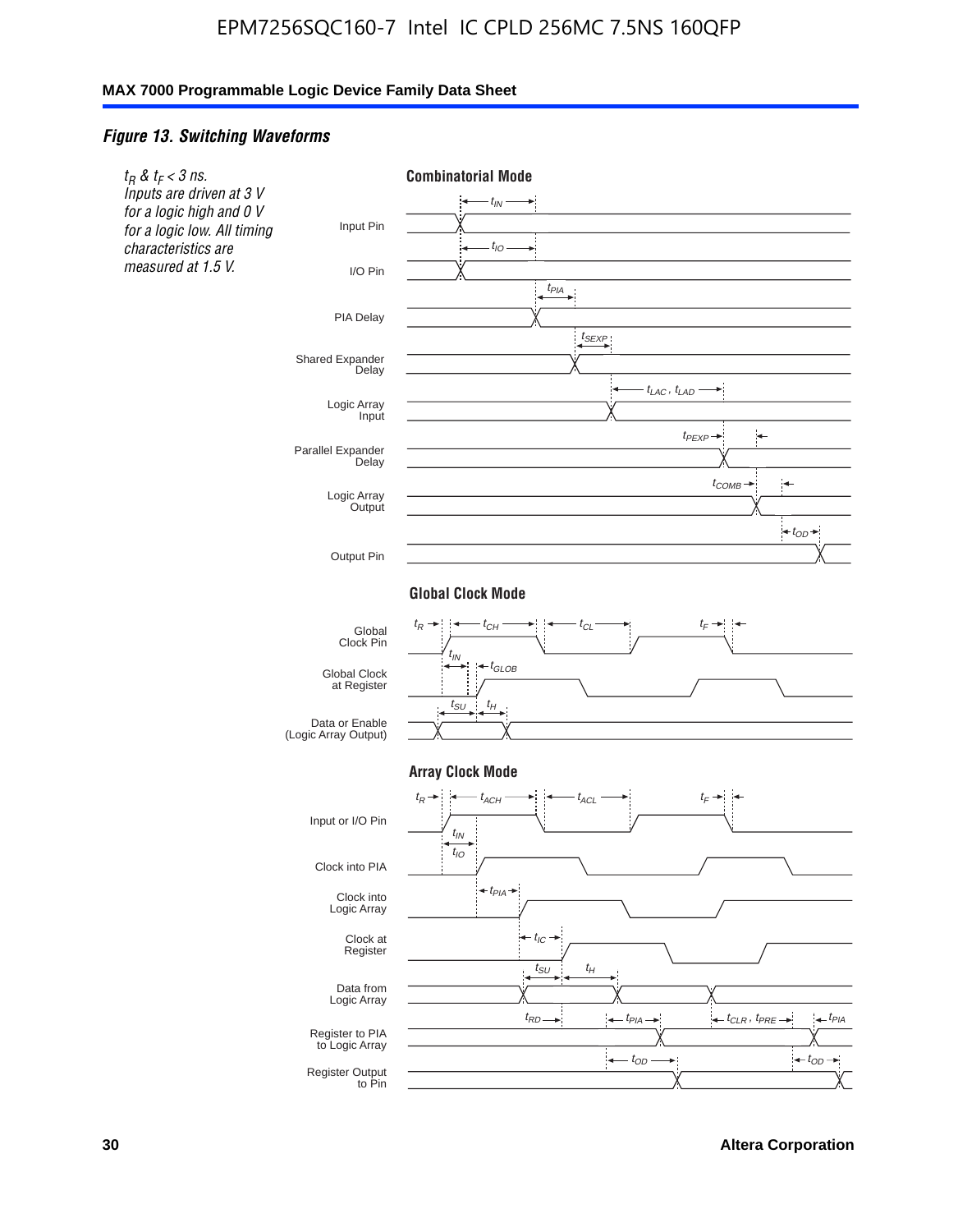## *Figure 13. Switching Waveforms*

*$t_R$ & $t_F$ < 3 ns. Inputs are driven at 3 V for a logic high and 0 V for a logic low. All timing characteristics are measured at 1.5 V.*

**Combinatorial Mode**

Input Pin — $t_{IN}$
I/O Pin — $t_{IO}$
PIA Delay — $t_{PIA}$
Shared Expander Delay — $t_{SEXP}$
Logic Array Input — $t_{LAC}$ , $t_{LAD}$
Parallel Expander Delay — $t_{PEXP}$
Logic Array Output — $t_{COMB}$
Output Pin — $t_{OD}$

**Global Clock Mode**

Global Clock Pin — $t_R$, $t_{CH}$, $t_{CL}$, $t_F$
Global Clock at Register — $t_{IN}$, $t_{GLOB}$
Data or Enable (Logic Array Output) — $t_{SU}$, $t_H$

**Array Clock Mode**

Input or I/O Pin — $t_R$, $t_{ACH}$, $t_{ACL}$, $t_F$
Clock into PIA — $t_{IN}$, $t_{IO}$
Clock into Logic Array — $t_{PIA}$
Clock at Register — $t_{IC}$
Data from Logic Array — $t_{SU}$, $t_H$
Register to PIA to Logic Array — $t_{RD}$, $t_{PIA}$, $t_{CLR}$ , $t_{PRE}$, $t_{PIA}$
Register Output to Pin — $t_{OD}$, $t_{OD}$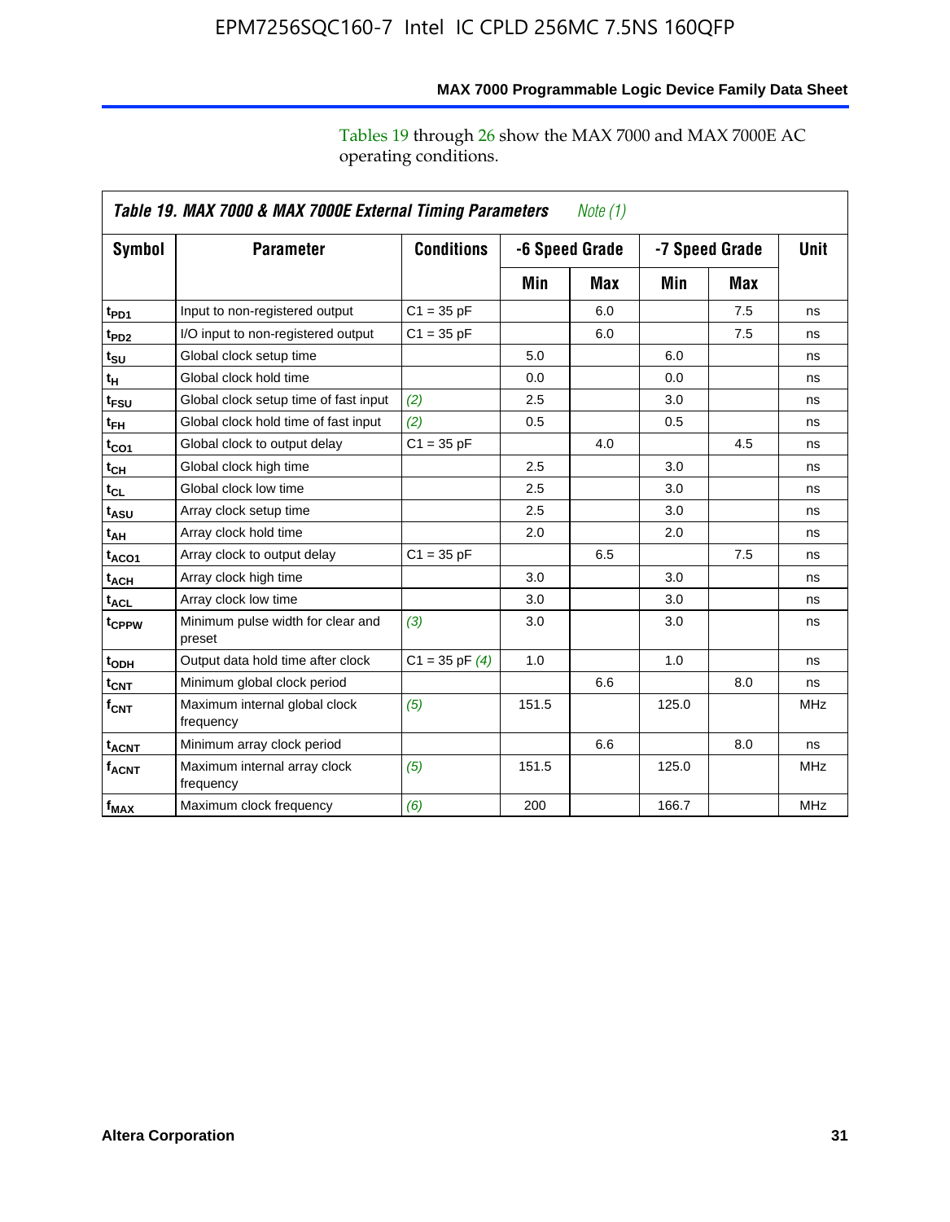Tables 19 through 26 show the MAX 7000 and MAX 7000E AC operating conditions.

**Table 19. MAX 7000 & MAX 7000E External Timing Parameters** *Note (1)*

| Symbol | Parameter | Conditions | -6 Speed Grade | | -7 Speed Grade | | Unit |
|---|---|---|---|---|---|---|---|
| | | | Min | Max | Min | Max | |
| $t_{PD1}$ | Input to non-registered output | C1 = 35 pF | | 6.0 | | 7.5 | ns |
| $t_{PD2}$ | I/O input to non-registered output | C1 = 35 pF | | 6.0 | | 7.5 | ns |
| $t_{SU}$ | Global clock setup time | | 5.0 | | 6.0 | | ns |
| $t_{H}$ | Global clock hold time | | 0.0 | | 0.0 | | ns |
| $t_{FSU}$ | Global clock setup time of fast input | *(2)* | 2.5 | | 3.0 | | ns |
| $t_{FH}$ | Global clock hold time of fast input | *(2)* | 0.5 | | 0.5 | | ns |
| $t_{CO1}$ | Global clock to output delay | C1 = 35 pF | | 4.0 | | 4.5 | ns |
| $t_{CH}$ | Global clock high time | | 2.5 | | 3.0 | | ns |
| $t_{CL}$ | Global clock low time | | 2.5 | | 3.0 | | ns |
| $t_{ASU}$ | Array clock setup time | | 2.5 | | 3.0 | | ns |
| $t_{AH}$ | Array clock hold time | | 2.0 | | 2.0 | | ns |
| $t_{ACO1}$ | Array clock to output delay | C1 = 35 pF | | 6.5 | | 7.5 | ns |
| $t_{ACH}$ | Array clock high time | | 3.0 | | 3.0 | | ns |
| $t_{ACL}$ | Array clock low time | | 3.0 | | 3.0 | | ns |
| $t_{CPPW}$ | Minimum pulse width for clear and preset | *(3)* | 3.0 | | 3.0 | | ns |
| $t_{ODH}$ | Output data hold time after clock | C1 = 35 pF *(4)* | 1.0 | | 1.0 | | ns |
| $t_{CNT}$ | Minimum global clock period | | | 6.6 | | 8.0 | ns |
| $f_{CNT}$ | Maximum internal global clock frequency | *(5)* | 151.5 | | 125.0 | | MHz |
| $t_{ACNT}$ | Minimum array clock period | | | 6.6 | | 8.0 | ns |
| $f_{ACNT}$ | Maximum internal array clock frequency | *(5)* | 151.5 | | 125.0 | | MHz |
| $f_{MAX}$ | Maximum clock frequency | *(6)* | 200 | | 166.7 | | MHz |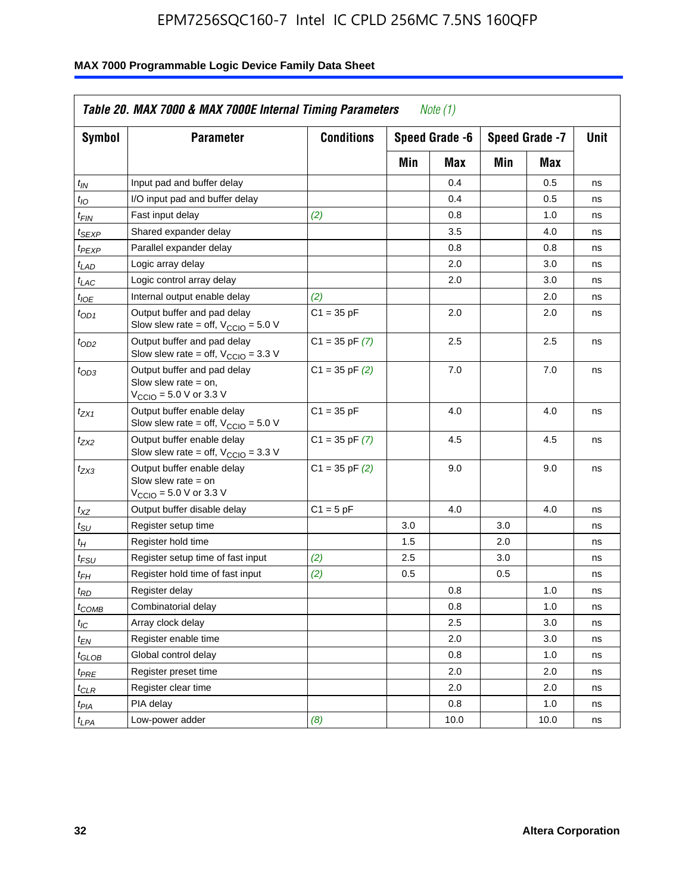| Table 20. MAX 7000 & MAX 7000E Internal Timing Parameters *Note (1)* | | | | | | | |
|---|---|---|---|---|---|---|---|
| Symbol | Parameter | Conditions | Speed Grade -6 | | Speed Grade -7 | | Unit |
| | | | Min | Max | Min | Max | |
| $t_{IN}$ | Input pad and buffer delay | | | 0.4 | | 0.5 | ns |
| $t_{IO}$ | I/O input pad and buffer delay | | | 0.4 | | 0.5 | ns |
| $t_{FIN}$ | Fast input delay | *(2)* | | 0.8 | | 1.0 | ns |
| $t_{SEXP}$ | Shared expander delay | | | 3.5 | | 4.0 | ns |
| $t_{PEXP}$ | Parallel expander delay | | | 0.8 | | 0.8 | ns |
| $t_{LAD}$ | Logic array delay | | | 2.0 | | 3.0 | ns |
| $t_{LAC}$ | Logic control array delay | | | 2.0 | | 3.0 | ns |
| $t_{IOE}$ | Internal output enable delay | *(2)* | | | | 2.0 | ns |
| $t_{OD1}$ | Output buffer and pad delay Slow slew rate = off, $V_{CCIO}$ = 5.0 V | C1 = 35 pF | | 2.0 | | 2.0 | ns |
| $t_{OD2}$ | Output buffer and pad delay Slow slew rate = off, $V_{CCIO}$ = 3.3 V | C1 = 35 pF *(7)* | | 2.5 | | 2.5 | ns |
| $t_{OD3}$ | Output buffer and pad delay Slow slew rate = on, $V_{CCIO}$ = 5.0 V or 3.3 V | C1 = 35 pF *(2)* | | 7.0 | | 7.0 | ns |
| $t_{ZX1}$ | Output buffer enable delay Slow slew rate = off, $V_{CCIO}$ = 5.0 V | C1 = 35 pF | | 4.0 | | 4.0 | ns |
| $t_{ZX2}$ | Output buffer enable delay Slow slew rate = off, $V_{CCIO}$ = 3.3 V | C1 = 35 pF *(7)* | | 4.5 | | 4.5 | ns |
| $t_{ZX3}$ | Output buffer enable delay Slow slew rate = on $V_{CCIO}$ = 5.0 V or 3.3 V | C1 = 35 pF *(2)* | | 9.0 | | 9.0 | ns |
| $t_{XZ}$ | Output buffer disable delay | C1 = 5 pF | | 4.0 | | 4.0 | ns |
| $t_{SU}$ | Register setup time | | 3.0 | | 3.0 | | ns |
| $t_{H}$ | Register hold time | | 1.5 | | 2.0 | | ns |
| $t_{FSU}$ | Register setup time of fast input | *(2)* | 2.5 | | 3.0 | | ns |
| $t_{FH}$ | Register hold time of fast input | *(2)* | 0.5 | | 0.5 | | ns |
| $t_{RD}$ | Register delay | | | 0.8 | | 1.0 | ns |
| $t_{COMB}$ | Combinatorial delay | | | 0.8 | | 1.0 | ns |
| $t_{IC}$ | Array clock delay | | | 2.5 | | 3.0 | ns |
| $t_{EN}$ | Register enable time | | | 2.0 | | 3.0 | ns |
| $t_{GLOB}$ | Global control delay | | | 0.8 | | 1.0 | ns |
| $t_{PRE}$ | Register preset time | | | 2.0 | | 2.0 | ns |
| $t_{CLR}$ | Register clear time | | | 2.0 | | 2.0 | ns |
| $t_{PIA}$ | PIA delay | | | 0.8 | | 1.0 | ns |
| $t_{LPA}$ | Low-power adder | *(8)* | | 10.0 | | 10.0 | ns |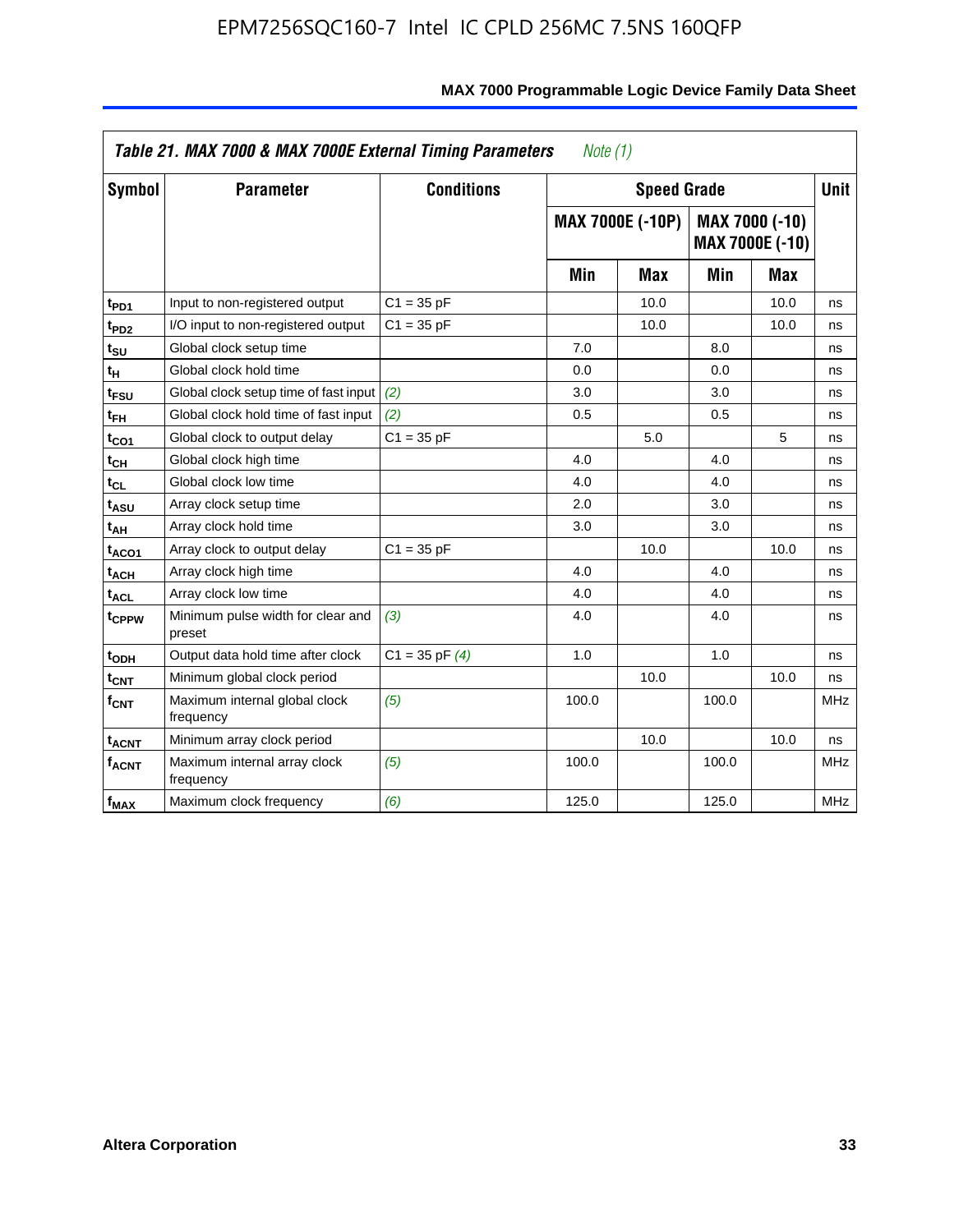**Table 21. MAX 7000 & MAX 7000E External Timing Parameters** *Note (1)*

| Symbol | Parameter | Conditions | Speed Grade | | | | Unit |
|---|---|---|---|---|---|---|---|
| | | | MAX 7000E (-10P) | | MAX 7000 (-10) MAX 7000E (-10) | | |
| | | | Min | Max | Min | Max | |
| $t_{PD1}$ | Input to non-registered output | C1 = 35 pF | | 10.0 | | 10.0 | ns |
| $t_{PD2}$ | I/O input to non-registered output | C1 = 35 pF | | 10.0 | | 10.0 | ns |
| $t_{SU}$ | Global clock setup time | | 7.0 | | 8.0 | | ns |
| $t_{H}$ | Global clock hold time | | 0.0 | | 0.0 | | ns |
| $t_{FSU}$ | Global clock setup time of fast input | *(2)* | 3.0 | | 3.0 | | ns |
| $t_{FH}$ | Global clock hold time of fast input | *(2)* | 0.5 | | 0.5 | | ns |
| $t_{CO1}$ | Global clock to output delay | C1 = 35 pF | | 5.0 | | 5 | ns |
| $t_{CH}$ | Global clock high time | | 4.0 | | 4.0 | | ns |
| $t_{CL}$ | Global clock low time | | 4.0 | | 4.0 | | ns |
| $t_{ASU}$ | Array clock setup time | | 2.0 | | 3.0 | | ns |
| $t_{AH}$ | Array clock hold time | | 3.0 | | 3.0 | | ns |
| $t_{ACO1}$ | Array clock to output delay | C1 = 35 pF | | 10.0 | | 10.0 | ns |
| $t_{ACH}$ | Array clock high time | | 4.0 | | 4.0 | | ns |
| $t_{ACL}$ | Array clock low time | | 4.0 | | 4.0 | | ns |
| $t_{CPPW}$ | Minimum pulse width for clear and preset | *(3)* | 4.0 | | 4.0 | | ns |
| $t_{ODH}$ | Output data hold time after clock | C1 = 35 pF *(4)* | 1.0 | | 1.0 | | ns |
| $t_{CNT}$ | Minimum global clock period | | | 10.0 | | 10.0 | ns |
| $f_{CNT}$ | Maximum internal global clock frequency | *(5)* | 100.0 | | 100.0 | | MHz |
| $t_{ACNT}$ | Minimum array clock period | | | 10.0 | | 10.0 | ns |
| $f_{ACNT}$ | Maximum internal array clock frequency | *(5)* | 100.0 | | 100.0 | | MHz |
| $f_{MAX}$ | Maximum clock frequency | *(6)* | 125.0 | | 125.0 | | MHz |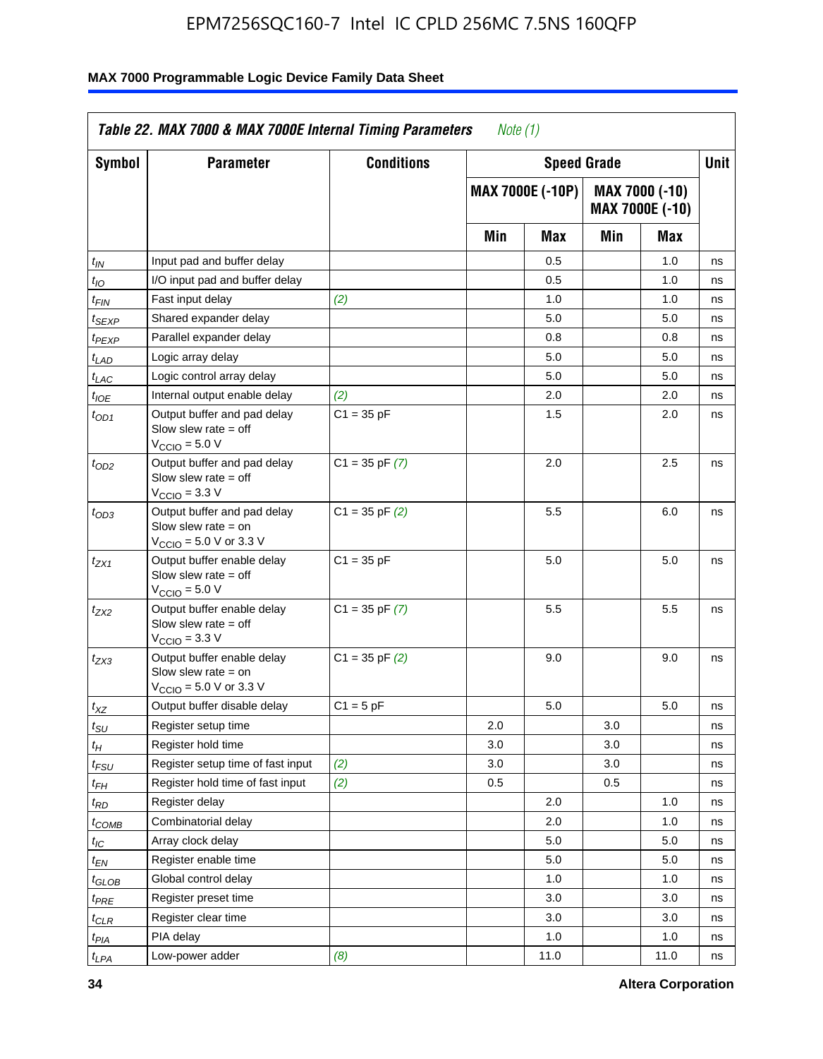**Table 22. MAX 7000 & MAX 7000E Internal Timing Parameters** *Note (1)*

| Symbol | Parameter | Conditions | Speed Grade | | | | Unit |
|---|---|---|---|---|---|---|---|
| | | | MAX 7000E (-10P) | | MAX 7000 (-10) MAX 7000E (-10) | | |
| | | | Min | Max | Min | Max | |
| $t_{IN}$ | Input pad and buffer delay | | | 0.5 | | 1.0 | ns |
| $t_{IO}$ | I/O input pad and buffer delay | | | 0.5 | | 1.0 | ns |
| $t_{FIN}$ | Fast input delay | *(2)* | | 1.0 | | 1.0 | ns |
| $t_{SEXP}$ | Shared expander delay | | | 5.0 | | 5.0 | ns |
| $t_{PEXP}$ | Parallel expander delay | | | 0.8 | | 0.8 | ns |
| $t_{LAD}$ | Logic array delay | | | 5.0 | | 5.0 | ns |
| $t_{LAC}$ | Logic control array delay | | | 5.0 | | 5.0 | ns |
| $t_{IOE}$ | Internal output enable delay | *(2)* | | 2.0 | | 2.0 | ns |
| $t_{OD1}$ | Output buffer and pad delay Slow slew rate = off $V_{CCIO}$ = 5.0 V | C1 = 35 pF | | 1.5 | | 2.0 | ns |
| $t_{OD2}$ | Output buffer and pad delay Slow slew rate = off $V_{CCIO}$ = 3.3 V | C1 = 35 pF *(7)* | | 2.0 | | 2.5 | ns |
| $t_{OD3}$ | Output buffer and pad delay Slow slew rate = on $V_{CCIO}$ = 5.0 V or 3.3 V | C1 = 35 pF *(2)* | | 5.5 | | 6.0 | ns |
| $t_{ZX1}$ | Output buffer enable delay Slow slew rate = off $V_{CCIO}$ = 5.0 V | C1 = 35 pF | | 5.0 | | 5.0 | ns |
| $t_{ZX2}$ | Output buffer enable delay Slow slew rate = off $V_{CCIO}$ = 3.3 V | C1 = 35 pF *(7)* | | 5.5 | | 5.5 | ns |
| $t_{ZX3}$ | Output buffer enable delay Slow slew rate = on $V_{CCIO}$ = 5.0 V or 3.3 V | C1 = 35 pF *(2)* | | 9.0 | | 9.0 | ns |
| $t_{XZ}$ | Output buffer disable delay | C1 = 5 pF | | 5.0 | | 5.0 | ns |
| $t_{SU}$ | Register setup time | | 2.0 | | 3.0 | | ns |
| $t_{H}$ | Register hold time | | 3.0 | | 3.0 | | ns |
| $t_{FSU}$ | Register setup time of fast input | *(2)* | 3.0 | | 3.0 | | ns |
| $t_{FH}$ | Register hold time of fast input | *(2)* | 0.5 | | 0.5 | | ns |
| $t_{RD}$ | Register delay | | | 2.0 | | 1.0 | ns |
| $t_{COMB}$ | Combinatorial delay | | | 2.0 | | 1.0 | ns |
| $t_{IC}$ | Array clock delay | | | 5.0 | | 5.0 | ns |
| $t_{EN}$ | Register enable time | | | 5.0 | | 5.0 | ns |
| $t_{GLOB}$ | Global control delay | | | 1.0 | | 1.0 | ns |
| $t_{PRE}$ | Register preset time | | | 3.0 | | 3.0 | ns |
| $t_{CLR}$ | Register clear time | | | 3.0 | | 3.0 | ns |
| $t_{PIA}$ | PIA delay | | | 1.0 | | 1.0 | ns |
| $t_{LPA}$ | Low-power adder | *(8)* | | 11.0 | | 11.0 | ns |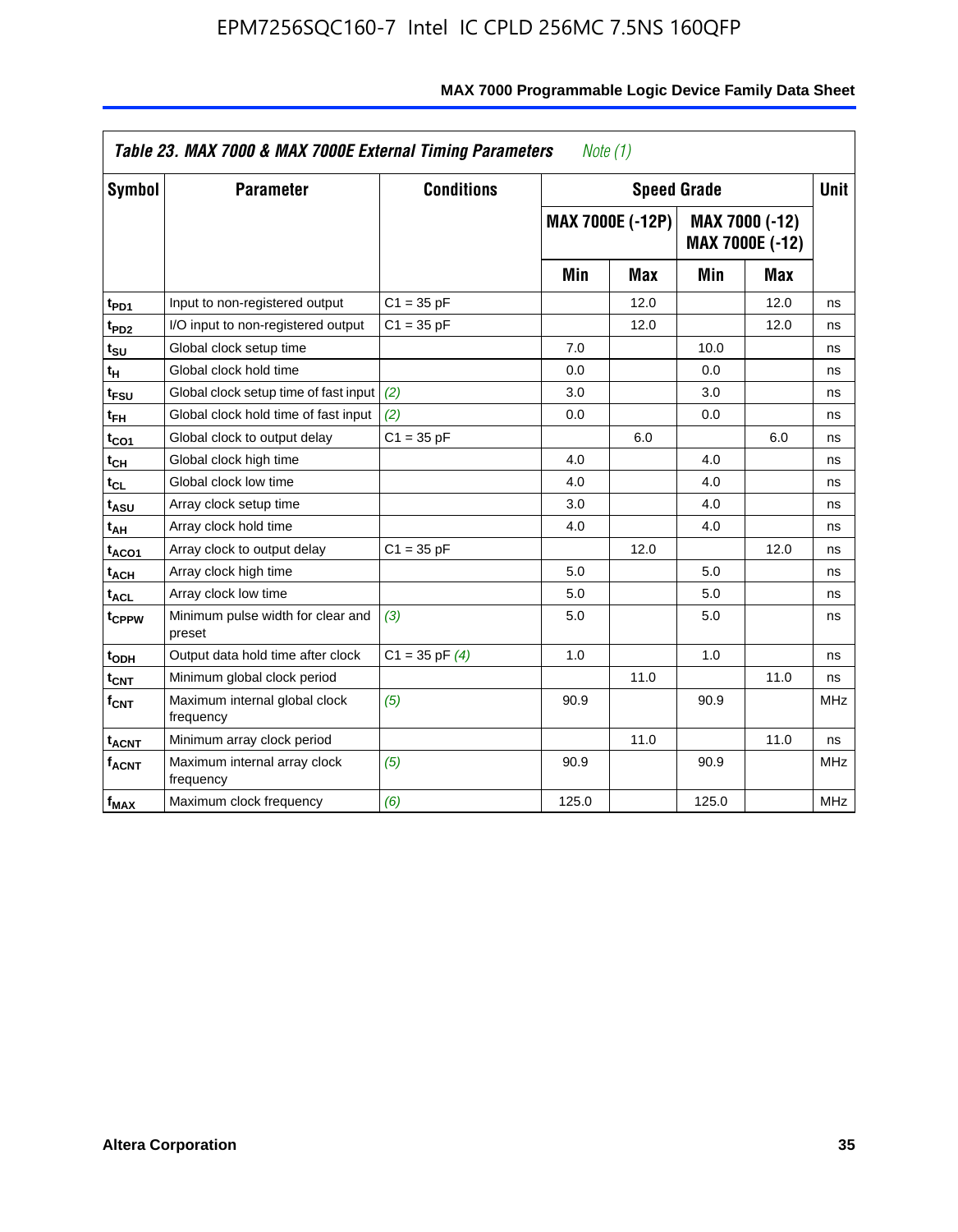**Table 23. MAX 7000 & MAX 7000E External Timing Parameters** *Note (1)*

| Symbol | Parameter | Conditions | Speed Grade | | | | Unit |
|---|---|---|---|---|---|---|---|
| | | | MAX 7000E (-12P) | | MAX 7000 (-12) MAX 7000E (-12) | | |
| | | | Min | Max | Min | Max | |
| $t_{PD1}$ | Input to non-registered output | C1 = 35 pF | | 12.0 | | 12.0 | ns |
| $t_{PD2}$ | I/O input to non-registered output | C1 = 35 pF | | 12.0 | | 12.0 | ns |
| $t_{SU}$ | Global clock setup time | | 7.0 | | 10.0 | | ns |
| $t_{H}$ | Global clock hold time | | 0.0 | | 0.0 | | ns |
| $t_{FSU}$ | Global clock setup time of fast input | *(2)* | 3.0 | | 3.0 | | ns |
| $t_{FH}$ | Global clock hold time of fast input | *(2)* | 0.0 | | 0.0 | | ns |
| $t_{CO1}$ | Global clock to output delay | C1 = 35 pF | | 6.0 | | 6.0 | ns |
| $t_{CH}$ | Global clock high time | | 4.0 | | 4.0 | | ns |
| $t_{CL}$ | Global clock low time | | 4.0 | | 4.0 | | ns |
| $t_{ASU}$ | Array clock setup time | | 3.0 | | 4.0 | | ns |
| $t_{AH}$ | Array clock hold time | | 4.0 | | 4.0 | | ns |
| $t_{ACO1}$ | Array clock to output delay | C1 = 35 pF | | 12.0 | | 12.0 | ns |
| $t_{ACH}$ | Array clock high time | | 5.0 | | 5.0 | | ns |
| $t_{ACL}$ | Array clock low time | | 5.0 | | 5.0 | | ns |
| $t_{CPPW}$ | Minimum pulse width for clear and preset | *(3)* | 5.0 | | 5.0 | | ns |
| $t_{ODH}$ | Output data hold time after clock | C1 = 35 pF *(4)* | 1.0 | | 1.0 | | ns |
| $t_{CNT}$ | Minimum global clock period | | | 11.0 | | 11.0 | ns |
| $f_{CNT}$ | Maximum internal global clock frequency | *(5)* | 90.9 | | 90.9 | | MHz |
| $t_{ACNT}$ | Minimum array clock period | | | 11.0 | | 11.0 | ns |
| $f_{ACNT}$ | Maximum internal array clock frequency | *(5)* | 90.9 | | 90.9 | | MHz |
| $f_{MAX}$ | Maximum clock frequency | *(6)* | 125.0 | | 125.0 | | MHz |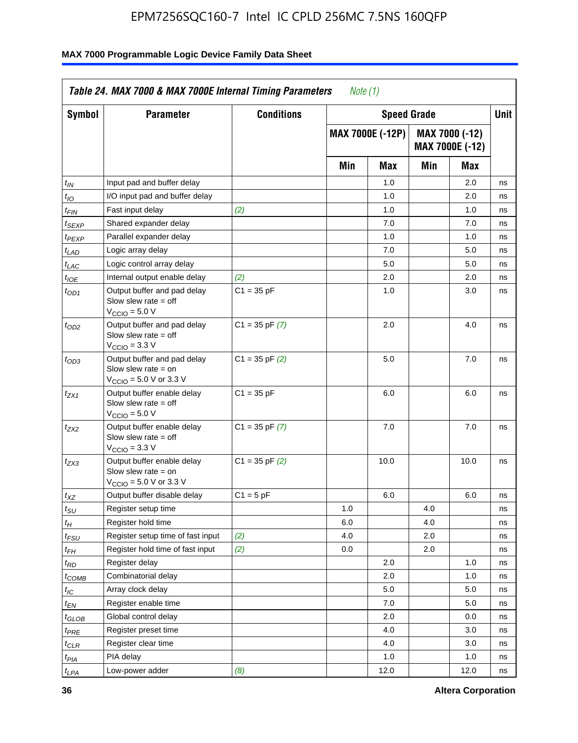| Table 24. MAX 7000 & MAX 7000E Internal Timing Parameters *Note (1)* | | | | | | | |
|---|---|---|---|---|---|---|---|
| Symbol | Parameter | Conditions | Speed Grade | | | | Unit |
| | | | MAX 7000E (-12P) | | MAX 7000 (-12) MAX 7000E (-12) | | |
| | | | Min | Max | Min | Max | |
| $t_{IN}$ | Input pad and buffer delay | | | 1.0 | | 2.0 | ns |
| $t_{IO}$ | I/O input pad and buffer delay | | | 1.0 | | 2.0 | ns |
| $t_{FIN}$ | Fast input delay | *(2)* | | 1.0 | | 1.0 | ns |
| $t_{SEXP}$ | Shared expander delay | | | 7.0 | | 7.0 | ns |
| $t_{PEXP}$ | Parallel expander delay | | | 1.0 | | 1.0 | ns |
| $t_{LAD}$ | Logic array delay | | | 7.0 | | 5.0 | ns |
| $t_{LAC}$ | Logic control array delay | | | 5.0 | | 5.0 | ns |
| $t_{IOE}$ | Internal output enable delay | *(2)* | | 2.0 | | 2.0 | ns |
| $t_{OD1}$ | Output buffer and pad delay Slow slew rate = off $V_{CCIO}$ = 5.0 V | C1 = 35 pF | | 1.0 | | 3.0 | ns |
| $t_{OD2}$ | Output buffer and pad delay Slow slew rate = off $V_{CCIO}$ = 3.3 V | C1 = 35 pF *(7)* | | 2.0 | | 4.0 | ns |
| $t_{OD3}$ | Output buffer and pad delay Slow slew rate = on $V_{CCIO}$ = 5.0 V or 3.3 V | C1 = 35 pF *(2)* | | 5.0 | | 7.0 | ns |
| $t_{ZX1}$ | Output buffer enable delay Slow slew rate = off $V_{CCIO}$ = 5.0 V | C1 = 35 pF | | 6.0 | | 6.0 | ns |
| $t_{ZX2}$ | Output buffer enable delay Slow slew rate = off $V_{CCIO}$ = 3.3 V | C1 = 35 pF *(7)* | | 7.0 | | 7.0 | ns |
| $t_{ZX3}$ | Output buffer enable delay Slow slew rate = on $V_{CCIO}$ = 5.0 V or 3.3 V | C1 = 35 pF *(2)* | | 10.0 | | 10.0 | ns |
| $t_{XZ}$ | Output buffer disable delay | C1 = 5 pF | | 6.0 | | 6.0 | ns |
| $t_{SU}$ | Register setup time | | 1.0 | | 4.0 | | ns |
| $t_H$ | Register hold time | | 6.0 | | 4.0 | | ns |
| $t_{FSU}$ | Register setup time of fast input | *(2)* | 4.0 | | 2.0 | | ns |
| $t_{FH}$ | Register hold time of fast input | *(2)* | 0.0 | | 2.0 | | ns |
| $t_{RD}$ | Register delay | | | 2.0 | | 1.0 | ns |
| $t_{COMB}$ | Combinatorial delay | | | 2.0 | | 1.0 | ns |
| $t_{IC}$ | Array clock delay | | | 5.0 | | 5.0 | ns |
| $t_{EN}$ | Register enable time | | | 7.0 | | 5.0 | ns |
| $t_{GLOB}$ | Global control delay | | | 2.0 | | 0.0 | ns |
| $t_{PRE}$ | Register preset time | | | 4.0 | | 3.0 | ns |
| $t_{CLR}$ | Register clear time | | | 4.0 | | 3.0 | ns |
| $t_{PIA}$ | PIA delay | | | 1.0 | | 1.0 | ns |
| $t_{LPA}$ | Low-power adder | *(8)* | | 12.0 | | 12.0 | ns |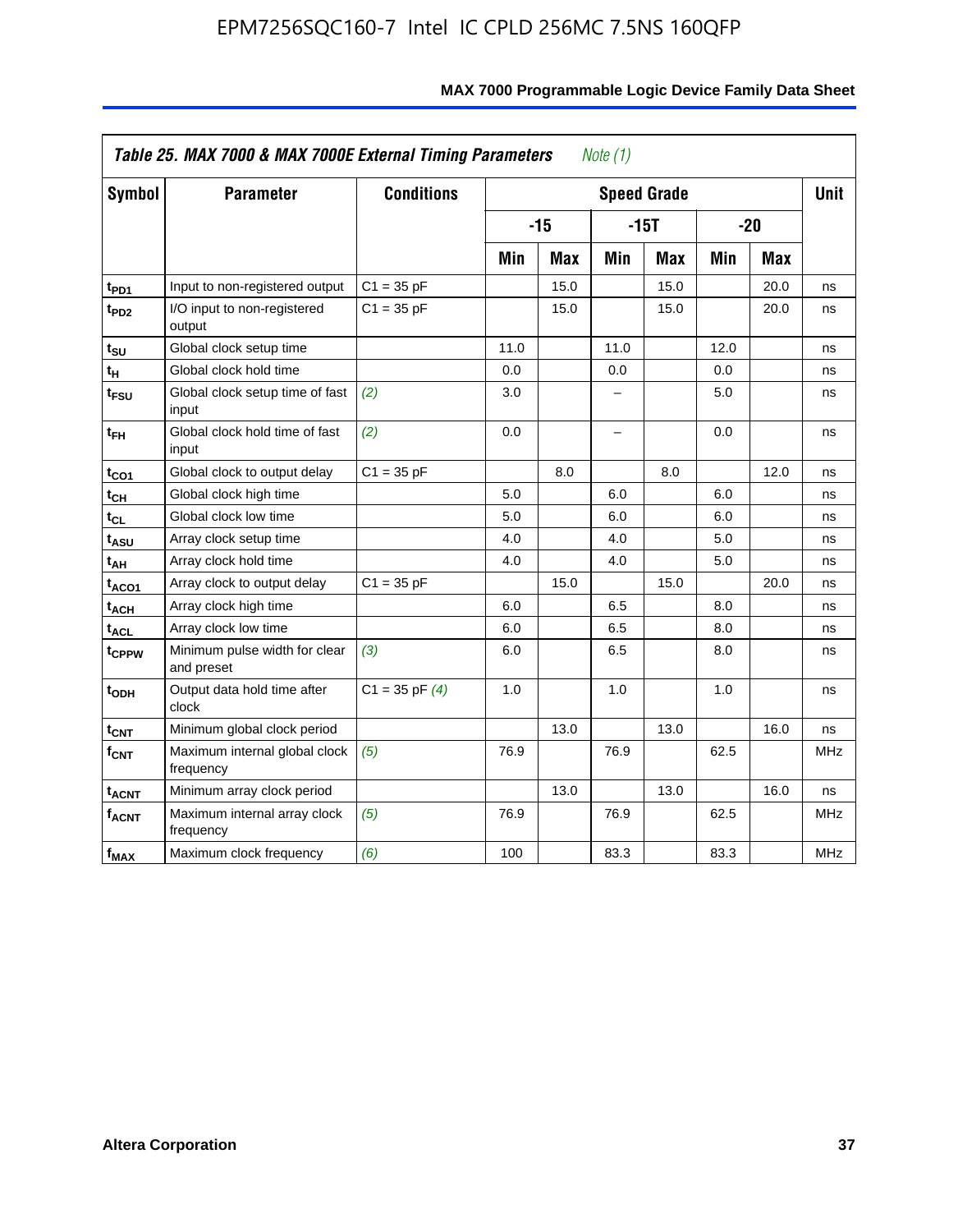## Table 25. MAX 7000 & MAX 7000E External Timing Parameters *Note (1)*

| Symbol | Parameter | Conditions | Speed Grade | | | | | | Unit |
|---|---|---|---|---|---|---|---|---|---|
| | | | -15 | | -15T | | -20 | | |
| | | | Min | Max | Min | Max | Min | Max | |
| $t_{PD1}$ | Input to non-registered output | C1 = 35 pF | | 15.0 | | 15.0 | | 20.0 | ns |
| $t_{PD2}$ | I/O input to non-registered output | C1 = 35 pF | | 15.0 | | 15.0 | | 20.0 | ns |
| $t_{SU}$ | Global clock setup time | | 11.0 | | 11.0 | | 12.0 | | ns |
| $t_H$ | Global clock hold time | | 0.0 | | 0.0 | | 0.0 | | ns |
| $t_{FSU}$ | Global clock setup time of fast input | *(2)* | 3.0 | | – | | 5.0 | | ns |
| $t_{FH}$ | Global clock hold time of fast input | *(2)* | 0.0 | | – | | 0.0 | | ns |
| $t_{CO1}$ | Global clock to output delay | C1 = 35 pF | | 8.0 | | 8.0 | | 12.0 | ns |
| $t_{CH}$ | Global clock high time | | 5.0 | | 6.0 | | 6.0 | | ns |
| $t_{CL}$ | Global clock low time | | 5.0 | | 6.0 | | 6.0 | | ns |
| $t_{ASU}$ | Array clock setup time | | 4.0 | | 4.0 | | 5.0 | | ns |
| $t_{AH}$ | Array clock hold time | | 4.0 | | 4.0 | | 5.0 | | ns |
| $t_{ACO1}$ | Array clock to output delay | C1 = 35 pF | | 15.0 | | 15.0 | | 20.0 | ns |
| $t_{ACH}$ | Array clock high time | | 6.0 | | 6.5 | | 8.0 | | ns |
| $t_{ACL}$ | Array clock low time | | 6.0 | | 6.5 | | 8.0 | | ns |
| $t_{CPPW}$ | Minimum pulse width for clear and preset | *(3)* | 6.0 | | 6.5 | | 8.0 | | ns |
| $t_{ODH}$ | Output data hold time after clock | C1 = 35 pF *(4)* | 1.0 | | 1.0 | | 1.0 | | ns |
| $t_{CNT}$ | Minimum global clock period | | | 13.0 | | 13.0 | | 16.0 | ns |
| $f_{CNT}$ | Maximum internal global clock frequency | *(5)* | 76.9 | | 76.9 | | 62.5 | | MHz |
| $t_{ACNT}$ | Minimum array clock period | | | 13.0 | | 13.0 | | 16.0 | ns |
| $f_{ACNT}$ | Maximum internal array clock frequency | *(5)* | 76.9 | | 76.9 | | 62.5 | | MHz |
| $f_{MAX}$ | Maximum clock frequency | *(6)* | 100 | | 83.3 | | 83.3 | | MHz |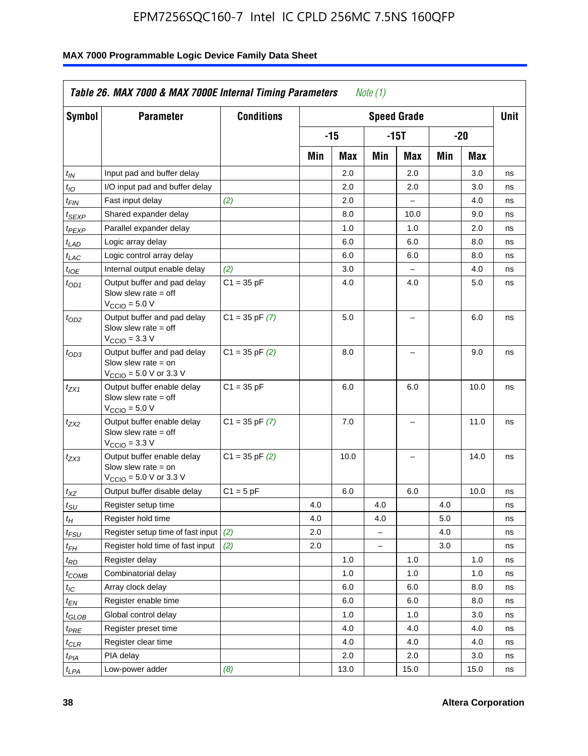EPM7256SQC160-7 Intel IC CPLD 256MC 7.5NS 160QFP

**MAX 7000 Programmable Logic Device Family Data Sheet**

**Table 26. MAX 7000 & MAX 7000E Internal Timing Parameters** *Note (1)*

| Symbol | Parameter | Conditions | Speed Grade | | | | | | Unit |
|---|---|---|---|---|---|---|---|---|---|
| | | | -15 | | -15T | | -20 | | |
| | | | Min | Max | Min | Max | Min | Max | |
| $t_{IN}$ | Input pad and buffer delay | | | 2.0 | | 2.0 | | 3.0 | ns |
| $t_{IO}$ | I/O input pad and buffer delay | | | 2.0 | | 2.0 | | 3.0 | ns |
| $t_{FIN}$ | Fast input delay | *(2)* | | 2.0 | | – | | 4.0 | ns |
| $t_{SEXP}$ | Shared expander delay | | | 8.0 | | 10.0 | | 9.0 | ns |
| $t_{PEXP}$ | Parallel expander delay | | | 1.0 | | 1.0 | | 2.0 | ns |
| $t_{LAD}$ | Logic array delay | | | 6.0 | | 6.0 | | 8.0 | ns |
| $t_{LAC}$ | Logic control array delay | | | 6.0 | | 6.0 | | 8.0 | ns |
| $t_{IOE}$ | Internal output enable delay | *(2)* | | 3.0 | | – | | 4.0 | ns |
| $t_{OD1}$ | Output buffer and pad delay Slow slew rate = off $V_{CCIO}$ = 5.0 V | C1 = 35 pF | | 4.0 | | 4.0 | | 5.0 | ns |
| $t_{OD2}$ | Output buffer and pad delay Slow slew rate = off $V_{CCIO}$ = 3.3 V | C1 = 35 pF *(7)* | | 5.0 | | – | | 6.0 | ns |
| $t_{OD3}$ | Output buffer and pad delay Slow slew rate = on $V_{CCIO}$ = 5.0 V or 3.3 V | C1 = 35 pF *(2)* | | 8.0 | | – | | 9.0 | ns |
| $t_{ZX1}$ | Output buffer enable delay Slow slew rate = off $V_{CCIO}$ = 5.0 V | C1 = 35 pF | | 6.0 | | 6.0 | | 10.0 | ns |
| $t_{ZX2}$ | Output buffer enable delay Slow slew rate = off $V_{CCIO}$ = 3.3 V | C1 = 35 pF *(7)* | | 7.0 | | – | | 11.0 | ns |
| $t_{ZX3}$ | Output buffer enable delay Slow slew rate = on $V_{CCIO}$ = 5.0 V or 3.3 V | C1 = 35 pF *(2)* | | 10.0 | | – | | 14.0 | ns |
| $t_{XZ}$ | Output buffer disable delay | C1 = 5 pF | | 6.0 | | 6.0 | | 10.0 | ns |
| $t_{SU}$ | Register setup time | | 4.0 | | 4.0 | | 4.0 | | ns |
| $t_{H}$ | Register hold time | | 4.0 | | 4.0 | | 5.0 | | ns |
| $t_{FSU}$ | Register setup time of fast input | *(2)* | 2.0 | | – | | 4.0 | | ns |
| $t_{FH}$ | Register hold time of fast input | *(2)* | 2.0 | | – | | 3.0 | | ns |
| $t_{RD}$ | Register delay | | | 1.0 | | 1.0 | | 1.0 | ns |
| $t_{COMB}$ | Combinatorial delay | | | 1.0 | | 1.0 | | 1.0 | ns |
| $t_{IC}$ | Array clock delay | | | 6.0 | | 6.0 | | 8.0 | ns |
| $t_{EN}$ | Register enable time | | | 6.0 | | 6.0 | | 8.0 | ns |
| $t_{GLOB}$ | Global control delay | | | 1.0 | | 1.0 | | 3.0 | ns |
| $t_{PRE}$ | Register preset time | | | 4.0 | | 4.0 | | 4.0 | ns |
| $t_{CLR}$ | Register clear time | | | 4.0 | | 4.0 | | 4.0 | ns |
| $t_{PIA}$ | PIA delay | | | 2.0 | | 2.0 | | 3.0 | ns |
| $t_{LPA}$ | Low-power adder | *(8)* | | 13.0 | | 15.0 | | 15.0 | ns |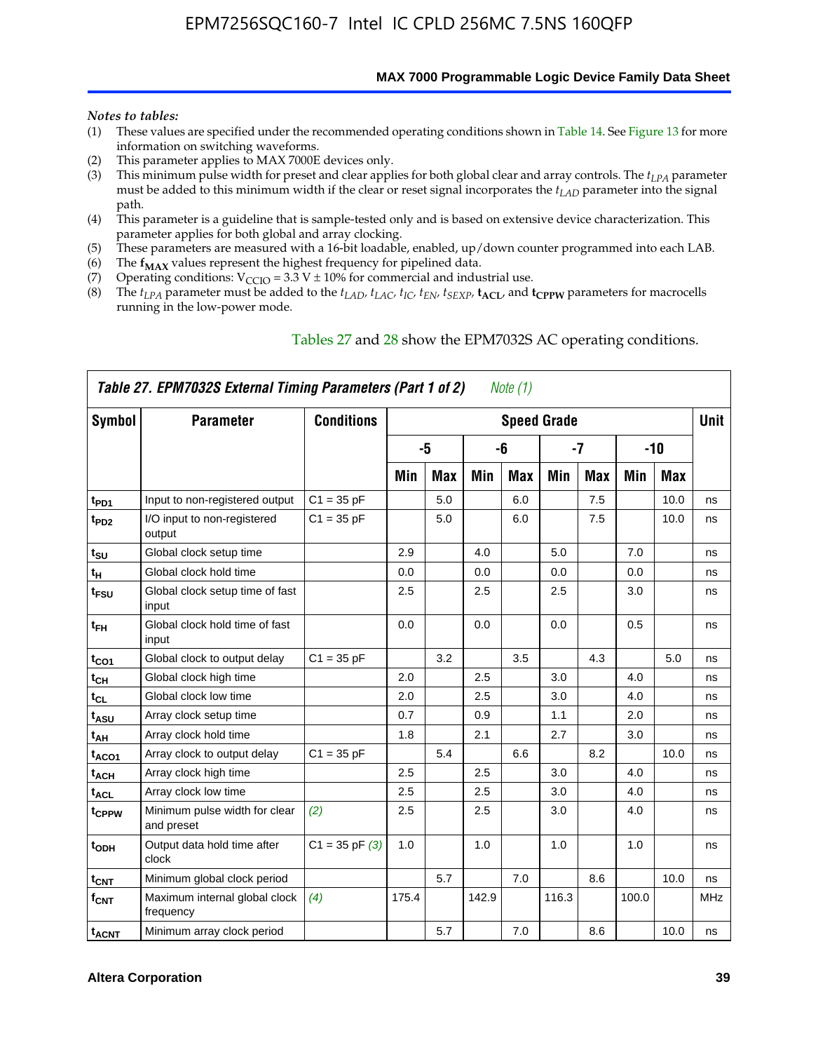*Notes to tables:*

(1) These values are specified under the recommended operating conditions shown in Table 14. See Figure 13 for more information on switching waveforms.
(2) This parameter applies to MAX 7000E devices only.
(3) This minimum pulse width for preset and clear applies for both global clear and array controls. The $t_{LPA}$ parameter must be added to this minimum width if the clear or reset signal incorporates the $t_{LAD}$ parameter into the signal path.
(4) This parameter is a guideline that is sample-tested only and is based on extensive device characterization. This parameter applies for both global and array clocking.
(5) These parameters are measured with a 16-bit loadable, enabled, up/down counter programmed into each LAB.
(6) The $f_{MAX}$ values represent the highest frequency for pipelined data.
(7) Operating conditions: $V_{CCIO}$ = 3.3 V ± 10% for commercial and industrial use.
(8) The $t_{LPA}$ parameter must be added to the $t_{LAD}$, $t_{LAC}$, $t_{IC}$, $t_{EN}$, $t_{SEXP}$, $t_{ACL}$, and $t_{CPPW}$ parameters for macrocells running in the low-power mode.

Tables 27 and 28 show the EPM7032S AC operating conditions.

**Table 27. EPM7032S External Timing Parameters (Part 1 of 2)** *Note (1)*

| Symbol | Parameter | Conditions | Speed Grade | | | | | | | | Unit |
|---|---|---|---|---|---|---|---|---|---|---|---|
| | | | -5 | | -6 | | -7 | | -10 | | |
| | | | Min | Max | Min | Max | Min | Max | Min | Max | |
| $t_{PD1}$ | Input to non-registered output | C1 = 35 pF | | 5.0 | | 6.0 | | 7.5 | | 10.0 | ns |
| $t_{PD2}$ | I/O input to non-registered output | C1 = 35 pF | | 5.0 | | 6.0 | | 7.5 | | 10.0 | ns |
| $t_{SU}$ | Global clock setup time | | 2.9 | | 4.0 | | 5.0 | | 7.0 | | ns |
| $t_H$ | Global clock hold time | | 0.0 | | 0.0 | | 0.0 | | 0.0 | | ns |
| $t_{FSU}$ | Global clock setup time of fast input | | 2.5 | | 2.5 | | 2.5 | | 3.0 | | ns |
| $t_{FH}$ | Global clock hold time of fast input | | 0.0 | | 0.0 | | 0.0 | | 0.5 | | ns |
| $t_{CO1}$ | Global clock to output delay | C1 = 35 pF | | 3.2 | | 3.5 | | 4.3 | | 5.0 | ns |
| $t_{CH}$ | Global clock high time | | 2.0 | | 2.5 | | 3.0 | | 4.0 | | ns |
| $t_{CL}$ | Global clock low time | | 2.0 | | 2.5 | | 3.0 | | 4.0 | | ns |
| $t_{ASU}$ | Array clock setup time | | 0.7 | | 0.9 | | 1.1 | | 2.0 | | ns |
| $t_{AH}$ | Array clock hold time | | 1.8 | | 2.1 | | 2.7 | | 3.0 | | ns |
| $t_{ACO1}$ | Array clock to output delay | C1 = 35 pF | | 5.4 | | 6.6 | | 8.2 | | 10.0 | ns |
| $t_{ACH}$ | Array clock high time | | 2.5 | | 2.5 | | 3.0 | | 4.0 | | ns |
| $t_{ACL}$ | Array clock low time | | 2.5 | | 2.5 | | 3.0 | | 4.0 | | ns |
| $t_{CPPW}$ | Minimum pulse width for clear and preset | *(2)* | 2.5 | | 2.5 | | 3.0 | | 4.0 | | ns |
| $t_{ODH}$ | Output data hold time after clock | C1 = 35 pF *(3)* | 1.0 | | 1.0 | | 1.0 | | 1.0 | | ns |
| $t_{CNT}$ | Minimum global clock period | | | 5.7 | | 7.0 | | 8.6 | | 10.0 | ns |
| $f_{CNT}$ | Maximum internal global clock frequency | *(4)* | 175.4 | | 142.9 | | 116.3 | | 100.0 | | MHz |
| $t_{ACNT}$ | Minimum array clock period | | | 5.7 | | 7.0 | | 8.6 | | 10.0 | ns |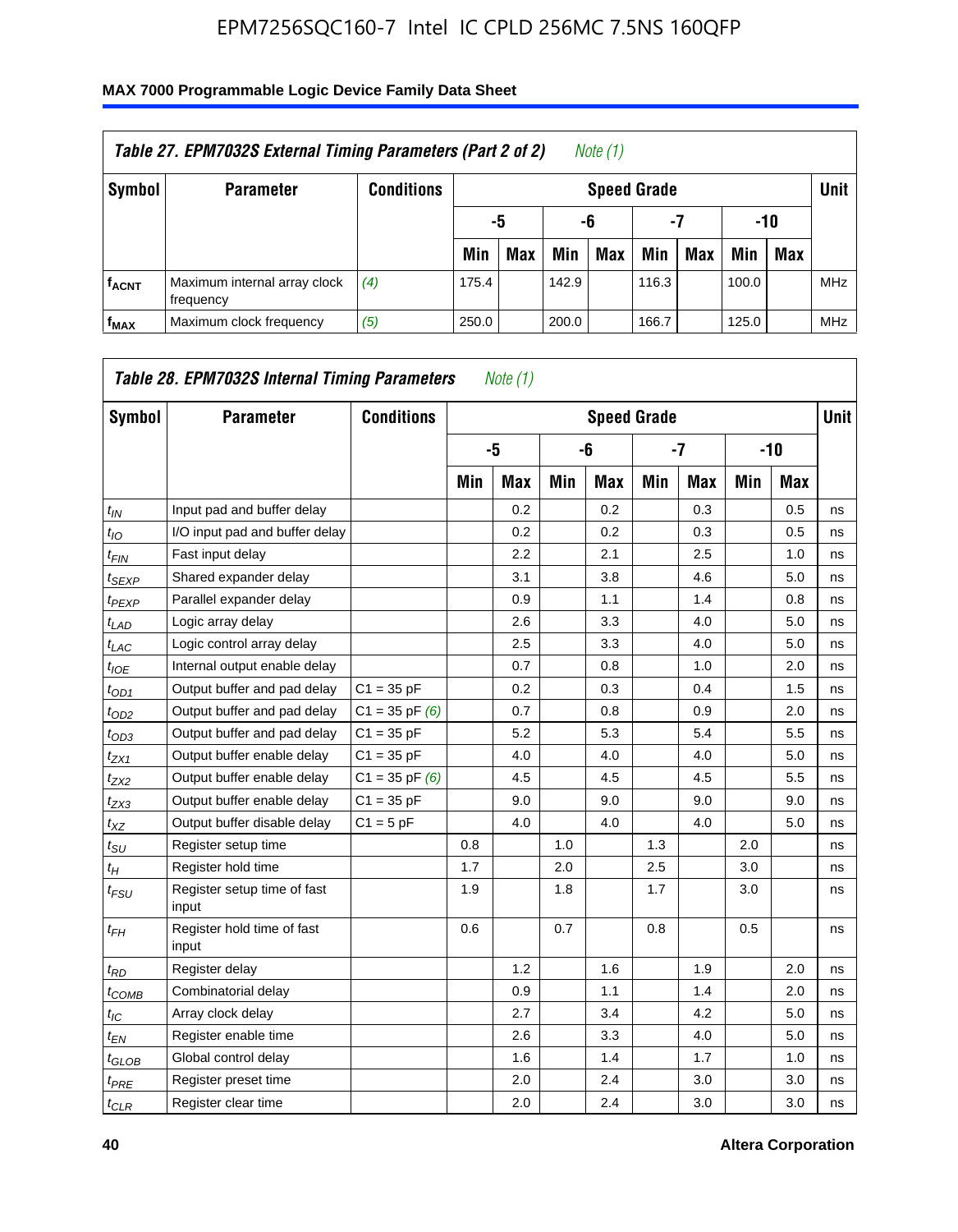### Table 27. EPM7032S External Timing Parameters (Part 2 of 2) *Note (1)*

| Symbol | Parameter | Conditions | Speed Grade | | | | | | | | Unit |
|---|---|---|---|---|---|---|---|---|---|---|---|
| | | | -5 | | -6 | | -7 | | -10 | | |
| | | | Min | Max | Min | Max | Min | Max | Min | Max | |
| $f_{ACNT}$ | Maximum internal array clock frequency | *(4)* | 175.4 | | 142.9 | | 116.3 | | 100.0 | | MHz |
| $f_{MAX}$ | Maximum clock frequency | *(5)* | 250.0 | | 200.0 | | 166.7 | | 125.0 | | MHz |

### Table 28. EPM7032S Internal Timing Parameters *Note (1)*

| Symbol | Parameter | Conditions | Speed Grade | | | | | | | | Unit |
|---|---|---|---|---|---|---|---|---|---|---|---|
| | | | -5 | | -6 | | -7 | | -10 | | |
| | | | Min | Max | Min | Max | Min | Max | Min | Max | |
| $t_{IN}$ | Input pad and buffer delay | | | 0.2 | | 0.2 | | 0.3 | | 0.5 | ns |
| $t_{IO}$ | I/O input pad and buffer delay | | | 0.2 | | 0.2 | | 0.3 | | 0.5 | ns |
| $t_{FIN}$ | Fast input delay | | | 2.2 | | 2.1 | | 2.5 | | 1.0 | ns |
| $t_{SEXP}$ | Shared expander delay | | | 3.1 | | 3.8 | | 4.6 | | 5.0 | ns |
| $t_{PEXP}$ | Parallel expander delay | | | 0.9 | | 1.1 | | 1.4 | | 0.8 | ns |
| $t_{LAD}$ | Logic array delay | | | 2.6 | | 3.3 | | 4.0 | | 5.0 | ns |
| $t_{LAC}$ | Logic control array delay | | | 2.5 | | 3.3 | | 4.0 | | 5.0 | ns |
| $t_{IOE}$ | Internal output enable delay | | | 0.7 | | 0.8 | | 1.0 | | 2.0 | ns |
| $t_{OD1}$ | Output buffer and pad delay | C1 = 35 pF | | 0.2 | | 0.3 | | 0.4 | | 1.5 | ns |
| $t_{OD2}$ | Output buffer and pad delay | C1 = 35 pF *(6)* | | 0.7 | | 0.8 | | 0.9 | | 2.0 | ns |
| $t_{OD3}$ | Output buffer and pad delay | C1 = 35 pF | | 5.2 | | 5.3 | | 5.4 | | 5.5 | ns |
| $t_{ZX1}$ | Output buffer enable delay | C1 = 35 pF | | 4.0 | | 4.0 | | 4.0 | | 5.0 | ns |
| $t_{ZX2}$ | Output buffer enable delay | C1 = 35 pF *(6)* | | 4.5 | | 4.5 | | 4.5 | | 5.5 | ns |
| $t_{ZX3}$ | Output buffer enable delay | C1 = 35 pF | | 9.0 | | 9.0 | | 9.0 | | 9.0 | ns |
| $t_{XZ}$ | Output buffer disable delay | C1 = 5 pF | | 4.0 | | 4.0 | | 4.0 | | 5.0 | ns |
| $t_{SU}$ | Register setup time | | 0.8 | | 1.0 | | 1.3 | | 2.0 | | ns |
| $t_{H}$ | Register hold time | | 1.7 | | 2.0 | | 2.5 | | 3.0 | | ns |
| $t_{FSU}$ | Register setup time of fast input | | 1.9 | | 1.8 | | 1.7 | | 3.0 | | ns |
| $t_{FH}$ | Register hold time of fast input | | 0.6 | | 0.7 | | 0.8 | | 0.5 | | ns |
| $t_{RD}$ | Register delay | | | 1.2 | | 1.6 | | 1.9 | | 2.0 | ns |
| $t_{COMB}$ | Combinatorial delay | | | 0.9 | | 1.1 | | 1.4 | | 2.0 | ns |
| $t_{IC}$ | Array clock delay | | | 2.7 | | 3.4 | | 4.2 | | 5.0 | ns |
| $t_{EN}$ | Register enable time | | | 2.6 | | 3.3 | | 4.0 | | 5.0 | ns |
| $t_{GLOB}$ | Global control delay | | | 1.6 | | 1.4 | | 1.7 | | 1.0 | ns |
| $t_{PRE}$ | Register preset time | | | 2.0 | | 2.4 | | 3.0 | | 3.0 | ns |
| $t_{CLR}$ | Register clear time | | | 2.0 | | 2.4 | | 3.0 | | 3.0 | ns |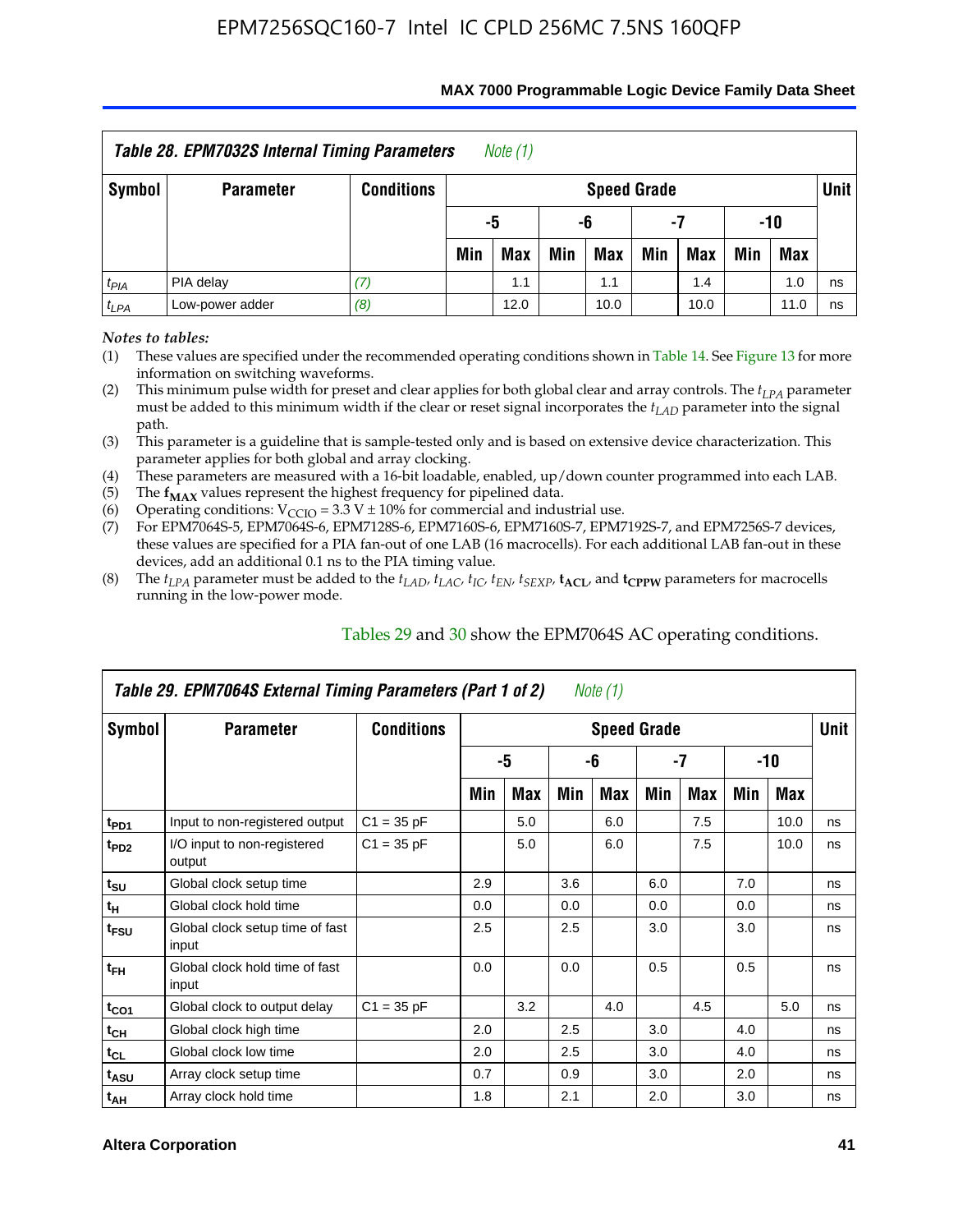| Table 28. EPM7032S Internal Timing Parameters *Note (1)* | | | | | | | | | | | |
|---|---|---|---|---|---|---|---|---|---|---|---|
| **Symbol** | **Parameter** | **Conditions** | **Speed Grade** | | | | | | | | **Unit** |
| | | | **-5** | | **-6** | | **-7** | | **-10** | | |
| | | | **Min** | **Max** | **Min** | **Max** | **Min** | **Max** | **Min** | **Max** | |
| $t_{PIA}$ | PIA delay | *(7)* | | 1.1 | | 1.1 | | 1.4 | | 1.0 | ns |
| $t_{LPA}$ | Low-power adder | *(8)* | | 12.0 | | 10.0 | | 10.0 | | 11.0 | ns |

*Notes to tables:*

(1) These values are specified under the recommended operating conditions shown in Table 14. See Figure 13 for more information on switching waveforms.

(2) This minimum pulse width for preset and clear applies for both global clear and array controls. The $t_{LPA}$ parameter must be added to this minimum width if the clear or reset signal incorporates the $t_{LAD}$ parameter into the signal path.

(3) This parameter is a guideline that is sample-tested only and is based on extensive device characterization. This parameter applies for both global and array clocking.

(4) These parameters are measured with a 16-bit loadable, enabled, up/down counter programmed into each LAB.

(5) The $\mathbf{f_{MAX}}$ values represent the highest frequency for pipelined data.

(6) Operating conditions: $V_{CCIO}$ = 3.3 V ± 10% for commercial and industrial use.

(7) For EPM7064S-5, EPM7064S-6, EPM7128S-6, EPM7160S-6, EPM7160S-7, EPM7192S-7, and EPM7256S-7 devices, these values are specified for a PIA fan-out of one LAB (16 macrocells). For each additional LAB fan-out in these devices, add an additional 0.1 ns to the PIA timing value.

(8) The $t_{LPA}$ parameter must be added to the $t_{LAD}$, $t_{LAC}$, $t_{IC}$, $t_{EN}$, $t_{SEXP}$, $\mathbf{t_{ACL}}$, and $\mathbf{t_{CPPW}}$ parameters for macrocells running in the low-power mode.

Tables 29 and 30 show the EPM7064S AC operating conditions.

| Table 29. EPM7064S External Timing Parameters (Part 1 of 2) *Note (1)* | | | | | | | | | | | |
|---|---|---|---|---|---|---|---|---|---|---|---|
| **Symbol** | **Parameter** | **Conditions** | **Speed Grade** | | | | | | | | **Unit** |
| | | | **-5** | | **-6** | | **-7** | | **-10** | | |
| | | | **Min** | **Max** | **Min** | **Max** | **Min** | **Max** | **Min** | **Max** | |
| $\mathbf{t_{PD1}}$ | Input to non-registered output | C1 = 35 pF | | 5.0 | | 6.0 | | 7.5 | | 10.0 | ns |
| $\mathbf{t_{PD2}}$ | I/O input to non-registered output | C1 = 35 pF | | 5.0 | | 6.0 | | 7.5 | | 10.0 | ns |
| $\mathbf{t_{SU}}$ | Global clock setup time | | 2.9 | | 3.6 | | 6.0 | | 7.0 | | ns |
| $\mathbf{t_{H}}$ | Global clock hold time | | 0.0 | | 0.0 | | 0.0 | | 0.0 | | ns |
| $\mathbf{t_{FSU}}$ | Global clock setup time of fast input | | 2.5 | | 2.5 | | 3.0 | | 3.0 | | ns |
| $\mathbf{t_{FH}}$ | Global clock hold time of fast input | | 0.0 | | 0.0 | | 0.5 | | 0.5 | | ns |
| $\mathbf{t_{CO1}}$ | Global clock to output delay | C1 = 35 pF | | 3.2 | | 4.0 | | 4.5 | | 5.0 | ns |
| $\mathbf{t_{CH}}$ | Global clock high time | | 2.0 | | 2.5 | | 3.0 | | 4.0 | | ns |
| $\mathbf{t_{CL}}$ | Global clock low time | | 2.0 | | 2.5 | | 3.0 | | 4.0 | | ns |
| $\mathbf{t_{ASU}}$ | Array clock setup time | | 0.7 | | 0.9 | | 3.0 | | 2.0 | | ns |
| $\mathbf{t_{AH}}$ | Array clock hold time | | 1.8 | | 2.1 | | 2.0 | | 3.0 | | ns |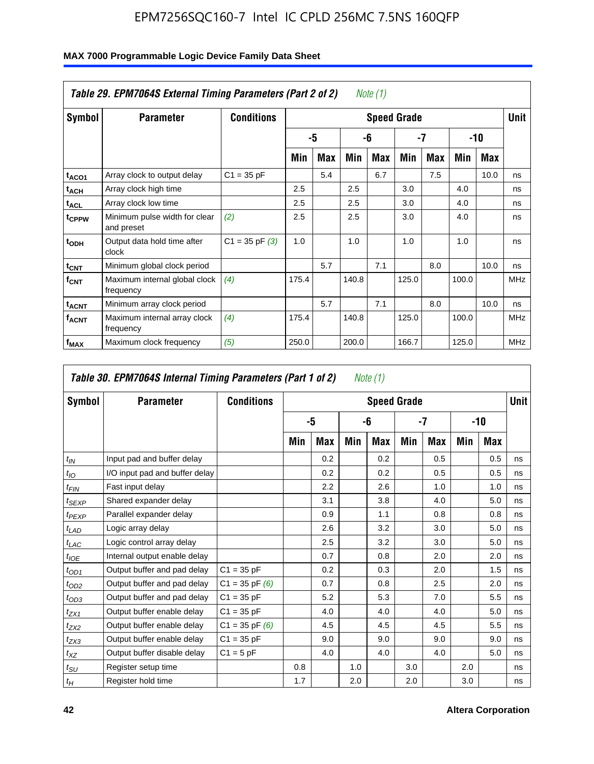## Table 29. EPM7064S External Timing Parameters (Part 2 of 2) *Note (1)*

| Symbol | Parameter | Conditions | Speed Grade | | | | | | | | Unit |
|---|---|---|---|---|---|---|---|---|---|---|---|
| | | | -5 | | -6 | | -7 | | -10 | | |
| | | | Min | Max | Min | Max | Min | Max | Min | Max | |
| $t_{ACO1}$ | Array clock to output delay | C1 = 35 pF | | 5.4 | | 6.7 | | 7.5 | | 10.0 | ns |
| $t_{ACH}$ | Array clock high time | | 2.5 | | 2.5 | | 3.0 | | 4.0 | | ns |
| $t_{ACL}$ | Array clock low time | | 2.5 | | 2.5 | | 3.0 | | 4.0 | | ns |
| $t_{CPPW}$ | Minimum pulse width for clear and preset | *(2)* | 2.5 | | 2.5 | | 3.0 | | 4.0 | | ns |
| $t_{ODH}$ | Output data hold time after clock | C1 = 35 pF *(3)* | 1.0 | | 1.0 | | 1.0 | | 1.0 | | ns |
| $t_{CNT}$ | Minimum global clock period | | | 5.7 | | 7.1 | | 8.0 | | 10.0 | ns |
| $f_{CNT}$ | Maximum internal global clock frequency | *(4)* | 175.4 | | 140.8 | | 125.0 | | 100.0 | | MHz |
| $t_{ACNT}$ | Minimum array clock period | | | 5.7 | | 7.1 | | 8.0 | | 10.0 | ns |
| $f_{ACNT}$ | Maximum internal array clock frequency | *(4)* | 175.4 | | 140.8 | | 125.0 | | 100.0 | | MHz |
| $f_{MAX}$ | Maximum clock frequency | *(5)* | 250.0 | | 200.0 | | 166.7 | | 125.0 | | MHz |

## Table 30. EPM7064S Internal Timing Parameters (Part 1 of 2) *Note (1)*

| Symbol | Parameter | Conditions | Speed Grade | | | | | | | | Unit |
|---|---|---|---|---|---|---|---|---|---|---|---|
| | | | -5 | | -6 | | -7 | | -10 | | |
| | | | Min | Max | Min | Max | Min | Max | Min | Max | |
| $t_{IN}$ | Input pad and buffer delay | | | 0.2 | | 0.2 | | 0.5 | | 0.5 | ns |
| $t_{IO}$ | I/O input pad and buffer delay | | | 0.2 | | 0.2 | | 0.5 | | 0.5 | ns |
| $t_{FIN}$ | Fast input delay | | | 2.2 | | 2.6 | | 1.0 | | 1.0 | ns |
| $t_{SEXP}$ | Shared expander delay | | | 3.1 | | 3.8 | | 4.0 | | 5.0 | ns |
| $t_{PEXP}$ | Parallel expander delay | | | 0.9 | | 1.1 | | 0.8 | | 0.8 | ns |
| $t_{LAD}$ | Logic array delay | | | 2.6 | | 3.2 | | 3.0 | | 5.0 | ns |
| $t_{LAC}$ | Logic control array delay | | | 2.5 | | 3.2 | | 3.0 | | 5.0 | ns |
| $t_{IOE}$ | Internal output enable delay | | | 0.7 | | 0.8 | | 2.0 | | 2.0 | ns |
| $t_{OD1}$ | Output buffer and pad delay | C1 = 35 pF | | 0.2 | | 0.3 | | 2.0 | | 1.5 | ns |
| $t_{OD2}$ | Output buffer and pad delay | C1 = 35 pF *(6)* | | 0.7 | | 0.8 | | 2.5 | | 2.0 | ns |
| $t_{OD3}$ | Output buffer and pad delay | C1 = 35 pF | | 5.2 | | 5.3 | | 7.0 | | 5.5 | ns |
| $t_{ZX1}$ | Output buffer enable delay | C1 = 35 pF | | 4.0 | | 4.0 | | 4.0 | | 5.0 | ns |
| $t_{ZX2}$ | Output buffer enable delay | C1 = 35 pF *(6)* | | 4.5 | | 4.5 | | 4.5 | | 5.5 | ns |
| $t_{ZX3}$ | Output buffer enable delay | C1 = 35 pF | | 9.0 | | 9.0 | | 9.0 | | 9.0 | ns |
| $t_{XZ}$ | Output buffer disable delay | C1 = 5 pF | | 4.0 | | 4.0 | | 4.0 | | 5.0 | ns |
| $t_{SU}$ | Register setup time | | 0.8 | | 1.0 | | 3.0 | | 2.0 | | ns |
| $t_H$ | Register hold time | | 1.7 | | 2.0 | | 2.0 | | 3.0 | | ns |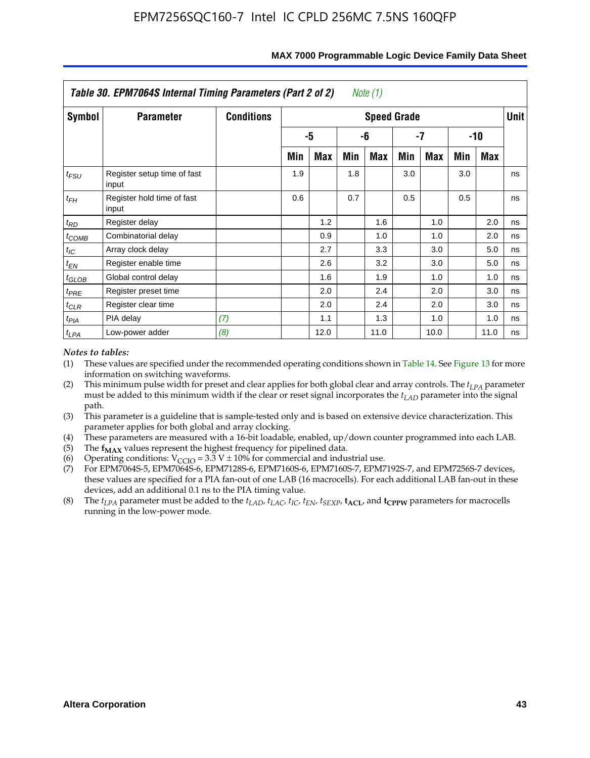| *Table 30. EPM7064S Internal Timing Parameters (Part 2 of 2)* *Note (1)* | | | | | | | | | | | |
|---|---|---|---|---|---|---|---|---|---|---|---|
| **Symbol** | **Parameter** | **Conditions** | **Speed Grade** | | | | | | | | **Unit** |
| | | | **-5** | | **-6** | | **-7** | | **-10** | | |
| | | | **Min** | **Max** | **Min** | **Max** | **Min** | **Max** | **Min** | **Max** | |
| $t_{FSU}$ | Register setup time of fast input | | 1.9 | | 1.8 | | 3.0 | | 3.0 | | ns |
| $t_{FH}$ | Register hold time of fast input | | 0.6 | | 0.7 | | 0.5 | | 0.5 | | ns |
| $t_{RD}$ | Register delay | | | 1.2 | | 1.6 | | 1.0 | | 2.0 | ns |
| $t_{COMB}$ | Combinatorial delay | | | 0.9 | | 1.0 | | 1.0 | | 2.0 | ns |
| $t_{IC}$ | Array clock delay | | | 2.7 | | 3.3 | | 3.0 | | 5.0 | ns |
| $t_{EN}$ | Register enable time | | | 2.6 | | 3.2 | | 3.0 | | 5.0 | ns |
| $t_{GLOB}$ | Global control delay | | | 1.6 | | 1.9 | | 1.0 | | 1.0 | ns |
| $t_{PRE}$ | Register preset time | | | 2.0 | | 2.4 | | 2.0 | | 3.0 | ns |
| $t_{CLR}$ | Register clear time | | | 2.0 | | 2.4 | | 2.0 | | 3.0 | ns |
| $t_{PIA}$ | PIA delay | *(7)* | | 1.1 | | 1.3 | | 1.0 | | 1.0 | ns |
| $t_{LPA}$ | Low-power adder | *(8)* | | 12.0 | | 11.0 | | 10.0 | | 11.0 | ns |

*Notes to tables:*

(1) These values are specified under the recommended operating conditions shown in Table 14. See Figure 13 for more information on switching waveforms.

(2) This minimum pulse width for preset and clear applies for both global clear and array controls. The $t_{LPA}$ parameter must be added to this minimum width if the clear or reset signal incorporates the $t_{LAD}$ parameter into the signal path.

(3) This parameter is a guideline that is sample-tested only and is based on extensive device characterization. This parameter applies for both global and array clocking.

(4) These parameters are measured with a 16-bit loadable, enabled, up/down counter programmed into each LAB.

(5) The $\mathbf{f_{MAX}}$ values represent the highest frequency for pipelined data.

(6) Operating conditions: $V_{CCIO} = 3.3\ V \pm 10\%$ for commercial and industrial use.

(7) For EPM7064S-5, EPM7064S-6, EPM7128S-6, EPM7160S-6, EPM7160S-7, EPM7192S-7, and EPM7256S-7 devices, these values are specified for a PIA fan-out of one LAB (16 macrocells). For each additional LAB fan-out in these devices, add an additional 0.1 ns to the PIA timing value.

(8) The $t_{LPA}$ parameter must be added to the $t_{LAD}$, $t_{LAC}$, $t_{IC}$, $t_{EN}$, $t_{SEXP}$, $\mathbf{t_{ACL}}$, and $\mathbf{t_{CPPW}}$ parameters for macrocells running in the low-power mode.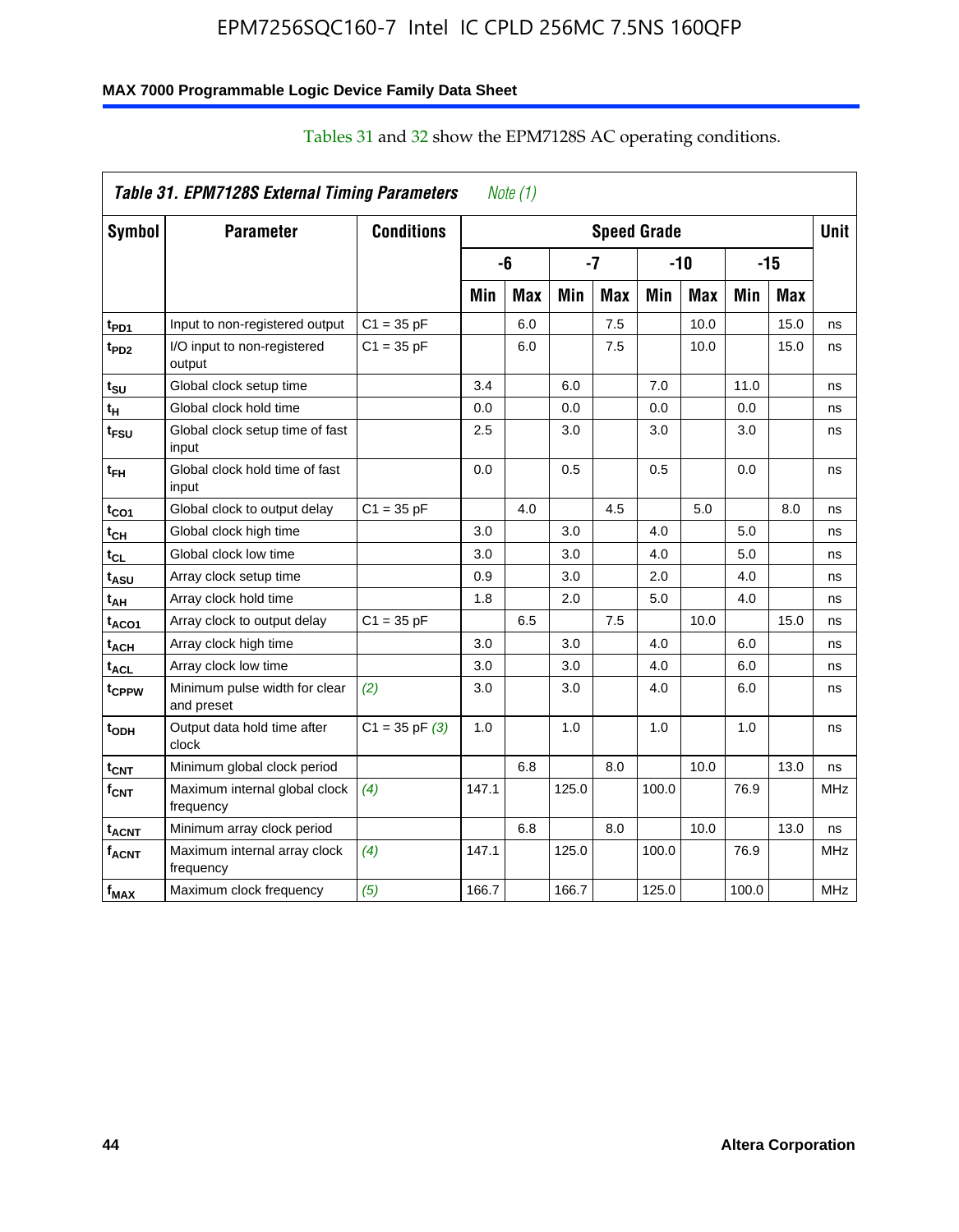Tables 31 and 32 show the EPM7128S AC operating conditions.

**Table 31. EPM7128S External Timing Parameters** *Note (1)*

| Symbol | Parameter | Conditions | Speed Grade | | | | | | | | Unit |
|---|---|---|---|---|---|---|---|---|---|---|---|
| | | | -6 | | -7 | | -10 | | -15 | | |
| | | | Min | Max | Min | Max | Min | Max | Min | Max | |
| $t_{PD1}$ | Input to non-registered output | C1 = 35 pF | | 6.0 | | 7.5 | | 10.0 | | 15.0 | ns |
| $t_{PD2}$ | I/O input to non-registered output | C1 = 35 pF | | 6.0 | | 7.5 | | 10.0 | | 15.0 | ns |
| $t_{SU}$ | Global clock setup time | | 3.4 | | 6.0 | | 7.0 | | 11.0 | | ns |
| $t_H$ | Global clock hold time | | 0.0 | | 0.0 | | 0.0 | | 0.0 | | ns |
| $t_{FSU}$ | Global clock setup time of fast input | | 2.5 | | 3.0 | | 3.0 | | 3.0 | | ns |
| $t_{FH}$ | Global clock hold time of fast input | | 0.0 | | 0.5 | | 0.5 | | 0.0 | | ns |
| $t_{CO1}$ | Global clock to output delay | C1 = 35 pF | | 4.0 | | 4.5 | | 5.0 | | 8.0 | ns |
| $t_{CH}$ | Global clock high time | | 3.0 | | 3.0 | | 4.0 | | 5.0 | | ns |
| $t_{CL}$ | Global clock low time | | 3.0 | | 3.0 | | 4.0 | | 5.0 | | ns |
| $t_{ASU}$ | Array clock setup time | | 0.9 | | 3.0 | | 2.0 | | 4.0 | | ns |
| $t_{AH}$ | Array clock hold time | | 1.8 | | 2.0 | | 5.0 | | 4.0 | | ns |
| $t_{ACO1}$ | Array clock to output delay | C1 = 35 pF | | 6.5 | | 7.5 | | 10.0 | | 15.0 | ns |
| $t_{ACH}$ | Array clock high time | | 3.0 | | 3.0 | | 4.0 | | 6.0 | | ns |
| $t_{ACL}$ | Array clock low time | | 3.0 | | 3.0 | | 4.0 | | 6.0 | | ns |
| $t_{CPPW}$ | Minimum pulse width for clear and preset | *(2)* | 3.0 | | 3.0 | | 4.0 | | 6.0 | | ns |
| $t_{ODH}$ | Output data hold time after clock | C1 = 35 pF *(3)* | 1.0 | | 1.0 | | 1.0 | | 1.0 | | ns |
| $t_{CNT}$ | Minimum global clock period | | | 6.8 | | 8.0 | | 10.0 | | 13.0 | ns |
| $f_{CNT}$ | Maximum internal global clock frequency | *(4)* | 147.1 | | 125.0 | | 100.0 | | 76.9 | | MHz |
| $t_{ACNT}$ | Minimum array clock period | | | 6.8 | | 8.0 | | 10.0 | | 13.0 | ns |
| $f_{ACNT}$ | Maximum internal array clock frequency | *(4)* | 147.1 | | 125.0 | | 100.0 | | 76.9 | | MHz |
| $f_{MAX}$ | Maximum clock frequency | *(5)* | 166.7 | | 166.7 | | 125.0 | | 100.0 | | MHz |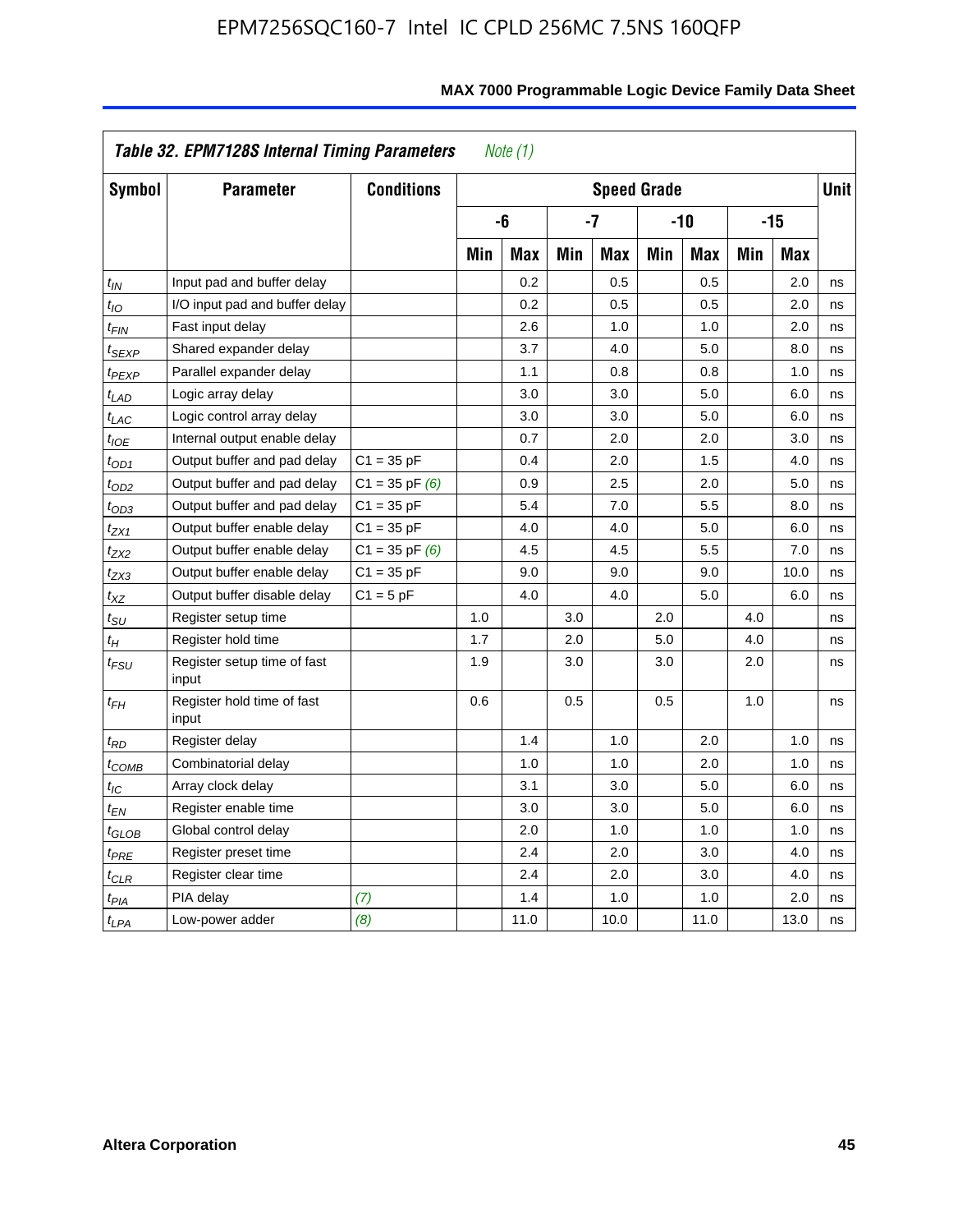| Table 32. EPM7128S Internal Timing Parameters *Note (1)* | | | | | | | | | | | |
|---|---|---|---|---|---|---|---|---|---|---|---|
| Symbol | Parameter | Conditions | Speed Grade | | | | | | | | Unit |
| | | | -6 | | -7 | | -10 | | -15 | | |
| | | | Min | Max | Min | Max | Min | Max | Min | Max | |
| $t_{IN}$ | Input pad and buffer delay | | | 0.2 | | 0.5 | | 0.5 | | 2.0 | ns |
| $t_{IO}$ | I/O input pad and buffer delay | | | 0.2 | | 0.5 | | 0.5 | | 2.0 | ns |
| $t_{FIN}$ | Fast input delay | | | 2.6 | | 1.0 | | 1.0 | | 2.0 | ns |
| $t_{SEXP}$ | Shared expander delay | | | 3.7 | | 4.0 | | 5.0 | | 8.0 | ns |
| $t_{PEXP}$ | Parallel expander delay | | | 1.1 | | 0.8 | | 0.8 | | 1.0 | ns |
| $t_{LAD}$ | Logic array delay | | | 3.0 | | 3.0 | | 5.0 | | 6.0 | ns |
| $t_{LAC}$ | Logic control array delay | | | 3.0 | | 3.0 | | 5.0 | | 6.0 | ns |
| $t_{IOE}$ | Internal output enable delay | | | 0.7 | | 2.0 | | 2.0 | | 3.0 | ns |
| $t_{OD1}$ | Output buffer and pad delay | C1 = 35 pF | | 0.4 | | 2.0 | | 1.5 | | 4.0 | ns |
| $t_{OD2}$ | Output buffer and pad delay | C1 = 35 pF *(6)* | | 0.9 | | 2.5 | | 2.0 | | 5.0 | ns |
| $t_{OD3}$ | Output buffer and pad delay | C1 = 35 pF | | 5.4 | | 7.0 | | 5.5 | | 8.0 | ns |
| $t_{ZX1}$ | Output buffer enable delay | C1 = 35 pF | | 4.0 | | 4.0 | | 5.0 | | 6.0 | ns |
| $t_{ZX2}$ | Output buffer enable delay | C1 = 35 pF *(6)* | | 4.5 | | 4.5 | | 5.5 | | 7.0 | ns |
| $t_{ZX3}$ | Output buffer enable delay | C1 = 35 pF | | 9.0 | | 9.0 | | 9.0 | | 10.0 | ns |
| $t_{XZ}$ | Output buffer disable delay | C1 = 5 pF | | 4.0 | | 4.0 | | 5.0 | | 6.0 | ns |
| $t_{SU}$ | Register setup time | | 1.0 | | 3.0 | | 2.0 | | 4.0 | | ns |
| $t_{H}$ | Register hold time | | 1.7 | | 2.0 | | 5.0 | | 4.0 | | ns |
| $t_{FSU}$ | Register setup time of fast input | | 1.9 | | 3.0 | | 3.0 | | 2.0 | | ns |
| $t_{FH}$ | Register hold time of fast input | | 0.6 | | 0.5 | | 0.5 | | 1.0 | | ns |
| $t_{RD}$ | Register delay | | | 1.4 | | 1.0 | | 2.0 | | 1.0 | ns |
| $t_{COMB}$ | Combinatorial delay | | | 1.0 | | 1.0 | | 2.0 | | 1.0 | ns |
| $t_{IC}$ | Array clock delay | | | 3.1 | | 3.0 | | 5.0 | | 6.0 | ns |
| $t_{EN}$ | Register enable time | | | 3.0 | | 3.0 | | 5.0 | | 6.0 | ns |
| $t_{GLOB}$ | Global control delay | | | 2.0 | | 1.0 | | 1.0 | | 1.0 | ns |
| $t_{PRE}$ | Register preset time | | | 2.4 | | 2.0 | | 3.0 | | 4.0 | ns |
| $t_{CLR}$ | Register clear time | | | 2.4 | | 2.0 | | 3.0 | | 4.0 | ns |
| $t_{PIA}$ | PIA delay | *(7)* | | 1.4 | | 1.0 | | 1.0 | | 2.0 | ns |
| $t_{LPA}$ | Low-power adder | *(8)* | | 11.0 | | 10.0 | | 11.0 | | 13.0 | ns |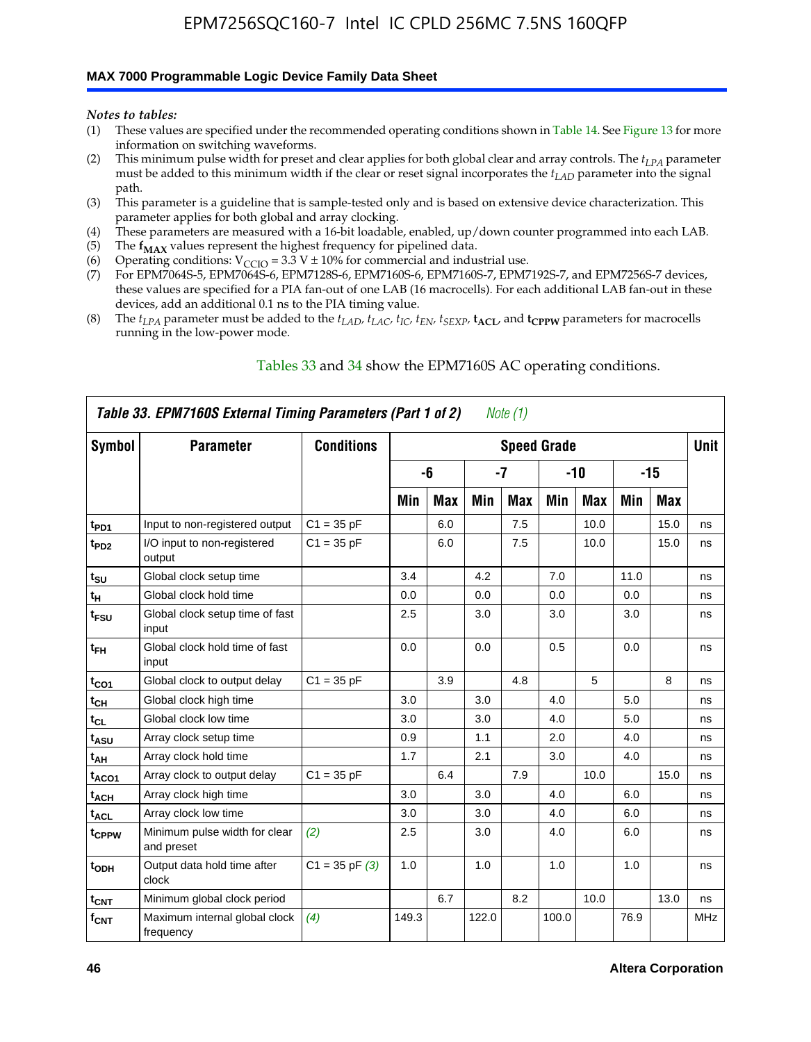*Notes to tables:*

(1) These values are specified under the recommended operating conditions shown in Table 14. See Figure 13 for more information on switching waveforms.

(2) This minimum pulse width for preset and clear applies for both global clear and array controls. The $t_{LPA}$ parameter must be added to this minimum width if the clear or reset signal incorporates the $t_{LAD}$ parameter into the signal path.

(3) This parameter is a guideline that is sample-tested only and is based on extensive device characterization. This parameter applies for both global and array clocking.

(4) These parameters are measured with a 16-bit loadable, enabled, up/down counter programmed into each LAB.

(5) The $\mathbf{f_{MAX}}$ values represent the highest frequency for pipelined data.

(6) Operating conditions: $V_{CCIO}$ = 3.3 V ± 10% for commercial and industrial use.

(7) For EPM7064S-5, EPM7064S-6, EPM7128S-6, EPM7160S-6, EPM7160S-7, EPM7192S-7, and EPM7256S-7 devices, these values are specified for a PIA fan-out of one LAB (16 macrocells). For each additional LAB fan-out in these devices, add an additional 0.1 ns to the PIA timing value.

(8) The $t_{LPA}$ parameter must be added to the $t_{LAD}$, $t_{LAC}$, $t_{IC}$, $t_{EN}$, $t_{SEXP}$, $\mathbf{t_{ACL}}$, and $\mathbf{t_{CPPW}}$ parameters for macrocells running in the low-power mode.

Tables 33 and 34 show the EPM7160S AC operating conditions.

**Table 33. EPM7160S External Timing Parameters (Part 1 of 2)** *Note (1)*

| Symbol | Parameter | Conditions | Speed Grade | | | | | | | | Unit |
|---|---|---|---|---|---|---|---|---|---|---|---|
| | | | -6 | | -7 | | -10 | | -15 | | |
| | | | Min | Max | Min | Max | Min | Max | Min | Max | |
| $t_{PD1}$ | Input to non-registered output | C1 = 35 pF | | 6.0 | | 7.5 | | 10.0 | | 15.0 | ns |
| $t_{PD2}$ | I/O input to non-registered output | C1 = 35 pF | | 6.0 | | 7.5 | | 10.0 | | 15.0 | ns |
| $t_{SU}$ | Global clock setup time | | 3.4 | | 4.2 | | 7.0 | | 11.0 | | ns |
| $t_H$ | Global clock hold time | | 0.0 | | 0.0 | | 0.0 | | 0.0 | | ns |
| $t_{FSU}$ | Global clock setup time of fast input | | 2.5 | | 3.0 | | 3.0 | | 3.0 | | ns |
| $t_{FH}$ | Global clock hold time of fast input | | 0.0 | | 0.0 | | 0.5 | | 0.0 | | ns |
| $t_{CO1}$ | Global clock to output delay | C1 = 35 pF | | 3.9 | | 4.8 | | 5 | | 8 | ns |
| $t_{CH}$ | Global clock high time | | 3.0 | | 3.0 | | 4.0 | | 5.0 | | ns |
| $t_{CL}$ | Global clock low time | | 3.0 | | 3.0 | | 4.0 | | 5.0 | | ns |
| $t_{ASU}$ | Array clock setup time | | 0.9 | | 1.1 | | 2.0 | | 4.0 | | ns |
| $t_{AH}$ | Array clock hold time | | 1.7 | | 2.1 | | 3.0 | | 4.0 | | ns |
| $t_{ACO1}$ | Array clock to output delay | C1 = 35 pF | | 6.4 | | 7.9 | | 10.0 | | 15.0 | ns |
| $t_{ACH}$ | Array clock high time | | 3.0 | | 3.0 | | 4.0 | | 6.0 | | ns |
| $t_{ACL}$ | Array clock low time | | 3.0 | | 3.0 | | 4.0 | | 6.0 | | ns |
| $t_{CPPW}$ | Minimum pulse width for clear and preset | *(2)* | 2.5 | | 3.0 | | 4.0 | | 6.0 | | ns |
| $t_{ODH}$ | Output data hold time after clock | C1 = 35 pF *(3)* | 1.0 | | 1.0 | | 1.0 | | 1.0 | | ns |
| $t_{CNT}$ | Minimum global clock period | | | 6.7 | | 8.2 | | 10.0 | | 13.0 | ns |
| $f_{CNT}$ | Maximum internal global clock frequency | *(4)* | 149.3 | | 122.0 | | 100.0 | | 76.9 | | MHz |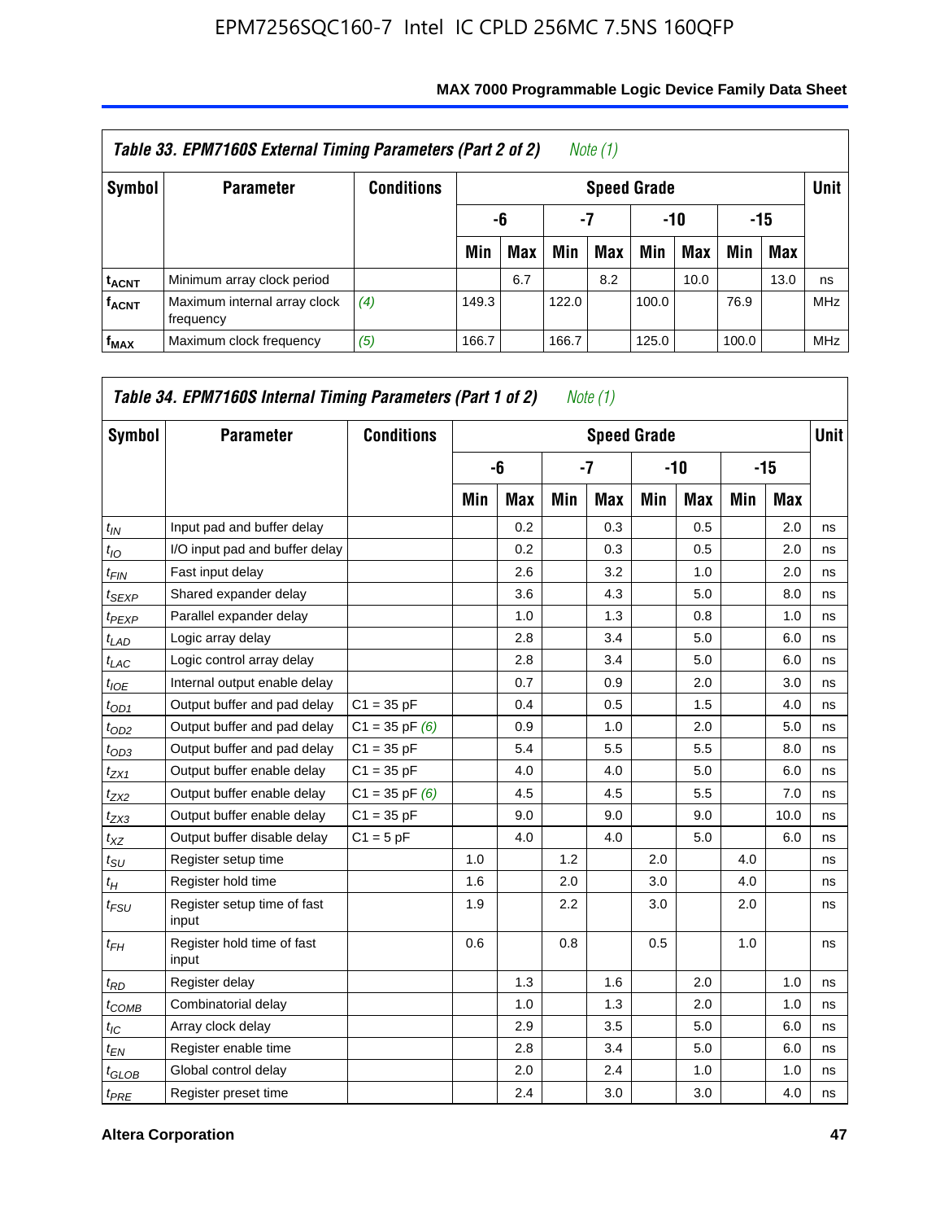| *Table 33. EPM7160S External Timing Parameters (Part 2 of 2)* *Note (1)* | | | | | | | | | | | |
|---|---|---|---|---|---|---|---|---|---|---|---|
| Symbol | Parameter | Conditions | Speed Grade | | | | | | | | Unit |
| | | | -6 | | -7 | | -10 | | -15 | | |
| | | | Min | Max | Min | Max | Min | Max | Min | Max | |
| $t_{ACNT}$ | Minimum array clock period | | | 6.7 | | 8.2 | | 10.0 | | 13.0 | ns |
| $f_{ACNT}$ | Maximum internal array clock frequency | *(4)* | 149.3 | | 122.0 | | 100.0 | | 76.9 | | MHz |
| $f_{MAX}$ | Maximum clock frequency | *(5)* | 166.7 | | 166.7 | | 125.0 | | 100.0 | | MHz |

| *Table 34. EPM7160S Internal Timing Parameters (Part 1 of 2)* *Note (1)* | | | | | | | | | | | |
|---|---|---|---|---|---|---|---|---|---|---|---|
| Symbol | Parameter | Conditions | Speed Grade | | | | | | | | Unit |
| | | | -6 | | -7 | | -10 | | -15 | | |
| | | | Min | Max | Min | Max | Min | Max | Min | Max | |
| $t_{IN}$ | Input pad and buffer delay | | | 0.2 | | 0.3 | | 0.5 | | 2.0 | ns |
| $t_{IO}$ | I/O input pad and buffer delay | | | 0.2 | | 0.3 | | 0.5 | | 2.0 | ns |
| $t_{FIN}$ | Fast input delay | | | 2.6 | | 3.2 | | 1.0 | | 2.0 | ns |
| $t_{SEXP}$ | Shared expander delay | | | 3.6 | | 4.3 | | 5.0 | | 8.0 | ns |
| $t_{PEXP}$ | Parallel expander delay | | | 1.0 | | 1.3 | | 0.8 | | 1.0 | ns |
| $t_{LAD}$ | Logic array delay | | | 2.8 | | 3.4 | | 5.0 | | 6.0 | ns |
| $t_{LAC}$ | Logic control array delay | | | 2.8 | | 3.4 | | 5.0 | | 6.0 | ns |
| $t_{IOE}$ | Internal output enable delay | | | 0.7 | | 0.9 | | 2.0 | | 3.0 | ns |
| $t_{OD1}$ | Output buffer and pad delay | C1 = 35 pF | | 0.4 | | 0.5 | | 1.5 | | 4.0 | ns |
| $t_{OD2}$ | Output buffer and pad delay | C1 = 35 pF *(6)* | | 0.9 | | 1.0 | | 2.0 | | 5.0 | ns |
| $t_{OD3}$ | Output buffer and pad delay | C1 = 35 pF | | 5.4 | | 5.5 | | 5.5 | | 8.0 | ns |
| $t_{ZX1}$ | Output buffer enable delay | C1 = 35 pF | | 4.0 | | 4.0 | | 5.0 | | 6.0 | ns |
| $t_{ZX2}$ | Output buffer enable delay | C1 = 35 pF *(6)* | | 4.5 | | 4.5 | | 5.5 | | 7.0 | ns |
| $t_{ZX3}$ | Output buffer enable delay | C1 = 35 pF | | 9.0 | | 9.0 | | 9.0 | | 10.0 | ns |
| $t_{XZ}$ | Output buffer disable delay | C1 = 5 pF | | 4.0 | | 4.0 | | 5.0 | | 6.0 | ns |
| $t_{SU}$ | Register setup time | | 1.0 | | 1.2 | | 2.0 | | 4.0 | | ns |
| $t_{H}$ | Register hold time | | 1.6 | | 2.0 | | 3.0 | | 4.0 | | ns |
| $t_{FSU}$ | Register setup time of fast input | | 1.9 | | 2.2 | | 3.0 | | 2.0 | | ns |
| $t_{FH}$ | Register hold time of fast input | | 0.6 | | 0.8 | | 0.5 | | 1.0 | | ns |
| $t_{RD}$ | Register delay | | | 1.3 | | 1.6 | | 2.0 | | 1.0 | ns |
| $t_{COMB}$ | Combinatorial delay | | | 1.0 | | 1.3 | | 2.0 | | 1.0 | ns |
| $t_{IC}$ | Array clock delay | | | 2.9 | | 3.5 | | 5.0 | | 6.0 | ns |
| $t_{EN}$ | Register enable time | | | 2.8 | | 3.4 | | 5.0 | | 6.0 | ns |
| $t_{GLOB}$ | Global control delay | | | 2.0 | | 2.4 | | 1.0 | | 1.0 | ns |
| $t_{PRE}$ | Register preset time | | | 2.4 | | 3.0 | | 3.0 | | 4.0 | ns |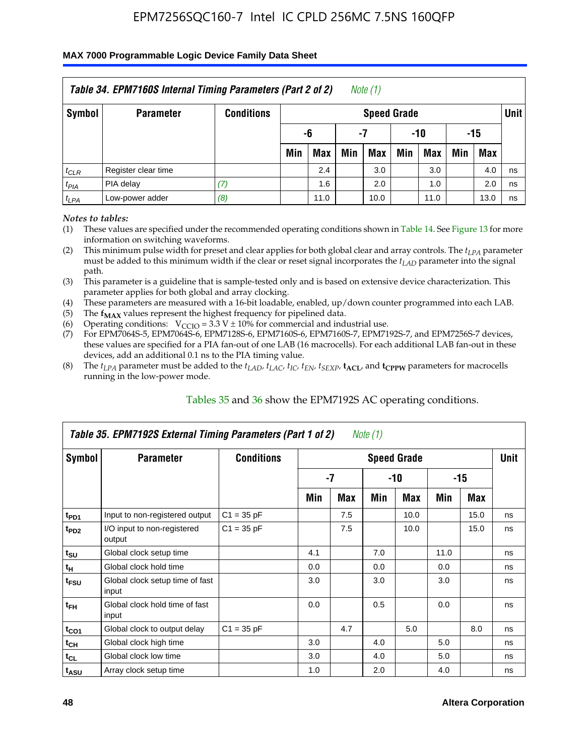EPM7256SQC160-7 Intel IC CPLD 256MC 7.5NS 160QFP

**MAX 7000 Programmable Logic Device Family Data Sheet**

| *Table 34. EPM7160S Internal Timing Parameters (Part 2 of 2)* *Note (1)* | | | | | | | | | | | |
|---|---|---|---|---|---|---|---|---|---|---|---|
| **Symbol** | **Parameter** | **Conditions** | **Speed Grade** | | | | | | | | **Unit** |
| | | | **-6** | | **-7** | | **-10** | | **-15** | | |
| | | | **Min** | **Max** | **Min** | **Max** | **Min** | **Max** | **Min** | **Max** | |
| $t_{CLR}$ | Register clear time | | | 2.4 | | 3.0 | | 3.0 | | 4.0 | ns |
| $t_{PIA}$ | PIA delay | *(7)* | | 1.6 | | 2.0 | | 1.0 | | 2.0 | ns |
| $t_{LPA}$ | Low-power adder | *(8)* | | 11.0 | | 10.0 | | 11.0 | | 13.0 | ns |

*Notes to tables:*

(1) These values are specified under the recommended operating conditions shown in Table 14. See Figure 13 for more information on switching waveforms.
(2) This minimum pulse width for preset and clear applies for both global clear and array controls. The $t_{LPA}$ parameter must be added to this minimum width if the clear or reset signal incorporates the $t_{LAD}$ parameter into the signal path.
(3) This parameter is a guideline that is sample-tested only and is based on extensive device characterization. This parameter applies for both global and array clocking.
(4) These parameters are measured with a 16-bit loadable, enabled, up/down counter programmed into each LAB.
(5) The $\mathbf{f_{MAX}}$ values represent the highest frequency for pipelined data.
(6) Operating conditions: $V_{CCIO} = 3.3\ V \pm 10\%$ for commercial and industrial use.
(7) For EPM7064S-5, EPM7064S-6, EPM7128S-6, EPM7160S-6, EPM7160S-7, EPM7192S-7, and EPM7256S-7 devices, these values are specified for a PIA fan-out of one LAB (16 macrocells). For each additional LAB fan-out in these devices, add an additional 0.1 ns to the PIA timing value.
(8) The $t_{LPA}$ parameter must be added to the $t_{LAD}$, $t_{LAC}$, $t_{IC}$, $t_{EN}$, $t_{SEXP}$, $\mathbf{t_{ACL}}$, and $\mathbf{t_{CPPW}}$ parameters for macrocells running in the low-power mode.

Tables 35 and 36 show the EPM7192S AC operating conditions.

| *Table 35. EPM7192S External Timing Parameters (Part 1 of 2)* *Note (1)* | | | | | | | | | |
|---|---|---|---|---|---|---|---|---|---|
| **Symbol** | **Parameter** | **Conditions** | **Speed Grade** | | | | | | **Unit** |
| | | | **-7** | | **-10** | | **-15** | | |
| | | | **Min** | **Max** | **Min** | **Max** | **Min** | **Max** | |
| $t_{PD1}$ | Input to non-registered output | C1 = 35 pF | | 7.5 | | 10.0 | | 15.0 | ns |
| $t_{PD2}$ | I/O input to non-registered output | C1 = 35 pF | | 7.5 | | 10.0 | | 15.0 | ns |
| $t_{SU}$ | Global clock setup time | | 4.1 | | 7.0 | | 11.0 | | ns |
| $t_{H}$ | Global clock hold time | | 0.0 | | 0.0 | | 0.0 | | ns |
| $t_{FSU}$ | Global clock setup time of fast input | | 3.0 | | 3.0 | | 3.0 | | ns |
| $t_{FH}$ | Global clock hold time of fast input | | 0.0 | | 0.5 | | 0.0 | | ns |
| $t_{CO1}$ | Global clock to output delay | C1 = 35 pF | | 4.7 | | 5.0 | | 8.0 | ns |
| $t_{CH}$ | Global clock high time | | 3.0 | | 4.0 | | 5.0 | | ns |
| $t_{CL}$ | Global clock low time | | 3.0 | | 4.0 | | 5.0 | | ns |
| $t_{ASU}$ | Array clock setup time | | 1.0 | | 2.0 | | 4.0 | | ns |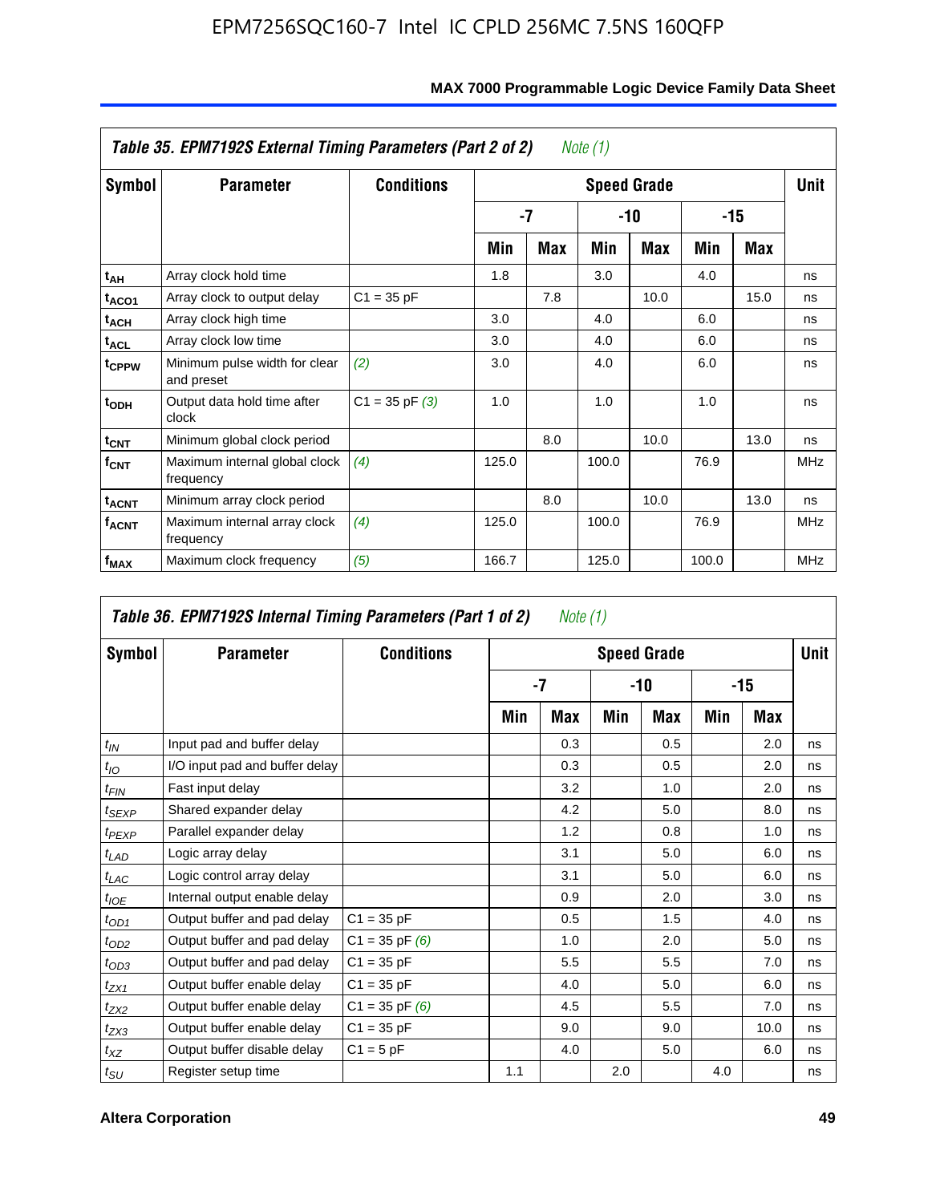**Table 35. EPM7192S External Timing Parameters (Part 2 of 2)** *Note (1)*

| Symbol | Parameter | Conditions | Speed Grade | | | | | | Unit |
|---|---|---|---|---|---|---|---|---|---|
| | | | -7 | | -10 | | -15 | | |
| | | | Min | Max | Min | Max | Min | Max | |
| $t_{AH}$ | Array clock hold time | | 1.8 | | 3.0 | | 4.0 | | ns |
| $t_{ACO1}$ | Array clock to output delay | C1 = 35 pF | | 7.8 | | 10.0 | | 15.0 | ns |
| $t_{ACH}$ | Array clock high time | | 3.0 | | 4.0 | | 6.0 | | ns |
| $t_{ACL}$ | Array clock low time | | 3.0 | | 4.0 | | 6.0 | | ns |
| $t_{CPPW}$ | Minimum pulse width for clear and preset | *(2)* | 3.0 | | 4.0 | | 6.0 | | ns |
| $t_{ODH}$ | Output data hold time after clock | C1 = 35 pF *(3)* | 1.0 | | 1.0 | | 1.0 | | ns |
| $t_{CNT}$ | Minimum global clock period | | | 8.0 | | 10.0 | | 13.0 | ns |
| $f_{CNT}$ | Maximum internal global clock frequency | *(4)* | 125.0 | | 100.0 | | 76.9 | | MHz |
| $t_{ACNT}$ | Minimum array clock period | | | 8.0 | | 10.0 | | 13.0 | ns |
| $f_{ACNT}$ | Maximum internal array clock frequency | *(4)* | 125.0 | | 100.0 | | 76.9 | | MHz |
| $f_{MAX}$ | Maximum clock frequency | *(5)* | 166.7 | | 125.0 | | 100.0 | | MHz |

**Table 36. EPM7192S Internal Timing Parameters (Part 1 of 2)** *Note (1)*

| Symbol | Parameter | Conditions | Speed Grade | | | | | | Unit |
|---|---|---|---|---|---|---|---|---|---|
| | | | -7 | | -10 | | -15 | | |
| | | | Min | Max | Min | Max | Min | Max | |
| $t_{IN}$ | Input pad and buffer delay | | | 0.3 | | 0.5 | | 2.0 | ns |
| $t_{IO}$ | I/O input pad and buffer delay | | | 0.3 | | 0.5 | | 2.0 | ns |
| $t_{FIN}$ | Fast input delay | | | 3.2 | | 1.0 | | 2.0 | ns |
| $t_{SEXP}$ | Shared expander delay | | | 4.2 | | 5.0 | | 8.0 | ns |
| $t_{PEXP}$ | Parallel expander delay | | | 1.2 | | 0.8 | | 1.0 | ns |
| $t_{LAD}$ | Logic array delay | | | 3.1 | | 5.0 | | 6.0 | ns |
| $t_{LAC}$ | Logic control array delay | | | 3.1 | | 5.0 | | 6.0 | ns |
| $t_{IOE}$ | Internal output enable delay | | | 0.9 | | 2.0 | | 3.0 | ns |
| $t_{OD1}$ | Output buffer and pad delay | C1 = 35 pF | | 0.5 | | 1.5 | | 4.0 | ns |
| $t_{OD2}$ | Output buffer and pad delay | C1 = 35 pF *(6)* | | 1.0 | | 2.0 | | 5.0 | ns |
| $t_{OD3}$ | Output buffer and pad delay | C1 = 35 pF | | 5.5 | | 5.5 | | 7.0 | ns |
| $t_{ZX1}$ | Output buffer enable delay | C1 = 35 pF | | 4.0 | | 5.0 | | 6.0 | ns |
| $t_{ZX2}$ | Output buffer enable delay | C1 = 35 pF *(6)* | | 4.5 | | 5.5 | | 7.0 | ns |
| $t_{ZX3}$ | Output buffer enable delay | C1 = 35 pF | | 9.0 | | 9.0 | | 10.0 | ns |
| $t_{XZ}$ | Output buffer disable delay | C1 = 5 pF | | 4.0 | | 5.0 | | 6.0 | ns |
| $t_{SU}$ | Register setup time | | 1.1 | | 2.0 | | 4.0 | | ns |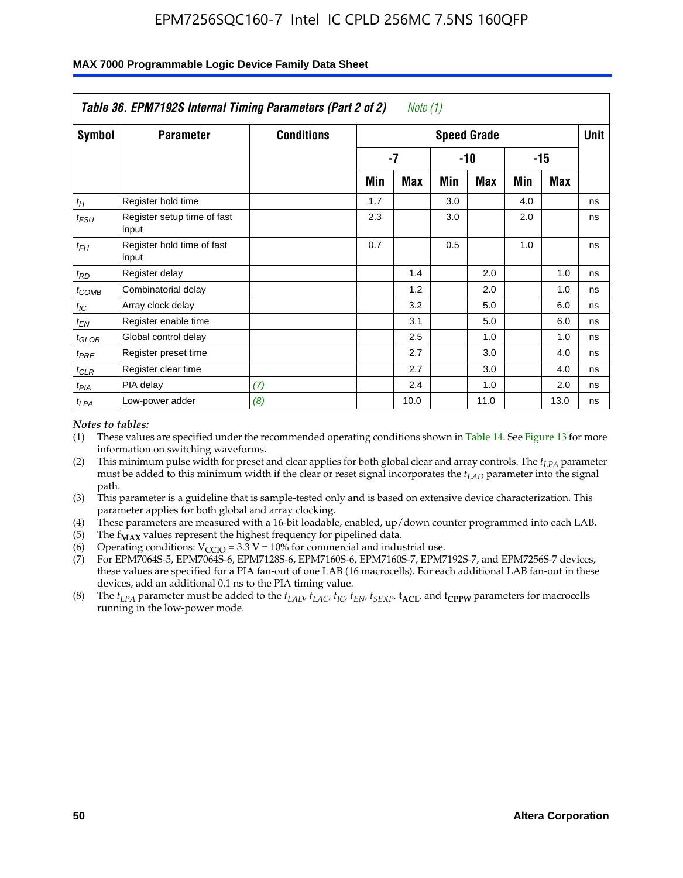| Table 36. EPM7192S Internal Timing Parameters (Part 2 of 2) *Note (1)* | | | | | | | | | |
|---|---|---|---|---|---|---|---|---|---|
| Symbol | Parameter | Conditions | Speed Grade | | | | | | Unit |
| | | | -7 | | -10 | | -15 | | |
| | | | Min | Max | Min | Max | Min | Max | |
| $t_H$ | Register hold time | | 1.7 | | 3.0 | | 4.0 | | ns |
| $t_{FSU}$ | Register setup time of fast input | | 2.3 | | 3.0 | | 2.0 | | ns |
| $t_{FH}$ | Register hold time of fast input | | 0.7 | | 0.5 | | 1.0 | | ns |
| $t_{RD}$ | Register delay | | | 1.4 | | 2.0 | | 1.0 | ns |
| $t_{COMB}$ | Combinatorial delay | | | 1.2 | | 2.0 | | 1.0 | ns |
| $t_{IC}$ | Array clock delay | | | 3.2 | | 5.0 | | 6.0 | ns |
| $t_{EN}$ | Register enable time | | | 3.1 | | 5.0 | | 6.0 | ns |
| $t_{GLOB}$ | Global control delay | | | 2.5 | | 1.0 | | 1.0 | ns |
| $t_{PRE}$ | Register preset time | | | 2.7 | | 3.0 | | 4.0 | ns |
| $t_{CLR}$ | Register clear time | | | 2.7 | | 3.0 | | 4.0 | ns |
| $t_{PIA}$ | PIA delay | *(7)* | | 2.4 | | 1.0 | | 2.0 | ns |
| $t_{LPA}$ | Low-power adder | *(8)* | | 10.0 | | 11.0 | | 13.0 | ns |

*Notes to tables:*

(1) These values are specified under the recommended operating conditions shown in Table 14. See Figure 13 for more information on switching waveforms.

(2) This minimum pulse width for preset and clear applies for both global clear and array controls. The $t_{LPA}$ parameter must be added to this minimum width if the clear or reset signal incorporates the $t_{LAD}$ parameter into the signal path.

(3) This parameter is a guideline that is sample-tested only and is based on extensive device characterization. This parameter applies for both global and array clocking.

(4) These parameters are measured with a 16-bit loadable, enabled, up/down counter programmed into each LAB.

(5) The $\mathbf{f_{MAX}}$ values represent the highest frequency for pipelined data.

(6) Operating conditions: $V_{CCIO} = 3.3\ V \pm 10\%$ for commercial and industrial use.

(7) For EPM7064S-5, EPM7064S-6, EPM7128S-6, EPM7160S-6, EPM7160S-7, EPM7192S-7, and EPM7256S-7 devices, these values are specified for a PIA fan-out of one LAB (16 macrocells). For each additional LAB fan-out in these devices, add an additional 0.1 ns to the PIA timing value.

(8) The $t_{LPA}$ parameter must be added to the $t_{LAD}$, $t_{LAC}$, $t_{IC}$, $t_{EN}$, $t_{SEXP}$, $\mathbf{t_{ACL}}$, and $\mathbf{t_{CPPW}}$ parameters for macrocells running in the low-power mode.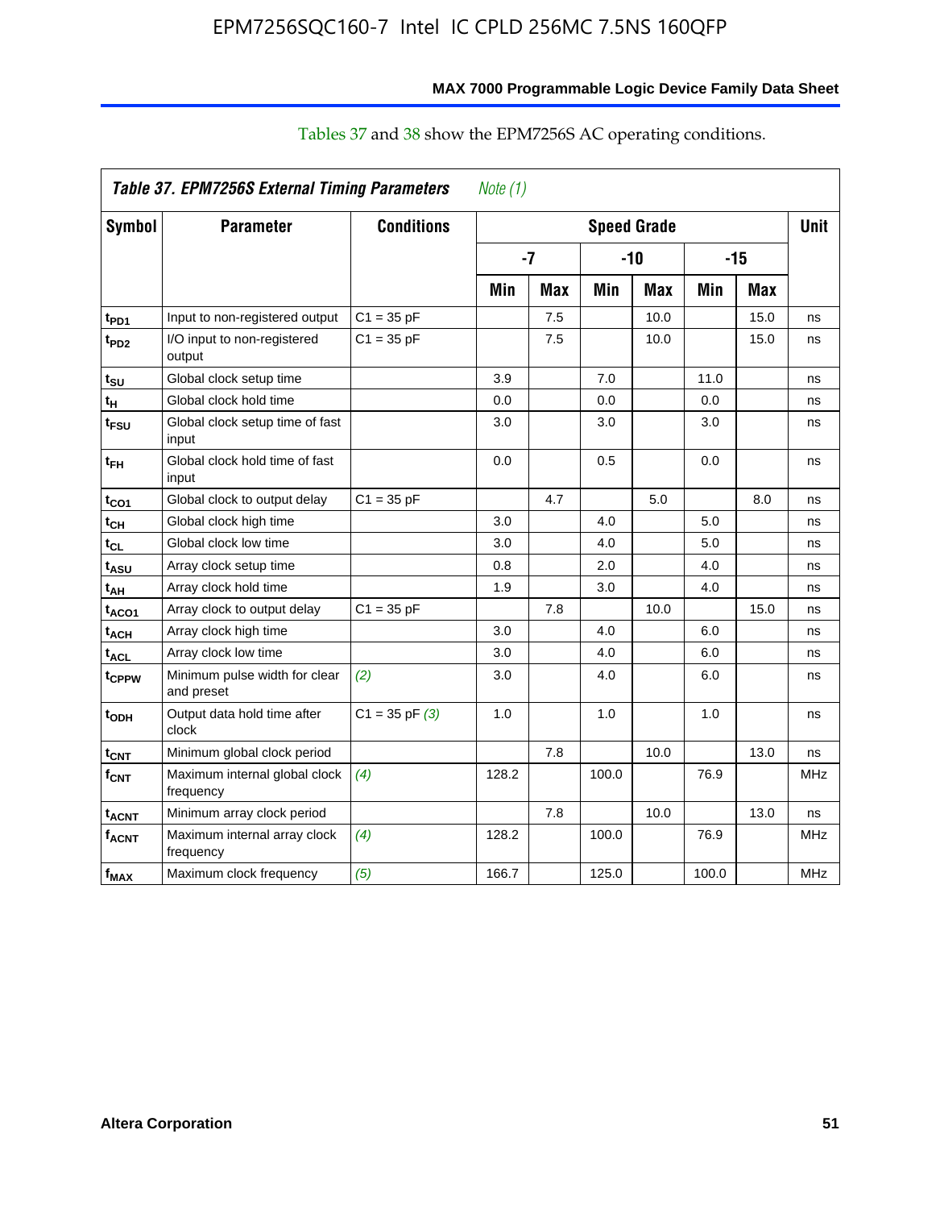Tables 37 and 38 show the EPM7256S AC operating conditions.

| *Table 37. EPM7256S External Timing Parameters* *Note (1)* | | | | | | | | | |
|---|---|---|---|---|---|---|---|---|---|
| **Symbol** | **Parameter** | **Conditions** | **Speed Grade** | | | | | | **Unit** |
| | | | **-7** | | **-10** | | **-15** | | |
| | | | **Min** | **Max** | **Min** | **Max** | **Min** | **Max** | |
| $t_{PD1}$ | Input to non-registered output | C1 = 35 pF | | 7.5 | | 10.0 | | 15.0 | ns |
| $t_{PD2}$ | I/O input to non-registered output | C1 = 35 pF | | 7.5 | | 10.0 | | 15.0 | ns |
| $t_{SU}$ | Global clock setup time | | 3.9 | | 7.0 | | 11.0 | | ns |
| $t_{H}$ | Global clock hold time | | 0.0 | | 0.0 | | 0.0 | | ns |
| $t_{FSU}$ | Global clock setup time of fast input | | 3.0 | | 3.0 | | 3.0 | | ns |
| $t_{FH}$ | Global clock hold time of fast input | | 0.0 | | 0.5 | | 0.0 | | ns |
| $t_{CO1}$ | Global clock to output delay | C1 = 35 pF | | 4.7 | | 5.0 | | 8.0 | ns |
| $t_{CH}$ | Global clock high time | | 3.0 | | 4.0 | | 5.0 | | ns |
| $t_{CL}$ | Global clock low time | | 3.0 | | 4.0 | | 5.0 | | ns |
| $t_{ASU}$ | Array clock setup time | | 0.8 | | 2.0 | | 4.0 | | ns |
| $t_{AH}$ | Array clock hold time | | 1.9 | | 3.0 | | 4.0 | | ns |
| $t_{ACO1}$ | Array clock to output delay | C1 = 35 pF | | 7.8 | | 10.0 | | 15.0 | ns |
| $t_{ACH}$ | Array clock high time | | 3.0 | | 4.0 | | 6.0 | | ns |
| $t_{ACL}$ | Array clock low time | | 3.0 | | 4.0 | | 6.0 | | ns |
| $t_{CPPW}$ | Minimum pulse width for clear and preset | *(2)* | 3.0 | | 4.0 | | 6.0 | | ns |
| $t_{ODH}$ | Output data hold time after clock | C1 = 35 pF *(3)* | 1.0 | | 1.0 | | 1.0 | | ns |
| $t_{CNT}$ | Minimum global clock period | | | 7.8 | | 10.0 | | 13.0 | ns |
| $f_{CNT}$ | Maximum internal global clock frequency | *(4)* | 128.2 | | 100.0 | | 76.9 | | MHz |
| $t_{ACNT}$ | Minimum array clock period | | | 7.8 | | 10.0 | | 13.0 | ns |
| $f_{ACNT}$ | Maximum internal array clock frequency | *(4)* | 128.2 | | 100.0 | | 76.9 | | MHz |
| $f_{MAX}$ | Maximum clock frequency | *(5)* | 166.7 | | 125.0 | | 100.0 | | MHz |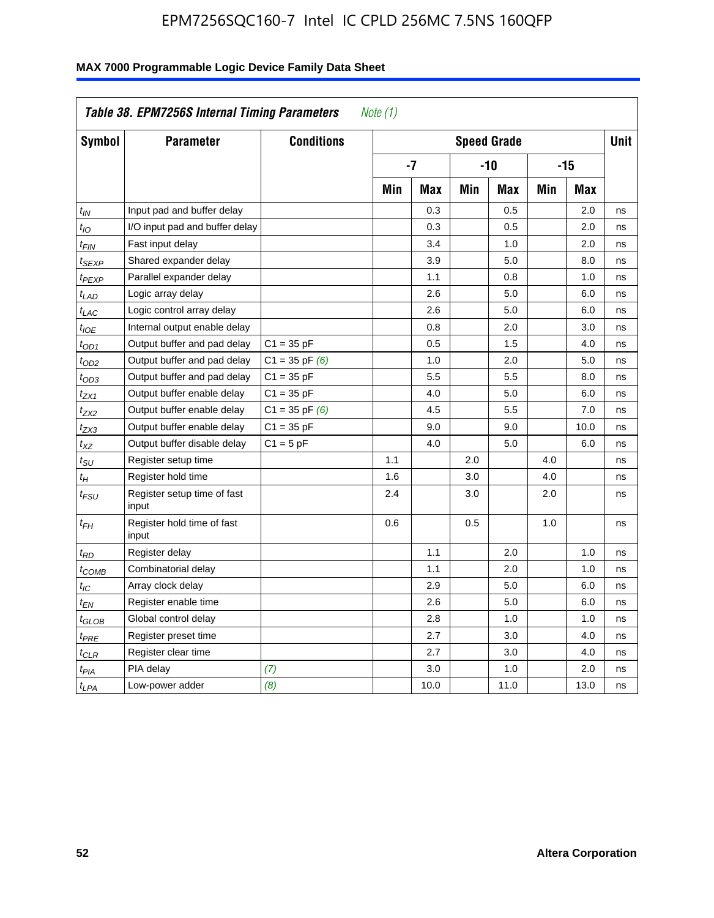**Table 38. EPM7256S Internal Timing Parameters** *Note (1)*

| Symbol | Parameter | Conditions | Speed Grade | | | | | | Unit |
|---|---|---|---|---|---|---|---|---|---|
| | | | -7 | | -10 | | -15 | | |
| | | | Min | Max | Min | Max | Min | Max | |
| $t_{IN}$ | Input pad and buffer delay | | | 0.3 | | 0.5 | | 2.0 | ns |
| $t_{IO}$ | I/O input pad and buffer delay | | | 0.3 | | 0.5 | | 2.0 | ns |
| $t_{FIN}$ | Fast input delay | | | 3.4 | | 1.0 | | 2.0 | ns |
| $t_{SEXP}$ | Shared expander delay | | | 3.9 | | 5.0 | | 8.0 | ns |
| $t_{PEXP}$ | Parallel expander delay | | | 1.1 | | 0.8 | | 1.0 | ns |
| $t_{LAD}$ | Logic array delay | | | 2.6 | | 5.0 | | 6.0 | ns |
| $t_{LAC}$ | Logic control array delay | | | 2.6 | | 5.0 | | 6.0 | ns |
| $t_{IOE}$ | Internal output enable delay | | | 0.8 | | 2.0 | | 3.0 | ns |
| $t_{OD1}$ | Output buffer and pad delay | C1 = 35 pF | | 0.5 | | 1.5 | | 4.0 | ns |
| $t_{OD2}$ | Output buffer and pad delay | C1 = 35 pF *(6)* | | 1.0 | | 2.0 | | 5.0 | ns |
| $t_{OD3}$ | Output buffer and pad delay | C1 = 35 pF | | 5.5 | | 5.5 | | 8.0 | ns |
| $t_{ZX1}$ | Output buffer enable delay | C1 = 35 pF | | 4.0 | | 5.0 | | 6.0 | ns |
| $t_{ZX2}$ | Output buffer enable delay | C1 = 35 pF *(6)* | | 4.5 | | 5.5 | | 7.0 | ns |
| $t_{ZX3}$ | Output buffer enable delay | C1 = 35 pF | | 9.0 | | 9.0 | | 10.0 | ns |
| $t_{XZ}$ | Output buffer disable delay | C1 = 5 pF | | 4.0 | | 5.0 | | 6.0 | ns |
| $t_{SU}$ | Register setup time | | 1.1 | | 2.0 | | 4.0 | | ns |
| $t_{H}$ | Register hold time | | 1.6 | | 3.0 | | 4.0 | | ns |
| $t_{FSU}$ | Register setup time of fast input | | 2.4 | | 3.0 | | 2.0 | | ns |
| $t_{FH}$ | Register hold time of fast input | | 0.6 | | 0.5 | | 1.0 | | ns |
| $t_{RD}$ | Register delay | | | 1.1 | | 2.0 | | 1.0 | ns |
| $t_{COMB}$ | Combinatorial delay | | | 1.1 | | 2.0 | | 1.0 | ns |
| $t_{IC}$ | Array clock delay | | | 2.9 | | 5.0 | | 6.0 | ns |
| $t_{EN}$ | Register enable time | | | 2.6 | | 5.0 | | 6.0 | ns |
| $t_{GLOB}$ | Global control delay | | | 2.8 | | 1.0 | | 1.0 | ns |
| $t_{PRE}$ | Register preset time | | | 2.7 | | 3.0 | | 4.0 | ns |
| $t_{CLR}$ | Register clear time | | | 2.7 | | 3.0 | | 4.0 | ns |
| $t_{PIA}$ | PIA delay | *(7)* | | 3.0 | | 1.0 | | 2.0 | ns |
| $t_{LPA}$ | Low-power adder | *(8)* | | 10.0 | | 11.0 | | 13.0 | ns |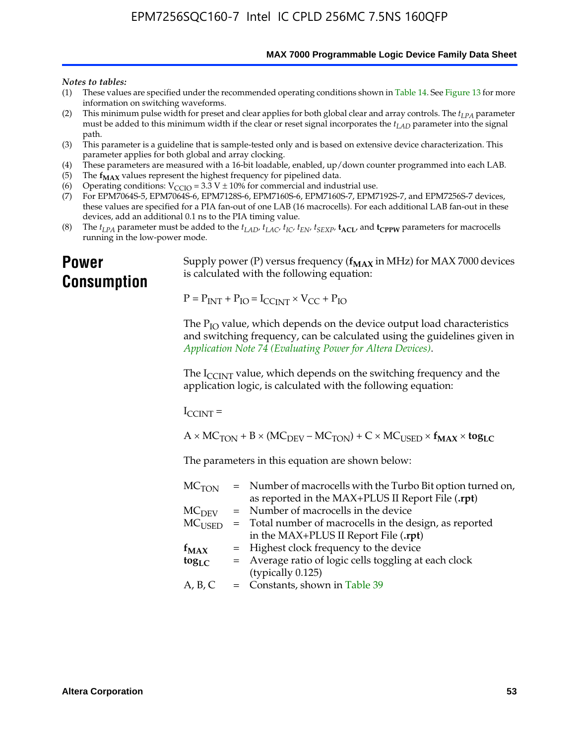*Notes to tables:*

(1) These values are specified under the recommended operating conditions shown in Table 14. See Figure 13 for more information on switching waveforms.
(2) This minimum pulse width for preset and clear applies for both global clear and array controls. The $t_{LPA}$ parameter must be added to this minimum width if the clear or reset signal incorporates the $t_{LAD}$ parameter into the signal path.
(3) This parameter is a guideline that is sample-tested only and is based on extensive device characterization. This parameter applies for both global and array clocking.
(4) These parameters are measured with a 16-bit loadable, enabled, up/down counter programmed into each LAB.
(5) The $\mathbf{f_{MAX}}$ values represent the highest frequency for pipelined data.
(6) Operating conditions: $V_{CCIO}$ = 3.3 V ± 10% for commercial and industrial use.
(7) For EPM7064S-5, EPM7064S-6, EPM7128S-6, EPM7160S-6, EPM7160S-7, EPM7192S-7, and EPM7256S-7 devices, these values are specified for a PIA fan-out of one LAB (16 macrocells). For each additional LAB fan-out in these devices, add an additional 0.1 ns to the PIA timing value.
(8) The $t_{LPA}$ parameter must be added to the $t_{LAD}$, $t_{LAC}$, $t_{IC}$, $t_{EN}$, $t_{SEXP}$, $\mathbf{t_{ACL}}$, and $\mathbf{t_{CPPW}}$ parameters for macrocells running in the low-power mode.

## Power Consumption

Supply power (P) versus frequency ($\mathbf{f_{MAX}}$ in MHz) for MAX 7000 devices is calculated with the following equation:

$$P = P_{INT} + P_{IO} = I_{CCINT} \times V_{CC} + P_{IO}$$

The $P_{IO}$ value, which depends on the device output load characteristics and switching frequency, can be calculated using the guidelines given in *Application Note 74 (Evaluating Power for Altera Devices)*.

The $I_{CCINT}$ value, which depends on the switching frequency and the application logic, is calculated with the following equation:

$$I_{CCINT} =$$

$$A \times MC_{TON} + B \times (MC_{DEV} - MC_{TON}) + C \times MC_{USED} \times \mathbf{f_{MAX}} \times \mathbf{tog_{LC}}$$

The parameters in this equation are shown below:

| | | |
|---|---|---|
| $MC_{TON}$ | = | Number of macrocells with the Turbo Bit option turned on, as reported in the MAX+PLUS II Report File (**.rpt**) |
| $MC_{DEV}$ | = | Number of macrocells in the device |
| $MC_{USED}$ | = | Total number of macrocells in the design, as reported in the MAX+PLUS II Report File (**.rpt**) |
| $\mathbf{f_{MAX}}$ | = | Highest clock frequency to the device |
| $\mathbf{tog_{LC}}$ | = | Average ratio of logic cells toggling at each clock (typically 0.125) |
| A, B, C | = | Constants, shown in Table 39 |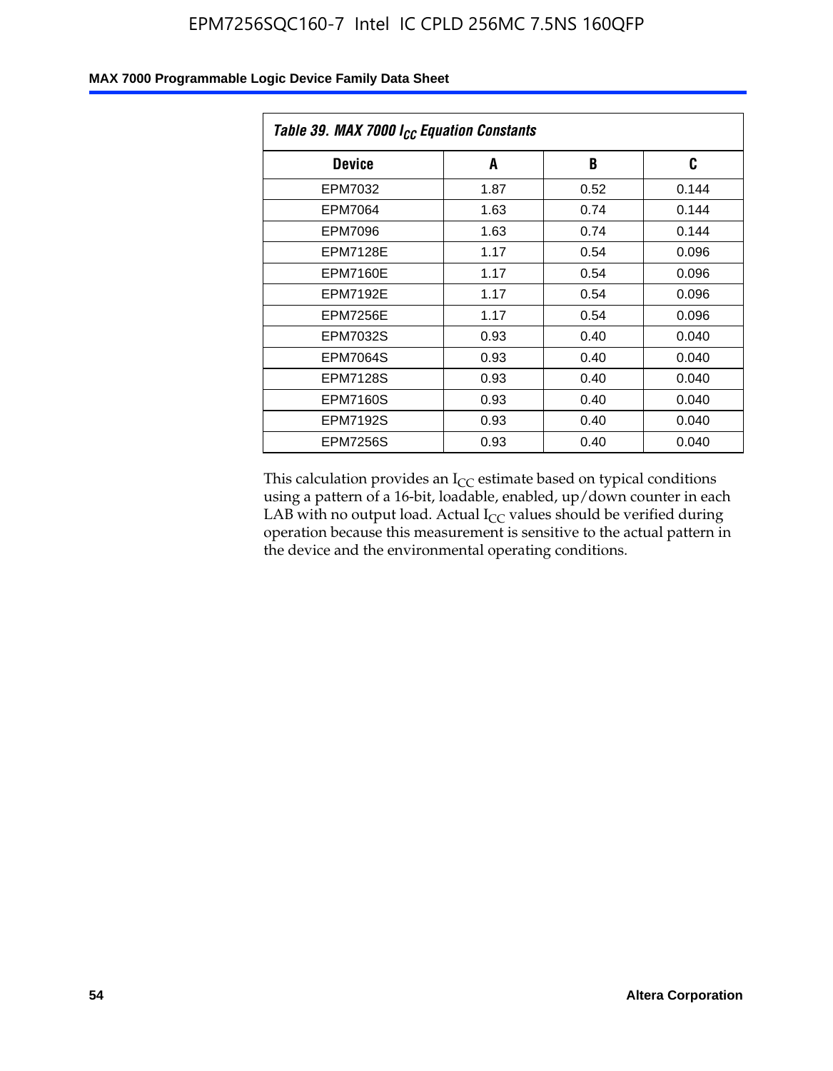| *Table 39. MAX 7000 $I_{CC}$ Equation Constants* | | | |
|---|---|---|---|
| **Device** | **A** | **B** | **C** |
| EPM7032 | 1.87 | 0.52 | 0.144 |
| EPM7064 | 1.63 | 0.74 | 0.144 |
| EPM7096 | 1.63 | 0.74 | 0.144 |
| EPM7128E | 1.17 | 0.54 | 0.096 |
| EPM7160E | 1.17 | 0.54 | 0.096 |
| EPM7192E | 1.17 | 0.54 | 0.096 |
| EPM7256E | 1.17 | 0.54 | 0.096 |
| EPM7032S | 0.93 | 0.40 | 0.040 |
| EPM7064S | 0.93 | 0.40 | 0.040 |
| EPM7128S | 0.93 | 0.40 | 0.040 |
| EPM7160S | 0.93 | 0.40 | 0.040 |
| EPM7192S | 0.93 | 0.40 | 0.040 |
| EPM7256S | 0.93 | 0.40 | 0.040 |

This calculation provides an $I_{CC}$ estimate based on typical conditions using a pattern of a 16-bit, loadable, enabled, up/down counter in each LAB with no output load. Actual $I_{CC}$ values should be verified during operation because this measurement is sensitive to the actual pattern in the device and the environmental operating conditions.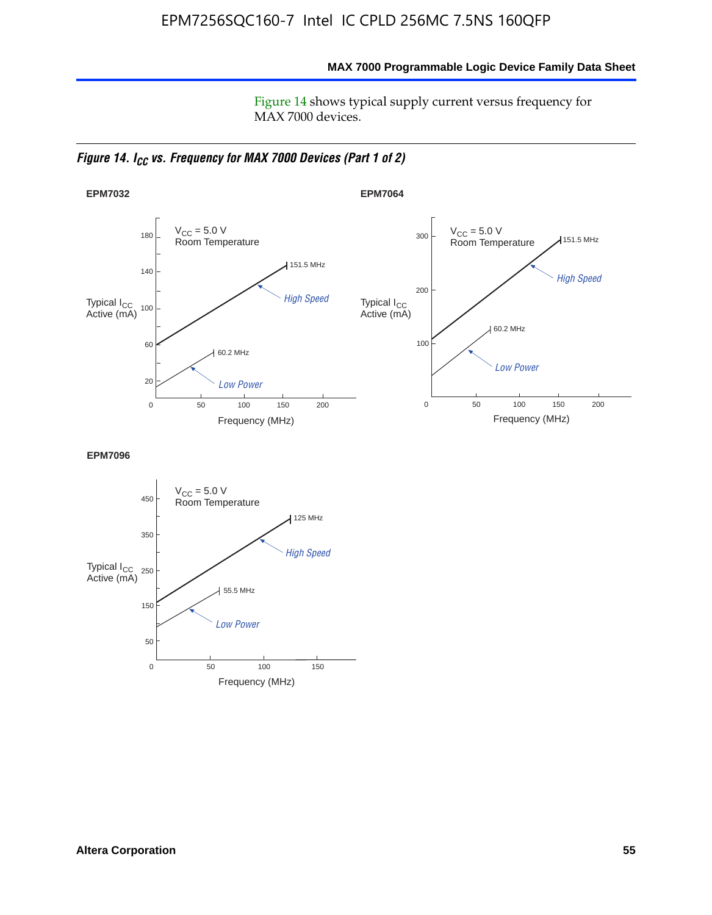Figure 14 shows typical supply current versus frequency for MAX 7000 devices.

*Figure 14. $I_{CC}$ vs. Frequency for MAX 7000 Devices (Part 1 of 2)*

**EPM7032**

$V_{CC}$ = 5.0 V
Room Temperature

Typical $I_{CC}$ Active (mA)

Frequency (MHz)

High Speed: 151.5 MHz
Low Power: 60.2 MHz

**EPM7064**

$V_{CC}$ = 5.0 V
Room Temperature

Typical $I_{CC}$ Active (mA)

Frequency (MHz)

High Speed: 151.5 MHz
Low Power: 60.2 MHz

**EPM7096**

$V_{CC}$ = 5.0 V
Room Temperature

Typical $I_{CC}$ Active (mA)

Frequency (MHz)

High Speed: 125 MHz
Low Power: 55.5 MHz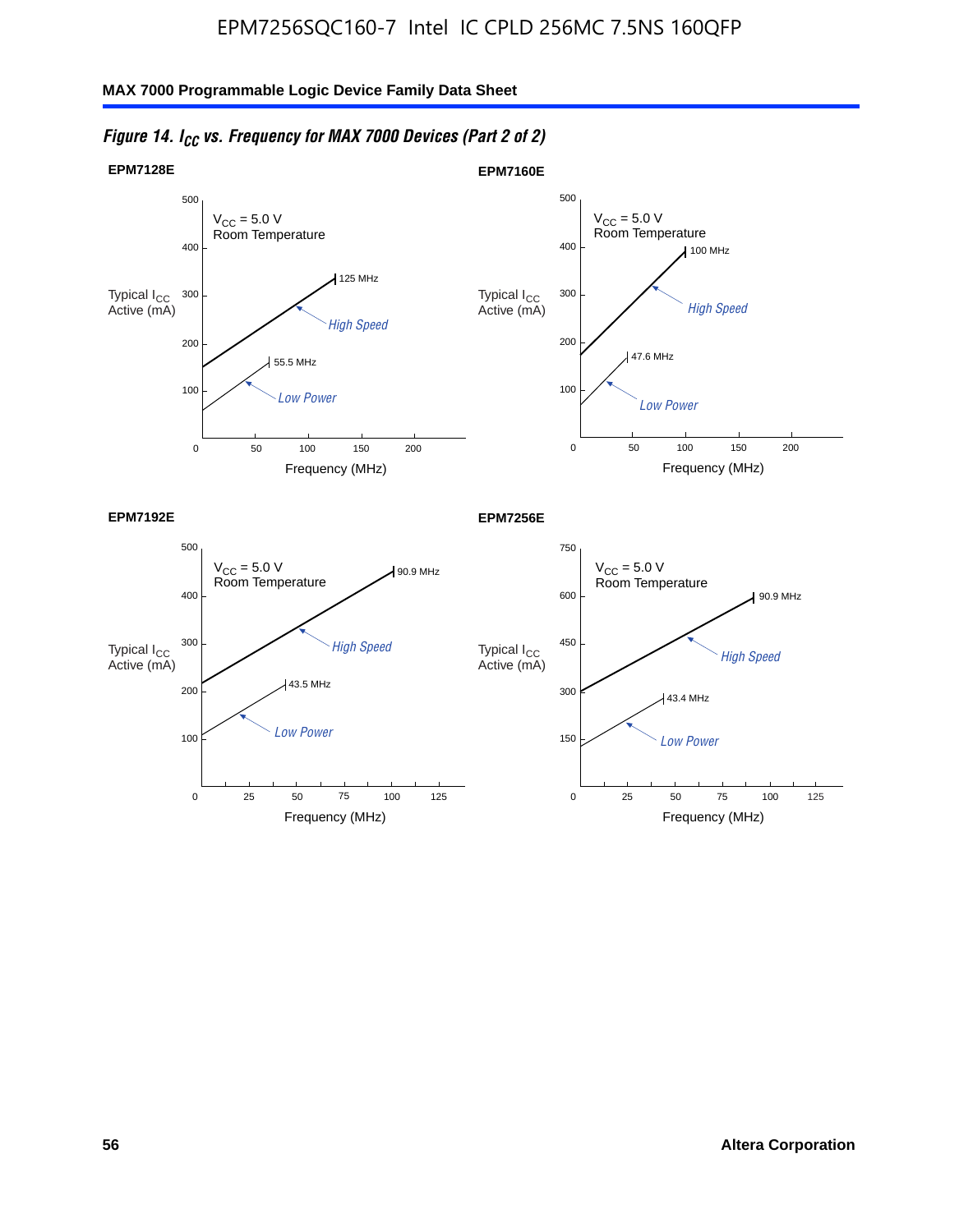*Figure 14. $I_{CC}$ vs. Frequency for MAX 7000 Devices (Part 2 of 2)*

**EPM7128E**

$V_{CC}$ = 5.0 V
Room Temperature

Typical $I_{CC}$ Active (mA)

125 MHz — High Speed

55.5 MHz — Low Power

Frequency (MHz)

**EPM7160E**

$V_{CC}$ = 5.0 V
Room Temperature

Typical $I_{CC}$ Active (mA)

100 MHz — High Speed

47.6 MHz — Low Power

Frequency (MHz)

**EPM7192E**

$V_{CC}$ = 5.0 V
Room Temperature

Typical $I_{CC}$ Active (mA)

90.9 MHz — High Speed

43.5 MHz — Low Power

Frequency (MHz)

**EPM7256E**

$V_{CC}$ = 5.0 V
Room Temperature

Typical $I_{CC}$ Active (mA)

90.9 MHz — High Speed

43.4 MHz — Low Power

Frequency (MHz)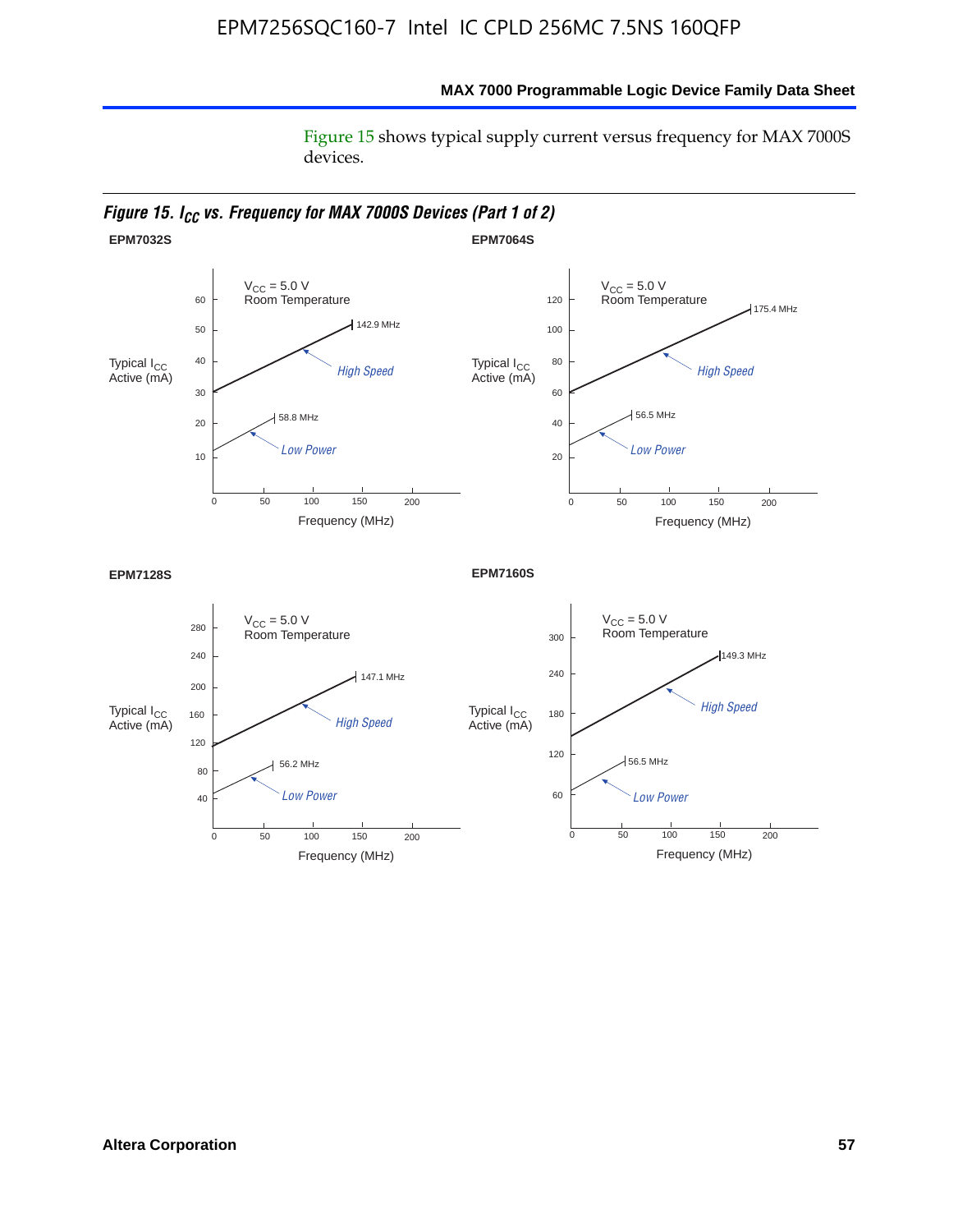Figure 15 shows typical supply current versus frequency for MAX 7000S devices.

*Figure 15. $I_{CC}$ vs. Frequency for MAX 7000S Devices (Part 1 of 2)*

**EPM7032S**

$V_{CC}$ = 5.0 V
Room Temperature

Typical $I_{CC}$ Active (mA)

142.9 MHz
*High Speed*
58.8 MHz
*Low Power*

Frequency (MHz)

**EPM7064S**

$V_{CC}$ = 5.0 V
Room Temperature

Typical $I_{CC}$ Active (mA)

175.4 MHz
*High Speed*
56.5 MHz
*Low Power*

Frequency (MHz)

**EPM7128S**

$V_{CC}$ = 5.0 V
Room Temperature

Typical $I_{CC}$ Active (mA)

147.1 MHz
*High Speed*
56.2 MHz
*Low Power*

Frequency (MHz)

**EPM7160S**

$V_{CC}$ = 5.0 V
Room Temperature

Typical $I_{CC}$ Active (mA)

149.3 MHz
*High Speed*
56.5 MHz
*Low Power*

Frequency (MHz)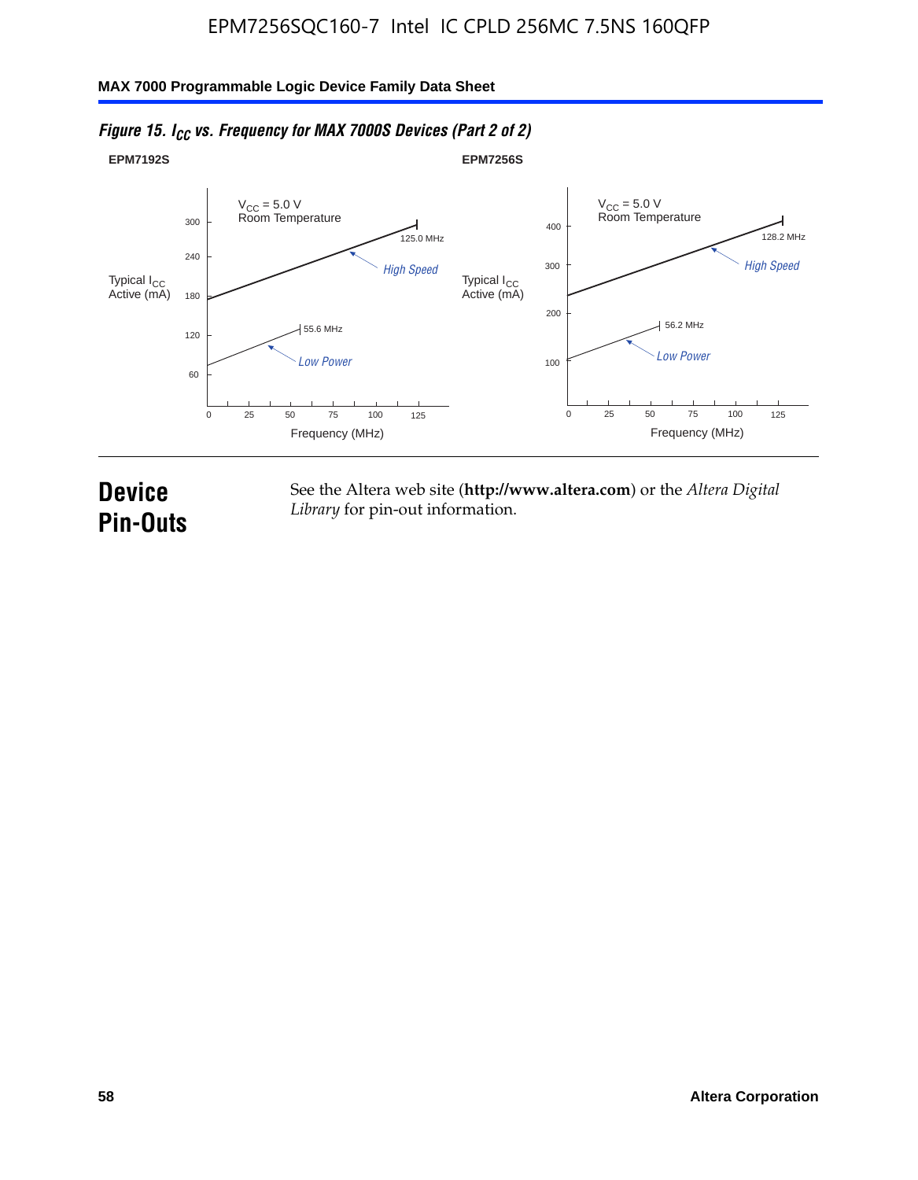*Figure 15. $I_{CC}$ vs. Frequency for MAX 7000S Devices (Part 2 of 2)*

**EPM7192S**

$V_{CC}$ = 5.0 V
Room Temperature

Typical $I_{CC}$ Active (mA)

300, 240, 180, 120, 60

125.0 MHz

*High Speed*

55.6 MHz

*Low Power*

0, 25, 50, 75, 100, 125

Frequency (MHz)

**EPM7256S**

$V_{CC}$ = 5.0 V
Room Temperature

Typical $I_{CC}$ Active (mA)

400, 300, 200, 100

128.2 MHz

*High Speed*

56.2 MHz

*Low Power*

0, 25, 50, 75, 100, 125

Frequency (MHz)

# Device Pin-Outs

See the Altera web site (**http://www.altera.com**) or the *Altera Digital Library* for pin-out information.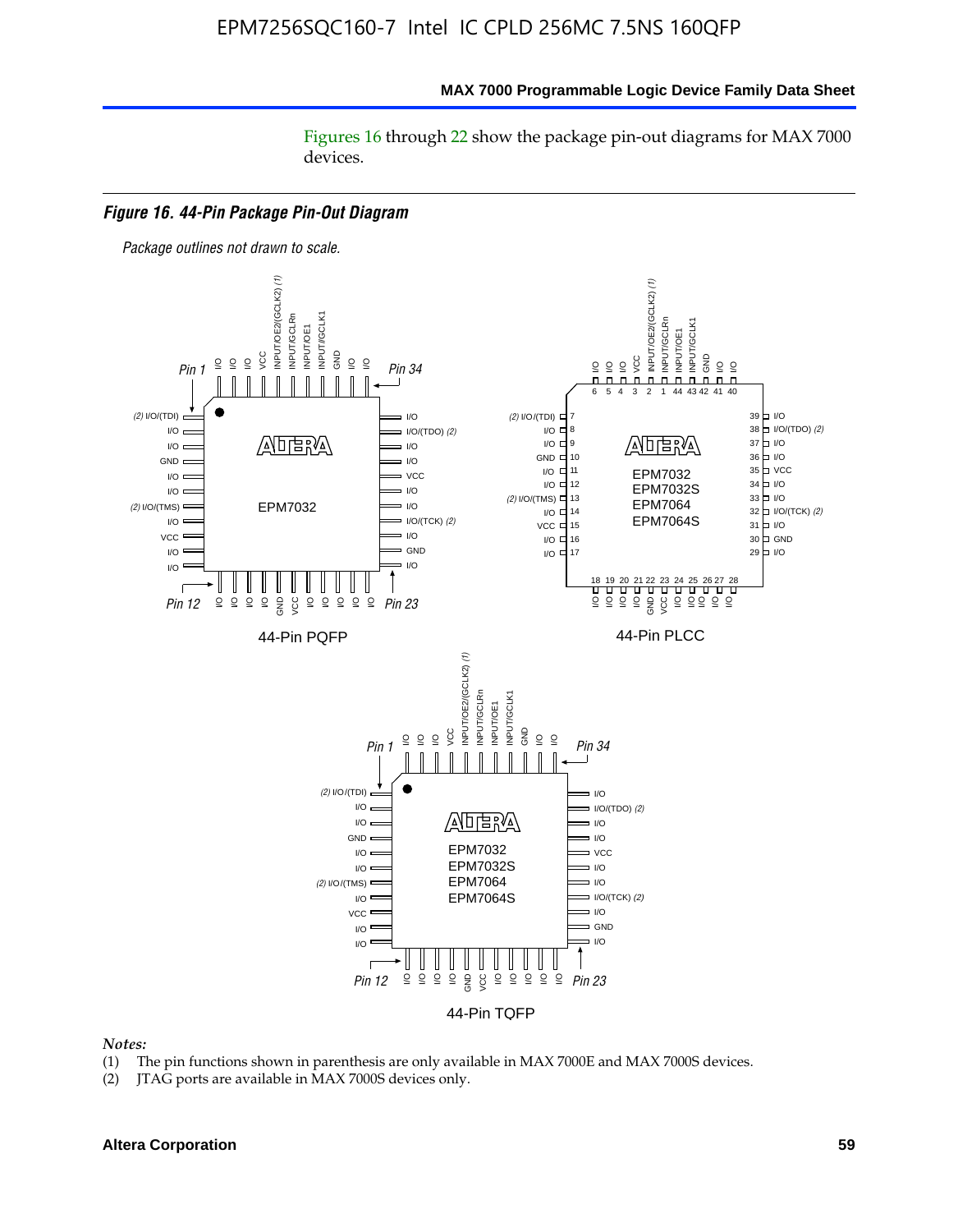Figures 16 through 22 show the package pin-out diagrams for MAX 7000 devices.

*Figure 16. 44-Pin Package Pin-Out Diagram*

*Package outlines not drawn to scale.*

44-Pin PQFP

44-Pin PLCC

44-Pin TQFP

*Notes:*

(1) The pin functions shown in parenthesis are only available in MAX 7000E and MAX 7000S devices.

(2) JTAG ports are available in MAX 7000S devices only.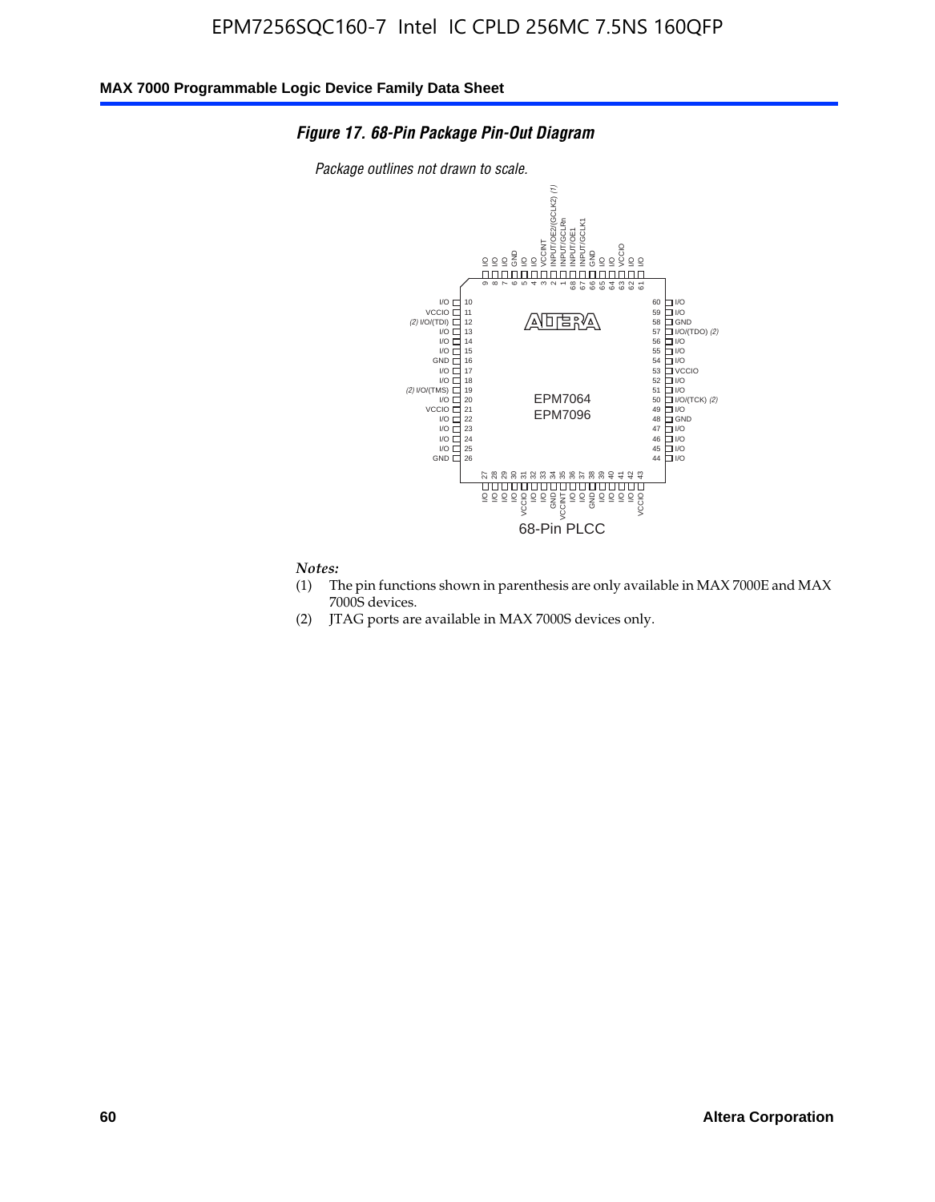### *Figure 17. 68-Pin Package Pin-Out Diagram*

*Package outlines not drawn to scale.*

| Pin | Function |
|---|---|
| 1 | INPUT/GCLRn |
| 2 | INPUT/OE2/(GCLK2) *(1)* |
| 3 | VCCINT |
| 4 | I/O |
| 5 | I/O |
| 6 | GND |
| 7 | I/O |
| 8 | I/O |
| 9 | I/O |
| 10 | I/O |
| 11 | VCCIO |
| 12 | *(2)* I/O/(TDI) |
| 13 | I/O |
| 14 | I/O |
| 15 | I/O |
| 16 | GND |
| 17 | I/O |
| 18 | I/O |
| 19 | *(2)* I/O/(TMS) |
| 20 | I/O |
| 21 | VCCIO |
| 22 | I/O |
| 23 | I/O |
| 24 | I/O |
| 25 | I/O |
| 26 | GND |
| 27 | I/O |
| 28 | I/O |
| 29 | I/O |
| 30 | I/O |
| 31 | VCCIO |
| 32 | I/O |
| 33 | I/O |
| 34 | GND |
| 35 | VCCINT |
| 36 | I/O |
| 37 | I/O |
| 38 | GND |
| 39 | I/O |
| 40 | I/O |
| 41 | I/O |
| 42 | I/O |
| 43 | VCCIO |
| 44 | I/O |
| 45 | I/O |
| 46 | I/O |
| 47 | I/O |
| 48 | GND |
| 49 | I/O |
| 50 | I/O/(TCK) *(2)* |
| 51 | I/O |
| 52 | I/O |
| 53 | VCCIO |
| 54 | I/O |
| 55 | I/O |
| 56 | I/O |
| 57 | I/O/(TDO) *(2)* |
| 58 | GND |
| 59 | I/O |
| 60 | I/O |
| 61 | I/O |
| 62 | I/O |
| 63 | VCCIO |
| 64 | I/O |
| 65 | I/O |
| 66 | GND |
| 67 | INPUT/GCLK1 |
| 68 | INPUT/OE1 |

EPM7064
EPM7096

68-Pin PLCC

*Notes:*

(1) The pin functions shown in parenthesis are only available in MAX 7000E and MAX 7000S devices.

(2) JTAG ports are available in MAX 7000S devices only.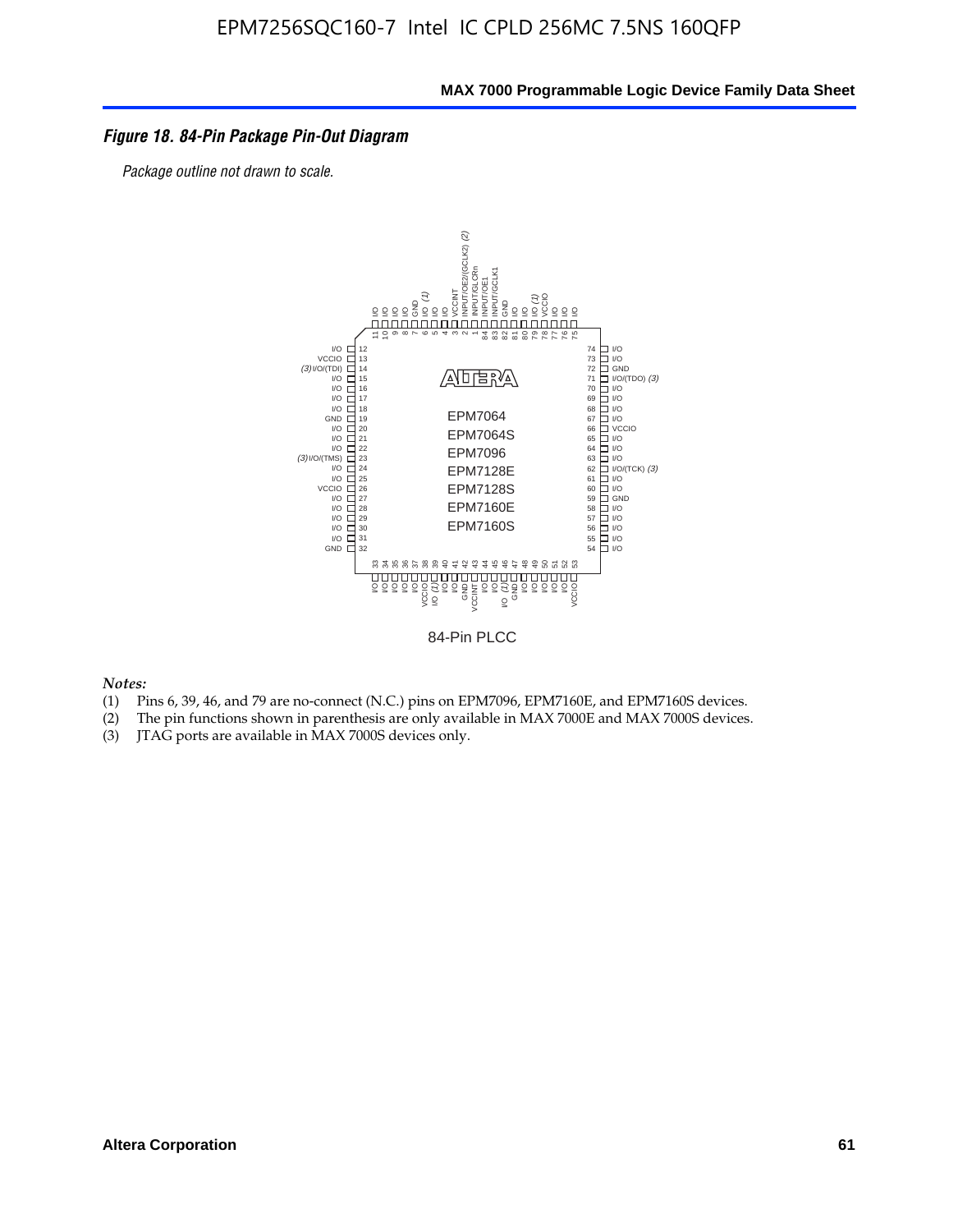### Figure 18. 84-Pin Package Pin-Out Diagram

*Package outline not drawn to scale.*

84-Pin PLCC

| Pin | Function | Pin | Function | Pin | Function | Pin | Function |
|---|---|---|---|---|---|---|---|
| 1 | INPUT/GCLRn | 22 | I/O | 43 | VCCINT | 64 | I/O |
| 2 | INPUT/OE2/(GCLK2) (2) | 23 | (3) I/O/(TMS) | 44 | I/O | 65 | I/O |
| 3 | VCCINT | 24 | I/O | 45 | I/O | 66 | VCCIO |
| 4 | I/O | 25 | I/O | 46 | I/O (1) | 67 | I/O |
| 5 | I/O | 26 | VCCIO | 47 | GND | 68 | I/O |
| 6 | I/O (1) | 27 | I/O | 48 | I/O | 69 | I/O |
| 7 | GND | 28 | I/O | 49 | I/O | 70 | I/O |
| 8 | I/O | 29 | I/O | 50 | I/O | 71 | I/O/(TDO) (3) |
| 9 | I/O | 30 | I/O | 51 | I/O | 72 | GND |
| 10 | I/O | 31 | I/O | 52 | I/O | 73 | I/O |
| 11 | I/O | 32 | GND | 53 | VCCIO | 74 | I/O |
| 12 | I/O | 33 | I/O | 54 | I/O | 75 | I/O |
| 13 | VCCIO | 34 | I/O | 55 | I/O | 76 | I/O |
| 14 | (3) I/O/(TDI) | 35 | I/O | 56 | I/O | 77 | I/O |
| 15 | I/O | 36 | I/O | 57 | I/O | 78 | VCCIO |
| 16 | I/O | 37 | I/O | 58 | I/O | 79 | I/O (1) |
| 17 | I/O | 38 | VCCIO | 59 | GND | 80 | I/O |
| 18 | I/O | 39 | I/O (1) | 60 | I/O | 81 | I/O |
| 19 | GND | 40 | I/O | 61 | I/O | 82 | GND |
| 20 | I/O | 41 | I/O | 62 | I/O/(TCK) (3) | 83 | INPUT/GCLK1 |
| 21 | I/O | 42 | GND | 63 | I/O | 84 | INPUT/OE1 |

Devices: EPM7064, EPM7064S, EPM7096, EPM7128E, EPM7128S, EPM7160E, EPM7160S

*Notes:*

(1) Pins 6, 39, 46, and 79 are no-connect (N.C.) pins on EPM7096, EPM7160E, and EPM7160S devices.
(2) The pin functions shown in parenthesis are only available in MAX 7000E and MAX 7000S devices.
(3) JTAG ports are available in MAX 7000S devices only.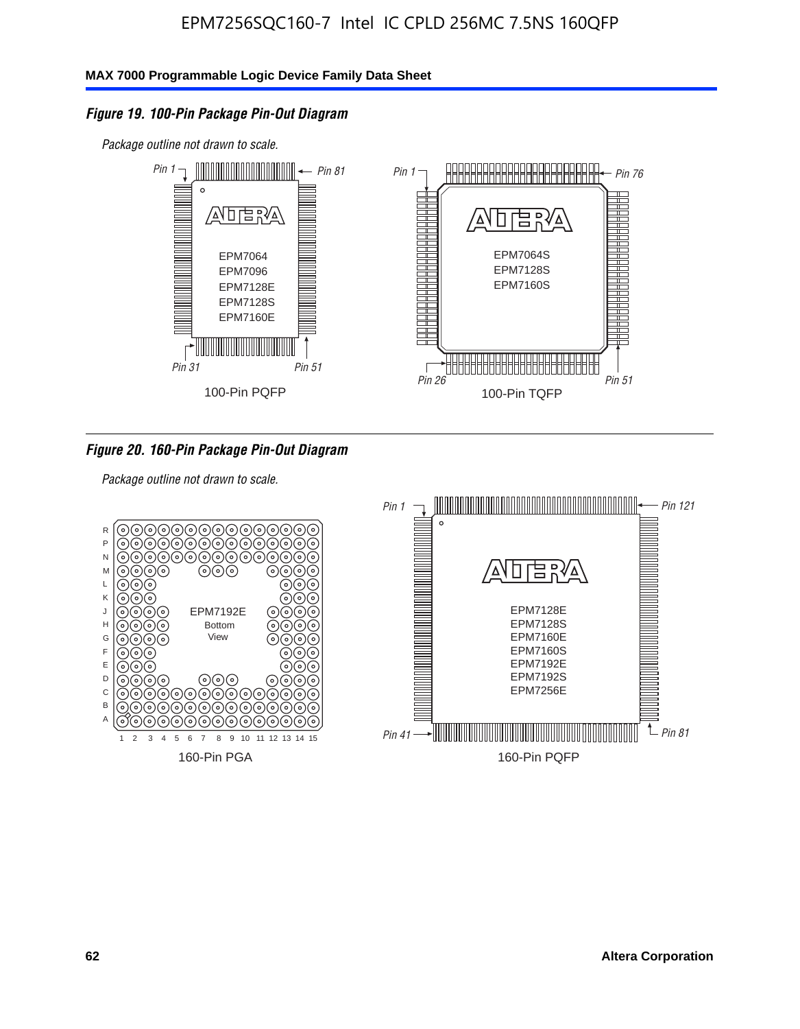*Figure 19. 100-Pin Package Pin-Out Diagram*

*Package outline not drawn to scale.*

Pin 1 — Pin 81 — Pin 31 — Pin 51

EPM7064
EPM7096
EPM7128E
EPM7128S
EPM7160E

100-Pin PQFP

Pin 1 — Pin 76 — Pin 26 — Pin 51

EPM7064S
EPM7128S
EPM7160S

100-Pin TQFP

*Figure 20. 160-Pin Package Pin-Out Diagram*

*Package outline not drawn to scale.*

EPM7192E
Bottom
View

160-Pin PGA

Pin 1 — Pin 121 — Pin 41 — Pin 81

EPM7128E
EPM7128S
EPM7160E
EPM7160S
EPM7192E
EPM7192S
EPM7256E

160-Pin PQFP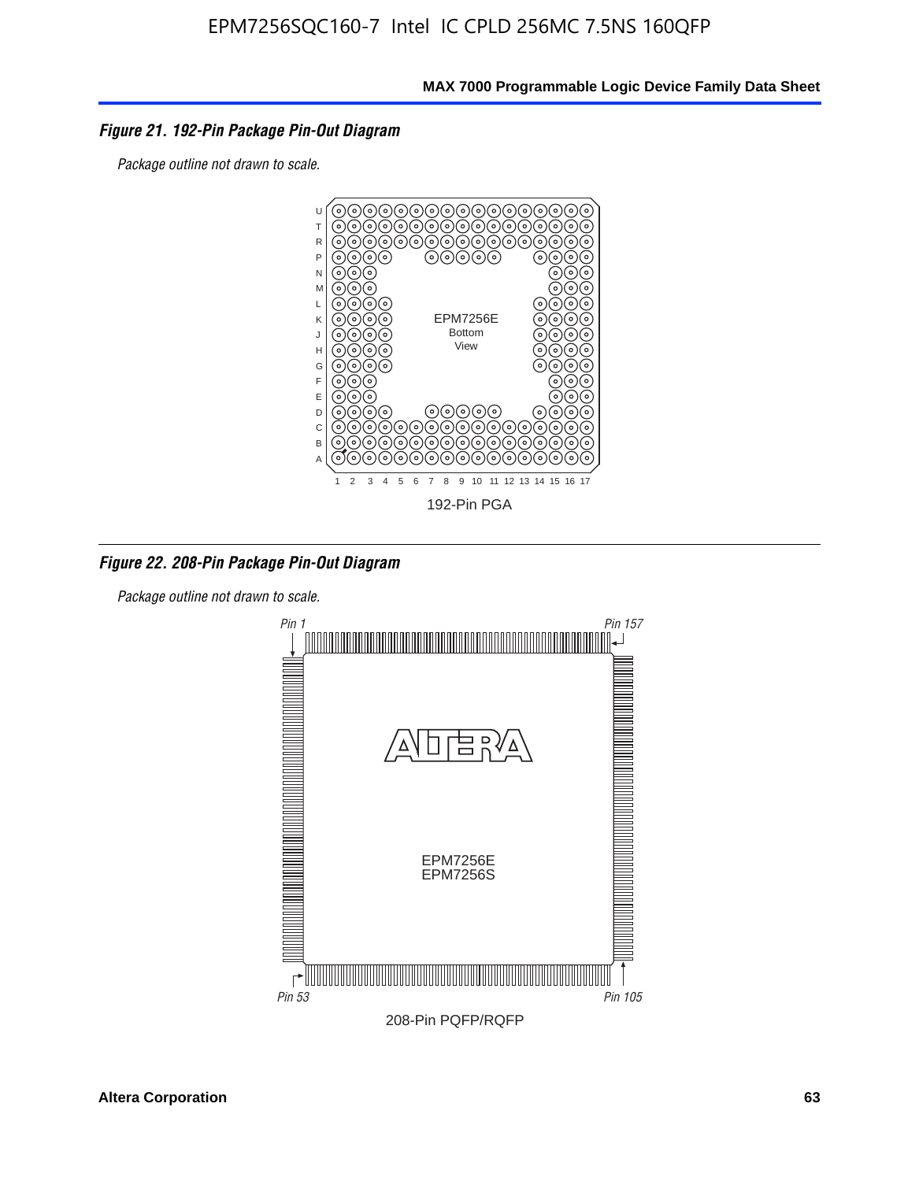### *Figure 21. 192-Pin Package Pin-Out Diagram*

*Package outline not drawn to scale.*

EPM7256E
Bottom
View

192-Pin PGA

### *Figure 22. 208-Pin Package Pin-Out Diagram*

*Package outline not drawn to scale.*

*Pin 1* *Pin 157*

EPM7256E
EPM7256S

*Pin 53* *Pin 105*

208-Pin PQFP/RQFP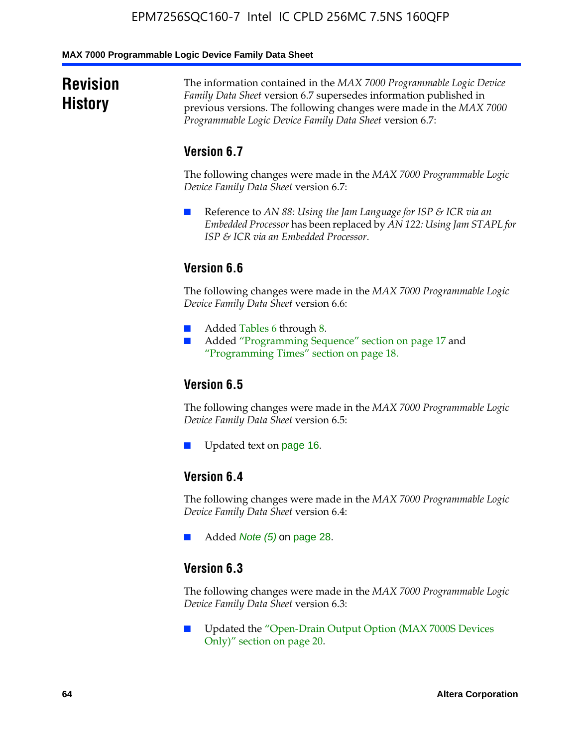## Revision History

The information contained in the *MAX 7000 Programmable Logic Device Family Data Sheet* version 6.7 supersedes information published in previous versions. The following changes were made in the *MAX 7000 Programmable Logic Device Family Data Sheet* version 6.7:

### Version 6.7

The following changes were made in the *MAX 7000 Programmable Logic Device Family Data Sheet* version 6.7:

- Reference to *AN 88: Using the Jam Language for ISP & ICR via an Embedded Processor* has been replaced by *AN 122: Using Jam STAPL for ISP & ICR via an Embedded Processor*.

### Version 6.6

The following changes were made in the *MAX 7000 Programmable Logic Device Family Data Sheet* version 6.6:

- Added Tables 6 through 8.
- Added "Programming Sequence" section on page 17 and "Programming Times" section on page 18.

### Version 6.5

The following changes were made in the *MAX 7000 Programmable Logic Device Family Data Sheet* version 6.5:

- Updated text on page 16.

### Version 6.4

The following changes were made in the *MAX 7000 Programmable Logic Device Family Data Sheet* version 6.4:

- Added *Note (5)* on page 28.

### Version 6.3

The following changes were made in the *MAX 7000 Programmable Logic Device Family Data Sheet* version 6.3:

- Updated the "Open-Drain Output Option (MAX 7000S Devices Only)" section on page 20.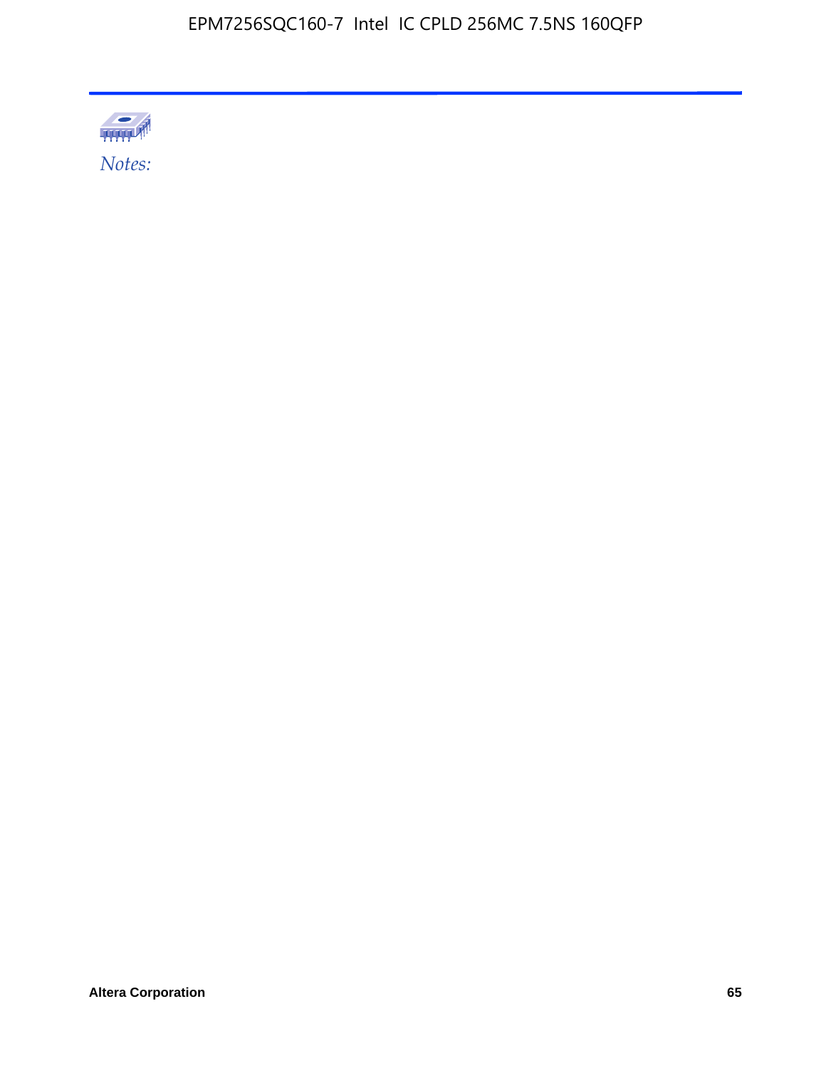*Notes:*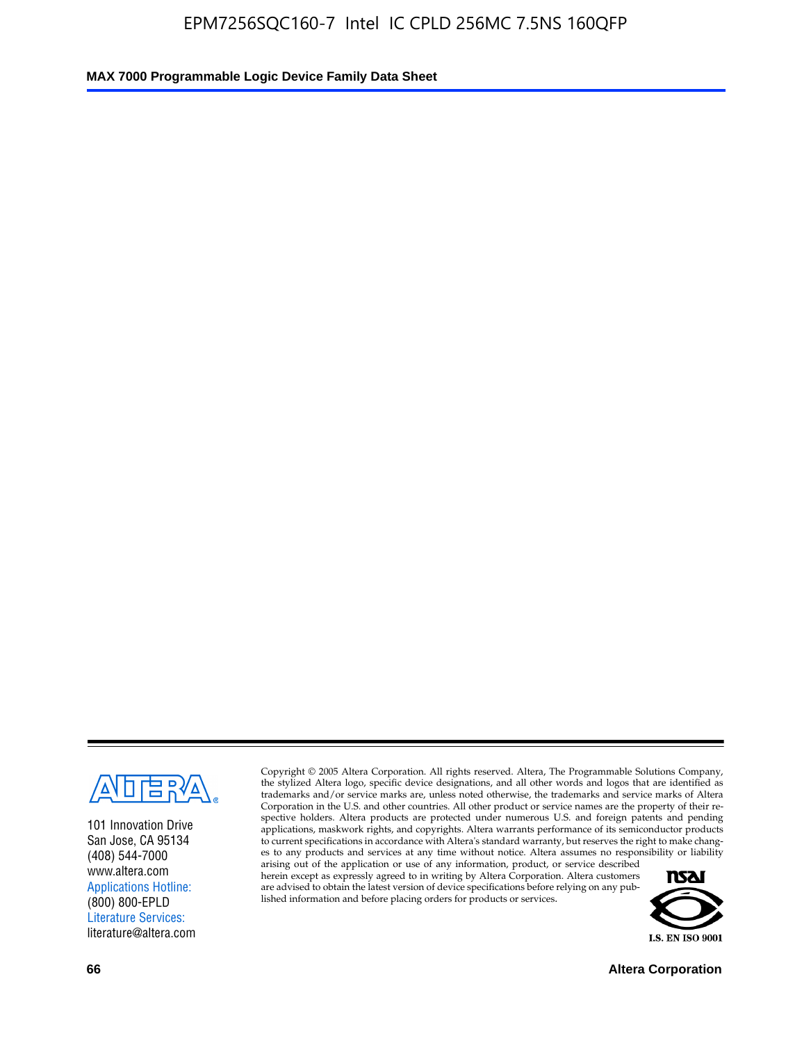101 Innovation Drive
San Jose, CA 95134
(408) 544-7000
www.altera.com
Applications Hotline:
(800) 800-EPLD
Literature Services:
literature@altera.com

Copyright © 2005 Altera Corporation. All rights reserved. Altera, The Programmable Solutions Company, the stylized Altera logo, specific device designations, and all other words and logos that are identified as trademarks and/or service marks are, unless noted otherwise, the trademarks and service marks of Altera Corporation in the U.S. and other countries. All other product or service names are the property of their respective holders. Altera products are protected under numerous U.S. and foreign patents and pending applications, maskwork rights, and copyrights. Altera warrants performance of its semiconductor products to current specifications in accordance with Altera's standard warranty, but reserves the right to make changes to any products and services at any time without notice. Altera assumes no responsibility or liability arising out of the application or use of any information, product, or service described herein except as expressly agreed to in writing by Altera Corporation. Altera customers are advised to obtain the latest version of device specifications before relying on any published information and before placing orders for products or services.

I.S. EN ISO 9001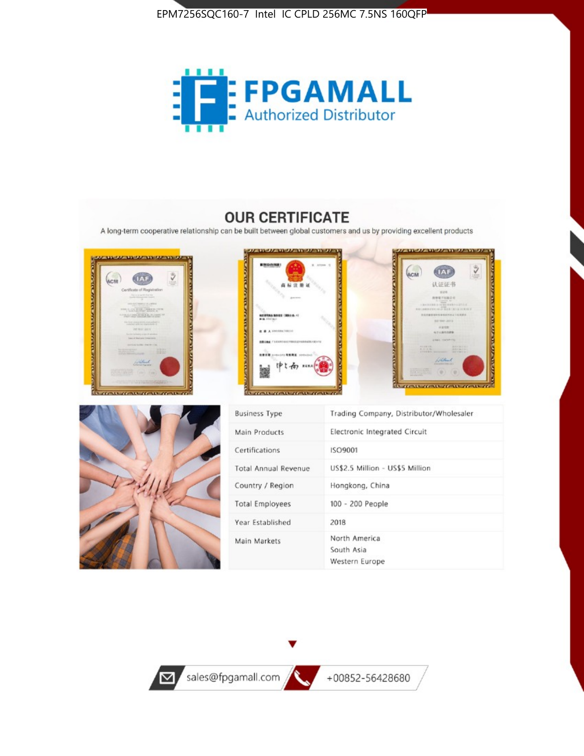FPGAMALL
Authorized Distributor

## OUR CERTIFICATE

A long-term cooperative relationship can be built between global customers and us by providing excellent products

| | |
|---|---|
| Business Type | Trading Company, Distributor/Wholesaler |
| Main Products | Electronic Integrated Circuit |
| Certifications | ISO9001 |
| Total Annual Revenue | US$2.5 Million - US$5 Million |
| Country / Region | Hongkong, China |
| Total Employees | 100 - 200 People |
| Year Established | 2018 |
| Main Markets | North America<br>South Asia<br>Western Europe |

sales@fpgamall.com

+00852-56428680